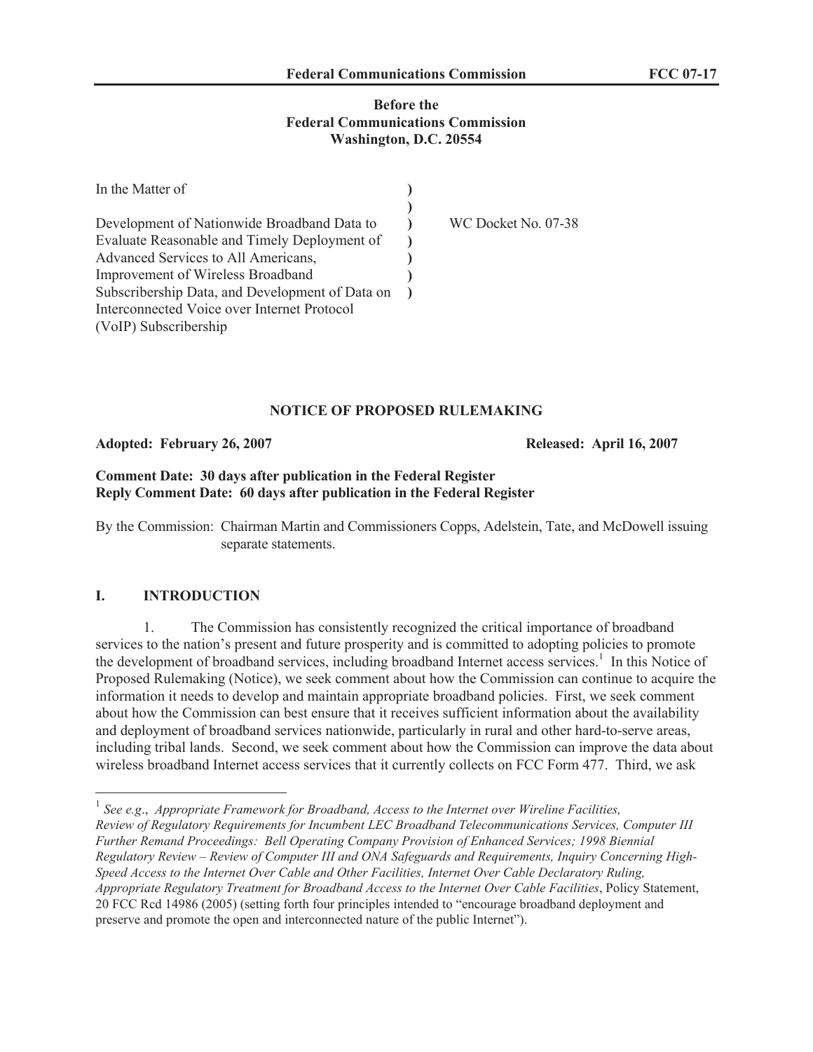**Before the**
**Federal Communications Commission**
**Washington, D.C. 20554**

| | | |
|---|---|---|
| In the Matter of<br><br>Development of Nationwide Broadband Data to Evaluate Reasonable and Timely Deployment of Advanced Services to All Americans, Improvement of Wireless Broadband Subscribership Data, and Development of Data on Interconnected Voice over Internet Protocol (VoIP) Subscribership | )<br>)<br>)<br>)<br>)<br>)<br>) | WC Docket No. 07-38 |

**NOTICE OF PROPOSED RULEMAKING**

**Adopted: February 26, 2007** **Released: April 16, 2007**

**Comment Date: 30 days after publication in the Federal Register**
**Reply Comment Date: 60 days after publication in the Federal Register**

By the Commission: Chairman Martin and Commissioners Copps, Adelstein, Tate, and McDowell issuing separate statements.

## I. INTRODUCTION

1. The Commission has consistently recognized the critical importance of broadband services to the nation's present and future prosperity and is committed to adopting policies to promote the development of broadband services, including broadband Internet access services.[1] In this Notice of Proposed Rulemaking (Notice), we seek comment about how the Commission can continue to acquire the information it needs to develop and maintain appropriate broadband policies. First, we seek comment about how the Commission can best ensure that it receives sufficient information about the availability and deployment of broadband services nationwide, particularly in rural and other hard-to-serve areas, including tribal lands. Second, we seek comment about how the Commission can improve the data about wireless broadband Internet access services that it currently collects on FCC Form 477. Third, we ask

[1] *See e.g.*, *Appropriate Framework for Broadband, Access to the Internet over Wireline Facilities, Review of Regulatory Requirements for Incumbent LEC Broadband Telecommunications Services, Computer III Further Remand Proceedings: Bell Operating Company Provision of Enhanced Services; 1998 Biennial Regulatory Review – Review of Computer III and ONA Safeguards and Requirements, Inquiry Concerning High-Speed Access to the Internet Over Cable and Other Facilities, Internet Over Cable Declaratory Ruling, Appropriate Regulatory Treatment for Broadband Access to the Internet Over Cable Facilities*, Policy Statement, 20 FCC Rcd 14986 (2005) (setting forth four principles intended to "encourage broadband deployment and preserve and promote the open and interconnected nature of the public Internet").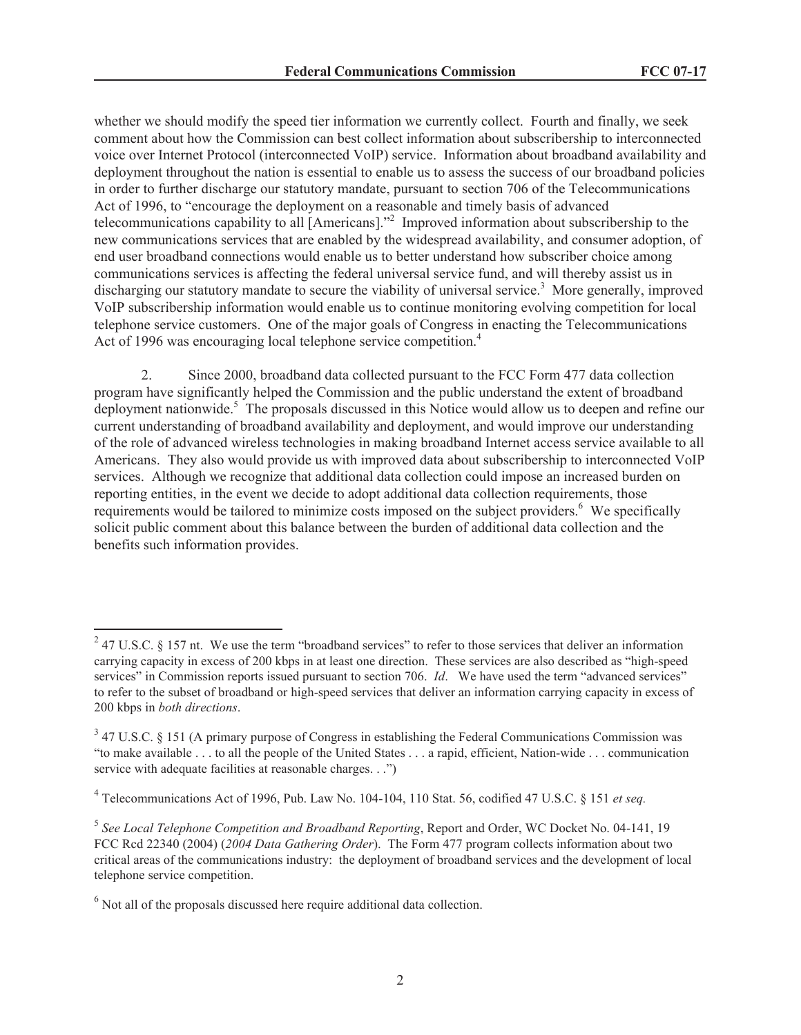whether we should modify the speed tier information we currently collect. Fourth and finally, we seek comment about how the Commission can best collect information about subscribership to interconnected voice over Internet Protocol (interconnected VoIP) service. Information about broadband availability and deployment throughout the nation is essential to enable us to assess the success of our broadband policies in order to further discharge our statutory mandate, pursuant to section 706 of the Telecommunications Act of 1996, to "encourage the deployment on a reasonable and timely basis of advanced telecommunications capability to all [Americans]."[2] Improved information about subscribership to the new communications services that are enabled by the widespread availability, and consumer adoption, of end user broadband connections would enable us to better understand how subscriber choice among communications services is affecting the federal universal service fund, and will thereby assist us in discharging our statutory mandate to secure the viability of universal service.[3] More generally, improved VoIP subscribership information would enable us to continue monitoring evolving competition for local telephone service customers. One of the major goals of Congress in enacting the Telecommunications Act of 1996 was encouraging local telephone service competition.[4]

2. Since 2000, broadband data collected pursuant to the FCC Form 477 data collection program have significantly helped the Commission and the public understand the extent of broadband deployment nationwide.[5] The proposals discussed in this Notice would allow us to deepen and refine our current understanding of broadband availability and deployment, and would improve our understanding of the role of advanced wireless technologies in making broadband Internet access service available to all Americans. They also would provide us with improved data about subscribership to interconnected VoIP services. Although we recognize that additional data collection could impose an increased burden on reporting entities, in the event we decide to adopt additional data collection requirements, those requirements would be tailored to minimize costs imposed on the subject providers.[6] We specifically solicit public comment about this balance between the burden of additional data collection and the benefits such information provides.

---

[2] 47 U.S.C. § 157 nt. We use the term "broadband services" to refer to those services that deliver an information carrying capacity in excess of 200 kbps in at least one direction. These services are also described as "high-speed services" in Commission reports issued pursuant to section 706. *Id*. We have used the term "advanced services" to refer to the subset of broadband or high-speed services that deliver an information carrying capacity in excess of 200 kbps in *both directions*.

[3] 47 U.S.C. § 151 (A primary purpose of Congress in establishing the Federal Communications Commission was "to make available . . . to all the people of the United States . . . a rapid, efficient, Nation-wide . . . communication service with adequate facilities at reasonable charges. . .")

[4] Telecommunications Act of 1996, Pub. Law No. 104-104, 110 Stat. 56, codified 47 U.S.C. § 151 *et seq.*

[5] *See Local Telephone Competition and Broadband Reporting*, Report and Order, WC Docket No. 04-141, 19 FCC Rcd 22340 (2004) (*2004 Data Gathering Order*). The Form 477 program collects information about two critical areas of the communications industry: the deployment of broadband services and the development of local telephone service competition.

[6] Not all of the proposals discussed here require additional data collection.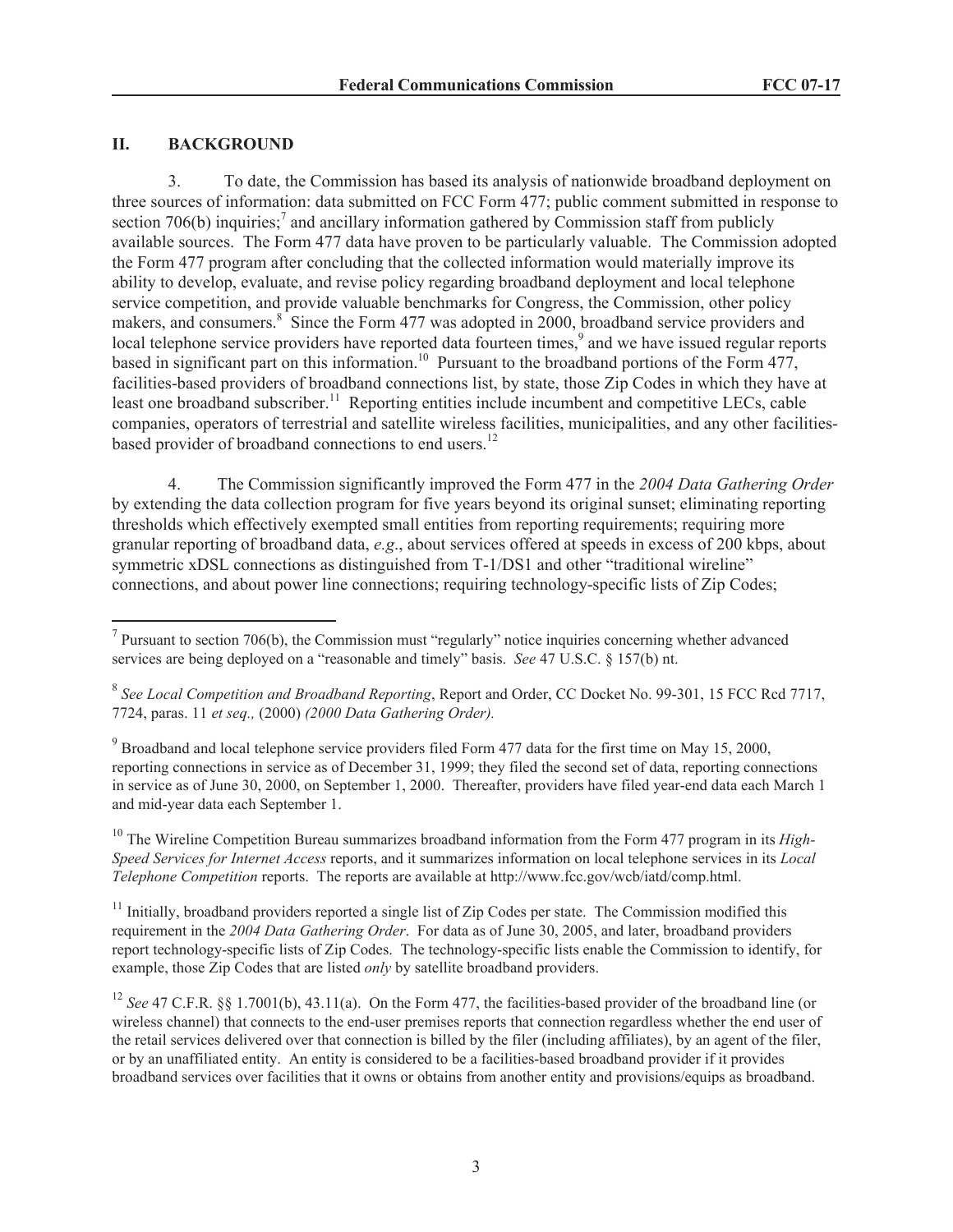## II. BACKGROUND

3. To date, the Commission has based its analysis of nationwide broadband deployment on three sources of information: data submitted on FCC Form 477; public comment submitted in response to section 706(b) inquiries;[7] and ancillary information gathered by Commission staff from publicly available sources. The Form 477 data have proven to be particularly valuable. The Commission adopted the Form 477 program after concluding that the collected information would materially improve its ability to develop, evaluate, and revise policy regarding broadband deployment and local telephone service competition, and provide valuable benchmarks for Congress, the Commission, other policy makers, and consumers.[8] Since the Form 477 was adopted in 2000, broadband service providers and local telephone service providers have reported data fourteen times,[9] and we have issued regular reports based in significant part on this information.[10] Pursuant to the broadband portions of the Form 477, facilities-based providers of broadband connections list, by state, those Zip Codes in which they have at least one broadband subscriber.[11] Reporting entities include incumbent and competitive LECs, cable companies, operators of terrestrial and satellite wireless facilities, municipalities, and any other facilities-based provider of broadband connections to end users.[12]

4. The Commission significantly improved the Form 477 in the *2004 Data Gathering Order* by extending the data collection program for five years beyond its original sunset; eliminating reporting thresholds which effectively exempted small entities from reporting requirements; requiring more granular reporting of broadband data, *e.g*., about services offered at speeds in excess of 200 kbps, about symmetric xDSL connections as distinguished from T-1/DS1 and other "traditional wireline" connections, and about power line connections; requiring technology-specific lists of Zip Codes;

---

[7] Pursuant to section 706(b), the Commission must "regularly" notice inquiries concerning whether advanced services are being deployed on a "reasonable and timely" basis. *See* 47 U.S.C. § 157(b) nt.

[8] *See Local Competition and Broadband Reporting*, Report and Order, CC Docket No. 99-301, 15 FCC Rcd 7717, 7724, paras. 11 *et seq.,* (2000) *(2000 Data Gathering Order).*

[9] Broadband and local telephone service providers filed Form 477 data for the first time on May 15, 2000, reporting connections in service as of December 31, 1999; they filed the second set of data, reporting connections in service as of June 30, 2000, on September 1, 2000. Thereafter, providers have filed year-end data each March 1 and mid-year data each September 1.

[10] The Wireline Competition Bureau summarizes broadband information from the Form 477 program in its *High-Speed Services for Internet Access* reports, and it summarizes information on local telephone services in its *Local Telephone Competition* reports. The reports are available at http://www.fcc.gov/wcb/iatd/comp.html.

[11] Initially, broadband providers reported a single list of Zip Codes per state. The Commission modified this requirement in the *2004 Data Gathering Order*. For data as of June 30, 2005, and later, broadband providers report technology-specific lists of Zip Codes. The technology-specific lists enable the Commission to identify, for example, those Zip Codes that are listed *only* by satellite broadband providers.

[12] *See* 47 C.F.R. §§ 1.7001(b), 43.11(a). On the Form 477, the facilities-based provider of the broadband line (or wireless channel) that connects to the end-user premises reports that connection regardless whether the end user of the retail services delivered over that connection is billed by the filer (including affiliates), by an agent of the filer, or by an unaffiliated entity. An entity is considered to be a facilities-based broadband provider if it provides broadband services over facilities that it owns or obtains from another entity and provisions/equips as broadband.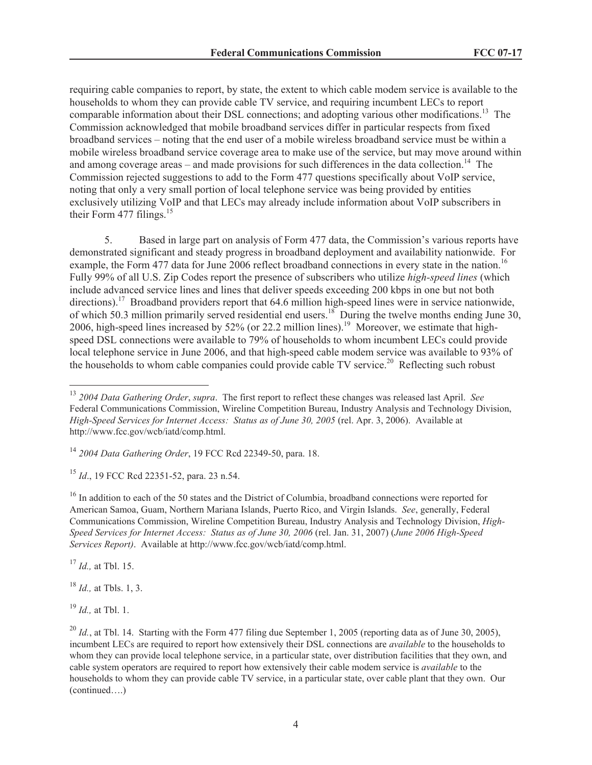requiring cable companies to report, by state, the extent to which cable modem service is available to the households to whom they can provide cable TV service, and requiring incumbent LECs to report comparable information about their DSL connections; and adopting various other modifications.[13] The Commission acknowledged that mobile broadband services differ in particular respects from fixed broadband services – noting that the end user of a mobile wireless broadband service must be within a mobile wireless broadband service coverage area to make use of the service, but may move around within and among coverage areas – and made provisions for such differences in the data collection.[14] The Commission rejected suggestions to add to the Form 477 questions specifically about VoIP service, noting that only a very small portion of local telephone service was being provided by entities exclusively utilizing VoIP and that LECs may already include information about VoIP subscribers in their Form 477 filings.[15]

5. Based in large part on analysis of Form 477 data, the Commission's various reports have demonstrated significant and steady progress in broadband deployment and availability nationwide. For example, the Form 477 data for June 2006 reflect broadband connections in every state in the nation.[16] Fully 99% of all U.S. Zip Codes report the presence of subscribers who utilize *high-speed lines* (which include advanced service lines and lines that deliver speeds exceeding 200 kbps in one but not both directions).[17] Broadband providers report that 64.6 million high-speed lines were in service nationwide, of which 50.3 million primarily served residential end users.[18] During the twelve months ending June 30, 2006, high-speed lines increased by 52% (or 22.2 million lines).[19] Moreover, we estimate that high-speed DSL connections were available to 79% of households to whom incumbent LECs could provide local telephone service in June 2006, and that high-speed cable modem service was available to 93% of the households to whom cable companies could provide cable TV service.[20] Reflecting such robust

---

[13] *2004 Data Gathering Order*, *supra*. The first report to reflect these changes was released last April. *See* Federal Communications Commission, Wireline Competition Bureau, Industry Analysis and Technology Division, *High-Speed Services for Internet Access: Status as of June 30, 2005* (rel. Apr. 3, 2006). Available at http://www.fcc.gov/wcb/iatd/comp.html.

[14] *2004 Data Gathering Order*, 19 FCC Rcd 22349-50, para. 18.

[15] *Id*., 19 FCC Rcd 22351-52, para. 23 n.54.

[16] In addition to each of the 50 states and the District of Columbia, broadband connections were reported for American Samoa, Guam, Northern Mariana Islands, Puerto Rico, and Virgin Islands. *See*, generally, Federal Communications Commission, Wireline Competition Bureau, Industry Analysis and Technology Division, *High-Speed Services for Internet Access: Status as of June 30, 2006* (rel. Jan. 31, 2007) (*June 2006 High-Speed Services Report)*. Available at http://www.fcc.gov/wcb/iatd/comp.html.

[17] *Id.,* at Tbl. 15.

[18] *Id.,* at Tbls. 1, 3.

[19] *Id.,* at Tbl. 1.

[20] *Id.*, at Tbl. 14. Starting with the Form 477 filing due September 1, 2005 (reporting data as of June 30, 2005), incumbent LECs are required to report how extensively their DSL connections are *available* to the households to whom they can provide local telephone service, in a particular state, over distribution facilities that they own, and cable system operators are required to report how extensively their cable modem service is *available* to the households to whom they can provide cable TV service, in a particular state, over cable plant that they own. Our (continued….)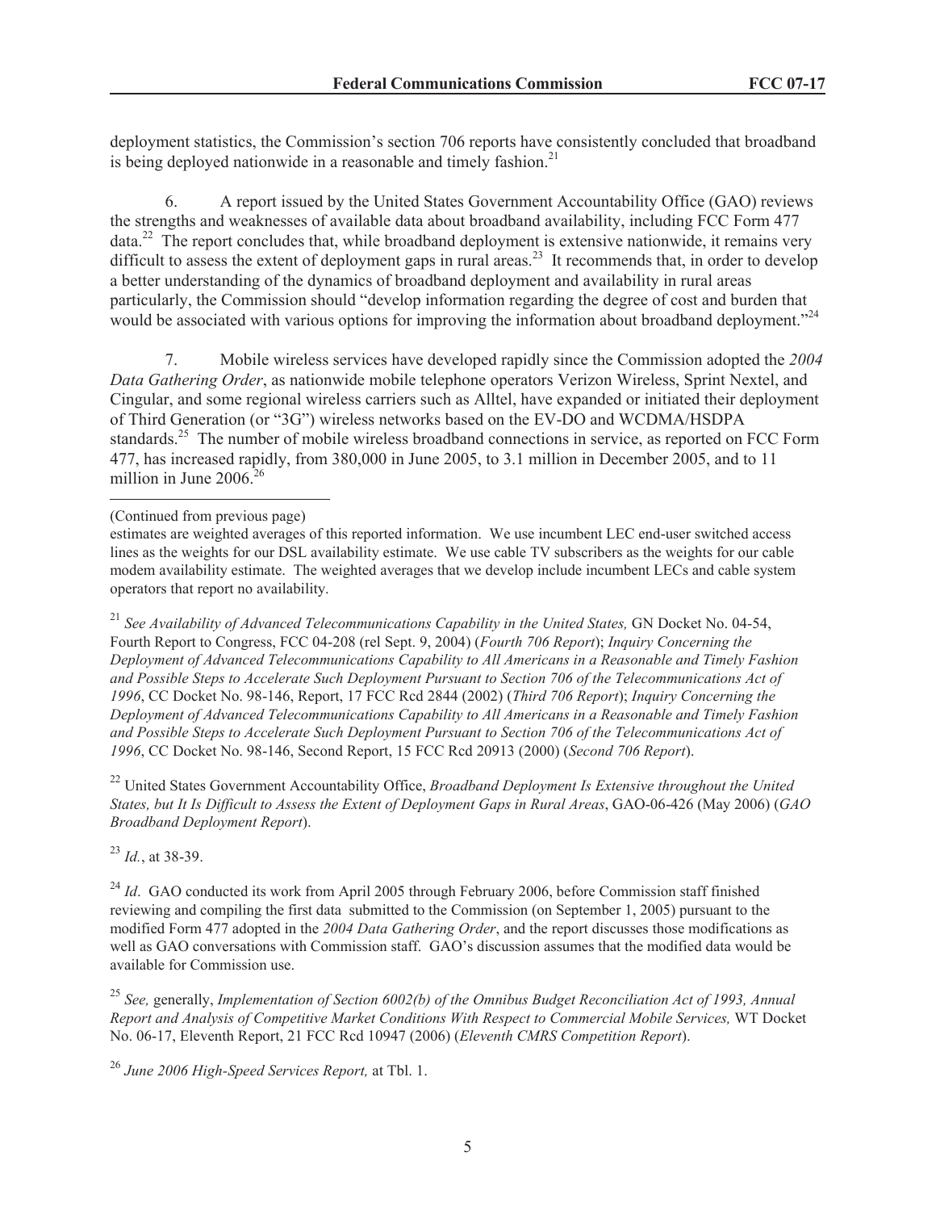deployment statistics, the Commission's section 706 reports have consistently concluded that broadband is being deployed nationwide in a reasonable and timely fashion.[21]

6. A report issued by the United States Government Accountability Office (GAO) reviews the strengths and weaknesses of available data about broadband availability, including FCC Form 477 data.[22] The report concludes that, while broadband deployment is extensive nationwide, it remains very difficult to assess the extent of deployment gaps in rural areas.[23] It recommends that, in order to develop a better understanding of the dynamics of broadband deployment and availability in rural areas particularly, the Commission should "develop information regarding the degree of cost and burden that would be associated with various options for improving the information about broadband deployment."[24]

7. Mobile wireless services have developed rapidly since the Commission adopted the *2004 Data Gathering Order*, as nationwide mobile telephone operators Verizon Wireless, Sprint Nextel, and Cingular, and some regional wireless carriers such as Alltel, have expanded or initiated their deployment of Third Generation (or "3G") wireless networks based on the EV-DO and WCDMA/HSDPA standards.[25] The number of mobile wireless broadband connections in service, as reported on FCC Form 477, has increased rapidly, from 380,000 in June 2005, to 3.1 million in December 2005, and to 11 million in June 2006.[26]

---

(Continued from previous page)

estimates are weighted averages of this reported information. We use incumbent LEC end-user switched access lines as the weights for our DSL availability estimate. We use cable TV subscribers as the weights for our cable modem availability estimate. The weighted averages that we develop include incumbent LECs and cable system operators that report no availability.

[21] *See Availability of Advanced Telecommunications Capability in the United States,* GN Docket No. 04-54, Fourth Report to Congress, FCC 04-208 (rel Sept. 9, 2004) (*Fourth 706 Report*); *Inquiry Concerning the Deployment of Advanced Telecommunications Capability to All Americans in a Reasonable and Timely Fashion and Possible Steps to Accelerate Such Deployment Pursuant to Section 706 of the Telecommunications Act of 1996*, CC Docket No. 98-146, Report, 17 FCC Rcd 2844 (2002) (*Third 706 Report*); *Inquiry Concerning the Deployment of Advanced Telecommunications Capability to All Americans in a Reasonable and Timely Fashion and Possible Steps to Accelerate Such Deployment Pursuant to Section 706 of the Telecommunications Act of 1996*, CC Docket No. 98-146, Second Report, 15 FCC Rcd 20913 (2000) (*Second 706 Report*).

[22] United States Government Accountability Office, *Broadband Deployment Is Extensive throughout the United States, but It Is Difficult to Assess the Extent of Deployment Gaps in Rural Areas*, GAO-06-426 (May 2006) (*GAO Broadband Deployment Report*).

[23] *Id.*, at 38-39.

[24] *Id*. GAO conducted its work from April 2005 through February 2006, before Commission staff finished reviewing and compiling the first data submitted to the Commission (on September 1, 2005) pursuant to the modified Form 477 adopted in the *2004 Data Gathering Order*, and the report discusses those modifications as well as GAO conversations with Commission staff. GAO's discussion assumes that the modified data would be available for Commission use.

[25] *See,* generally, *Implementation of Section 6002(b) of the Omnibus Budget Reconciliation Act of 1993, Annual Report and Analysis of Competitive Market Conditions With Respect to Commercial Mobile Services,* WT Docket No. 06-17, Eleventh Report, 21 FCC Rcd 10947 (2006) (*Eleventh CMRS Competition Report*).

[26] *June 2006 High-Speed Services Report,* at Tbl. 1.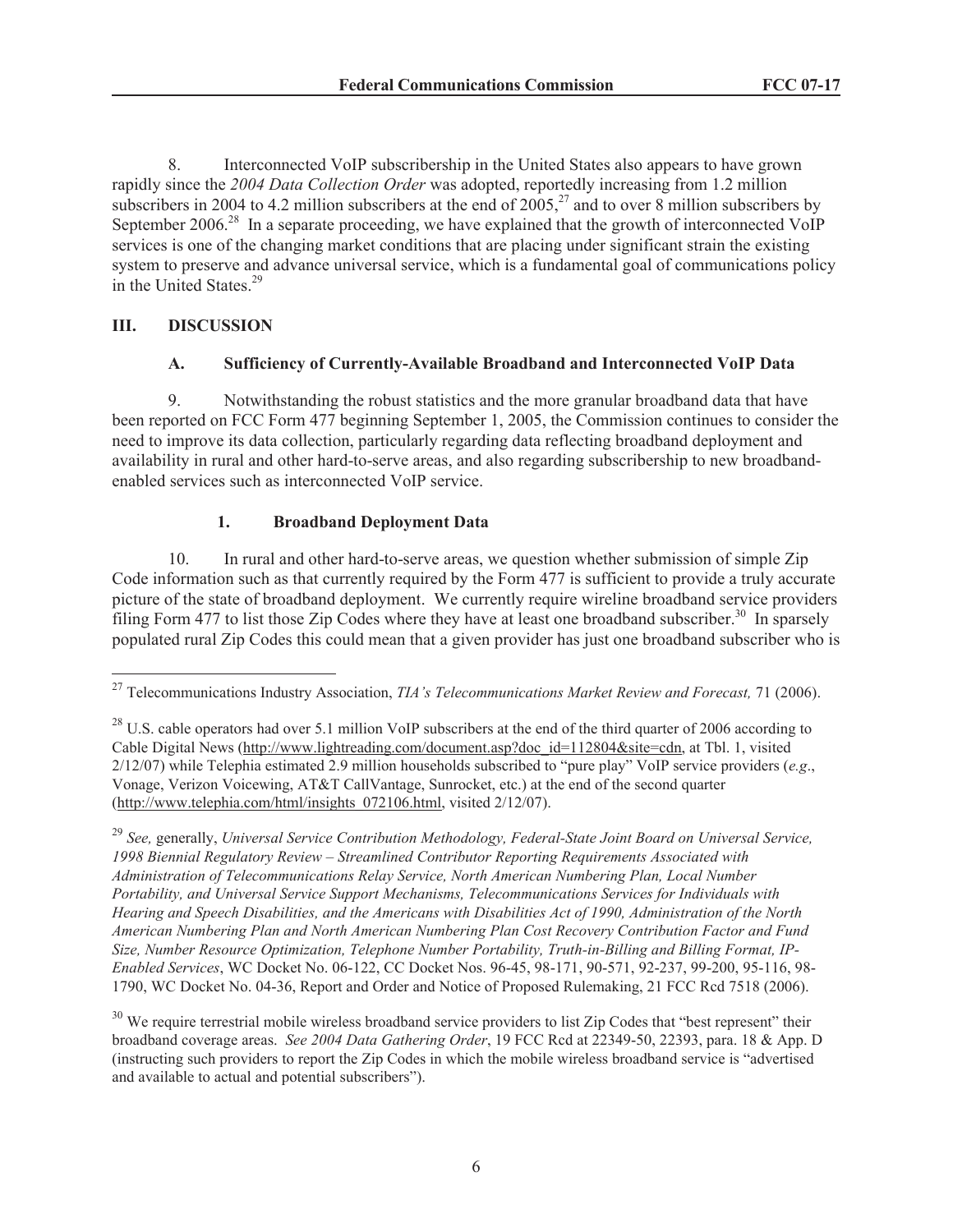8. Interconnected VoIP subscribership in the United States also appears to have grown rapidly since the *2004 Data Collection Order* was adopted, reportedly increasing from 1.2 million subscribers in 2004 to 4.2 million subscribers at the end of 2005,[27] and to over 8 million subscribers by September 2006.[28] In a separate proceeding, we have explained that the growth of interconnected VoIP services is one of the changing market conditions that are placing under significant strain the existing system to preserve and advance universal service, which is a fundamental goal of communications policy in the United States.[29]

## III. DISCUSSION

### A. Sufficiency of Currently-Available Broadband and Interconnected VoIP Data

9. Notwithstanding the robust statistics and the more granular broadband data that have been reported on FCC Form 477 beginning September 1, 2005, the Commission continues to consider the need to improve its data collection, particularly regarding data reflecting broadband deployment and availability in rural and other hard-to-serve areas, and also regarding subscribership to new broadband-enabled services such as interconnected VoIP service.

#### 1. Broadband Deployment Data

10. In rural and other hard-to-serve areas, we question whether submission of simple Zip Code information such as that currently required by the Form 477 is sufficient to provide a truly accurate picture of the state of broadband deployment. We currently require wireline broadband service providers filing Form 477 to list those Zip Codes where they have at least one broadband subscriber.[30] In sparsely populated rural Zip Codes this could mean that a given provider has just one broadband subscriber who is

---

[27] Telecommunications Industry Association, *TIA's Telecommunications Market Review and Forecast,* 71 (2006).

[28] U.S. cable operators had over 5.1 million VoIP subscribers at the end of the third quarter of 2006 according to Cable Digital News (http://www.lightreading.com/document.asp?doc_id=112804&site=cdn, at Tbl. 1, visited 2/12/07) while Telephia estimated 2.9 million households subscribed to "pure play" VoIP service providers (*e.g*., Vonage, Verizon Voicewing, AT&T CallVantage, Sunrocket, etc.) at the end of the second quarter (http://www.telephia.com/html/insights_072106.html, visited 2/12/07).

[29] *See,* generally, *Universal Service Contribution Methodology, Federal-State Joint Board on Universal Service, 1998 Biennial Regulatory Review – Streamlined Contributor Reporting Requirements Associated with Administration of Telecommunications Relay Service, North American Numbering Plan, Local Number Portability, and Universal Service Support Mechanisms, Telecommunications Services for Individuals with Hearing and Speech Disabilities, and the Americans with Disabilities Act of 1990, Administration of the North American Numbering Plan and North American Numbering Plan Cost Recovery Contribution Factor and Fund Size, Number Resource Optimization, Telephone Number Portability, Truth-in-Billing and Billing Format, IP-Enabled Services*, WC Docket No. 06-122, CC Docket Nos. 96-45, 98-171, 90-571, 92-237, 99-200, 95-116, 98-1790, WC Docket No. 04-36, Report and Order and Notice of Proposed Rulemaking, 21 FCC Rcd 7518 (2006).

[30] We require terrestrial mobile wireless broadband service providers to list Zip Codes that "best represent" their broadband coverage areas. *See 2004 Data Gathering Order*, 19 FCC Rcd at 22349-50, 22393, para. 18 & App. D (instructing such providers to report the Zip Codes in which the mobile wireless broadband service is "advertised and available to actual and potential subscribers").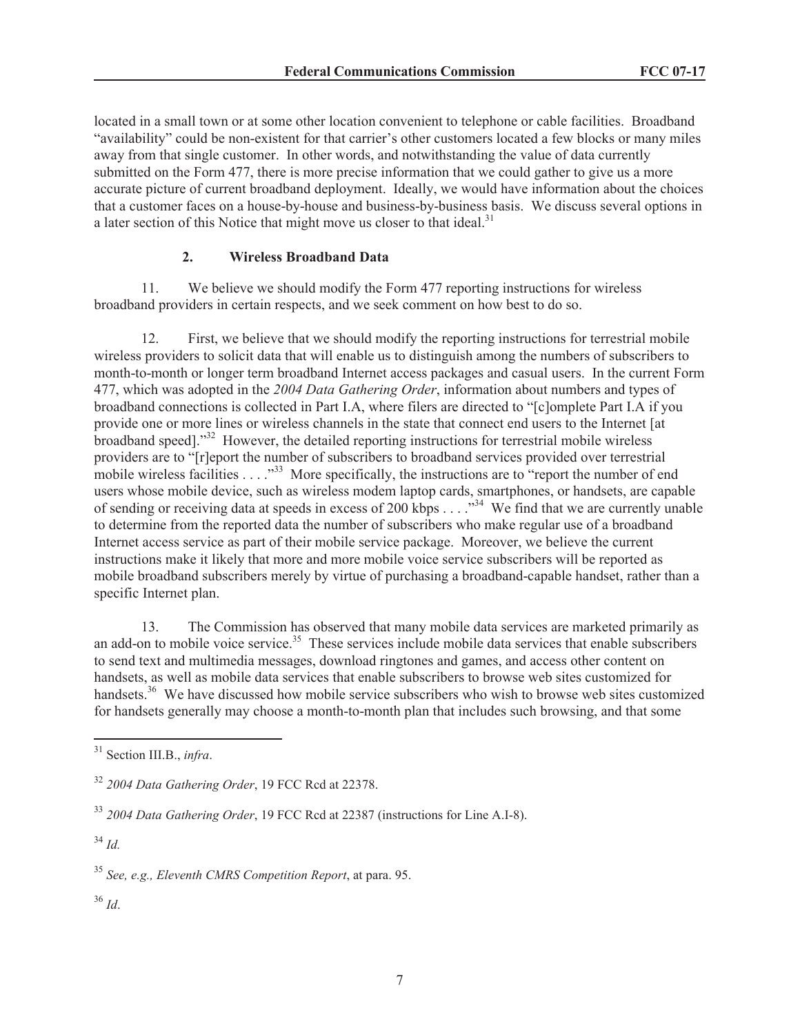located in a small town or at some other location convenient to telephone or cable facilities. Broadband "availability" could be non-existent for that carrier's other customers located a few blocks or many miles away from that single customer. In other words, and notwithstanding the value of data currently submitted on the Form 477, there is more precise information that we could gather to give us a more accurate picture of current broadband deployment. Ideally, we would have information about the choices that a customer faces on a house-by-house and business-by-business basis. We discuss several options in a later section of this Notice that might move us closer to that ideal.[31]

### 2. Wireless Broadband Data

11. We believe we should modify the Form 477 reporting instructions for wireless broadband providers in certain respects, and we seek comment on how best to do so.

12. First, we believe that we should modify the reporting instructions for terrestrial mobile wireless providers to solicit data that will enable us to distinguish among the numbers of subscribers to month-to-month or longer term broadband Internet access packages and casual users. In the current Form 477, which was adopted in the *2004 Data Gathering Order*, information about numbers and types of broadband connections is collected in Part I.A, where filers are directed to "[c]omplete Part I.A if you provide one or more lines or wireless channels in the state that connect end users to the Internet [at broadband speed]."[32] However, the detailed reporting instructions for terrestrial mobile wireless providers are to "[r]eport the number of subscribers to broadband services provided over terrestrial mobile wireless facilities . . . ."[33] More specifically, the instructions are to "report the number of end users whose mobile device, such as wireless modem laptop cards, smartphones, or handsets, are capable of sending or receiving data at speeds in excess of 200 kbps . . . ."[34] We find that we are currently unable to determine from the reported data the number of subscribers who make regular use of a broadband Internet access service as part of their mobile service package. Moreover, we believe the current instructions make it likely that more and more mobile voice service subscribers will be reported as mobile broadband subscribers merely by virtue of purchasing a broadband-capable handset, rather than a specific Internet plan.

13. The Commission has observed that many mobile data services are marketed primarily as an add-on to mobile voice service.[35] These services include mobile data services that enable subscribers to send text and multimedia messages, download ringtones and games, and access other content on handsets, as well as mobile data services that enable subscribers to browse web sites customized for handsets.[36] We have discussed how mobile service subscribers who wish to browse web sites customized for handsets generally may choose a month-to-month plan that includes such browsing, and that some

---

[31] Section III.B., *infra*.

[32] *2004 Data Gathering Order*, 19 FCC Rcd at 22378.

[33] *2004 Data Gathering Order*, 19 FCC Rcd at 22387 (instructions for Line A.I-8).

[34] *Id.*

[35] *See, e.g., Eleventh CMRS Competition Report*, at para. 95.

[36] *Id*.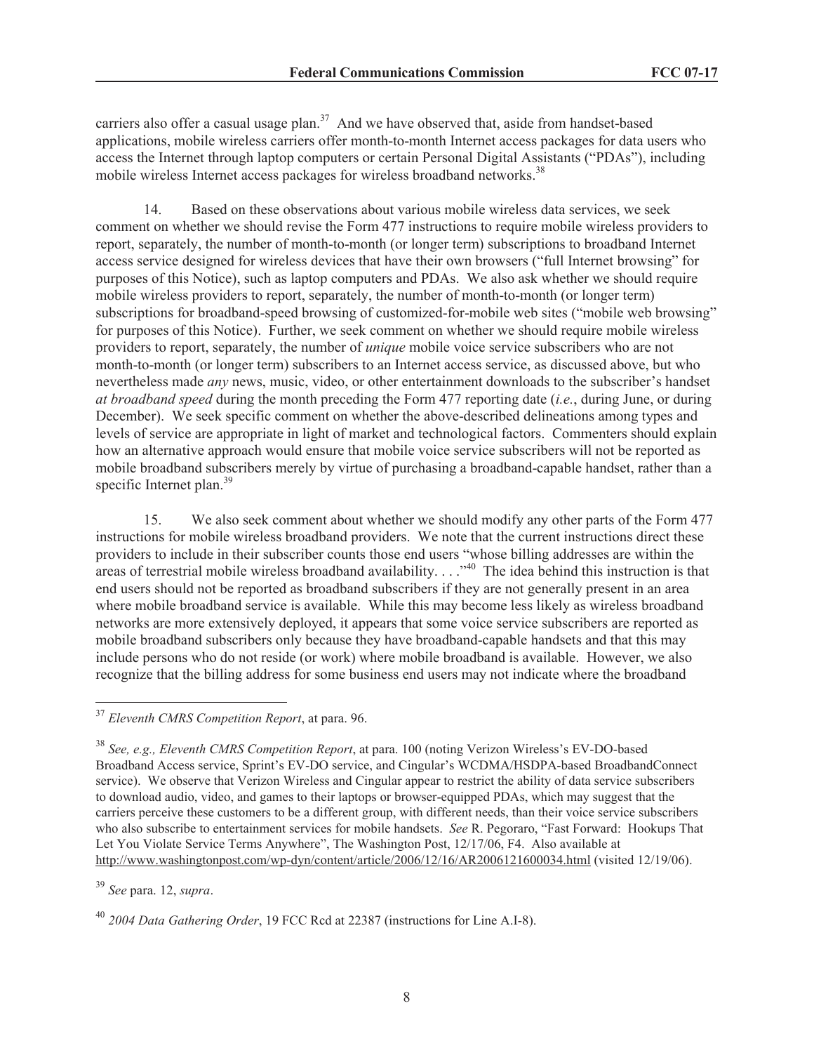carriers also offer a casual usage plan.[37] And we have observed that, aside from handset-based applications, mobile wireless carriers offer month-to-month Internet access packages for data users who access the Internet through laptop computers or certain Personal Digital Assistants ("PDAs"), including mobile wireless Internet access packages for wireless broadband networks.[38]

14. Based on these observations about various mobile wireless data services, we seek comment on whether we should revise the Form 477 instructions to require mobile wireless providers to report, separately, the number of month-to-month (or longer term) subscriptions to broadband Internet access service designed for wireless devices that have their own browsers ("full Internet browsing" for purposes of this Notice), such as laptop computers and PDAs. We also ask whether we should require mobile wireless providers to report, separately, the number of month-to-month (or longer term) subscriptions for broadband-speed browsing of customized-for-mobile web sites ("mobile web browsing" for purposes of this Notice). Further, we seek comment on whether we should require mobile wireless providers to report, separately, the number of *unique* mobile voice service subscribers who are not month-to-month (or longer term) subscribers to an Internet access service, as discussed above, but who nevertheless made *any* news, music, video, or other entertainment downloads to the subscriber's handset *at broadband speed* during the month preceding the Form 477 reporting date (*i.e.*, during June, or during December). We seek specific comment on whether the above-described delineations among types and levels of service are appropriate in light of market and technological factors. Commenters should explain how an alternative approach would ensure that mobile voice service subscribers will not be reported as mobile broadband subscribers merely by virtue of purchasing a broadband-capable handset, rather than a specific Internet plan.[39]

15. We also seek comment about whether we should modify any other parts of the Form 477 instructions for mobile wireless broadband providers. We note that the current instructions direct these providers to include in their subscriber counts those end users "whose billing addresses are within the areas of terrestrial mobile wireless broadband availability. . . ."[40] The idea behind this instruction is that end users should not be reported as broadband subscribers if they are not generally present in an area where mobile broadband service is available. While this may become less likely as wireless broadband networks are more extensively deployed, it appears that some voice service subscribers are reported as mobile broadband subscribers only because they have broadband-capable handsets and that this may include persons who do not reside (or work) where mobile broadband is available. However, we also recognize that the billing address for some business end users may not indicate where the broadband

---

[37] *Eleventh CMRS Competition Report*, at para. 96.

[38] *See, e.g., Eleventh CMRS Competition Report*, at para. 100 (noting Verizon Wireless's EV-DO-based Broadband Access service, Sprint's EV-DO service, and Cingular's WCDMA/HSDPA-based BroadbandConnect service). We observe that Verizon Wireless and Cingular appear to restrict the ability of data service subscribers to download audio, video, and games to their laptops or browser-equipped PDAs, which may suggest that the carriers perceive these customers to be a different group, with different needs, than their voice service subscribers who also subscribe to entertainment services for mobile handsets. *See* R. Pegoraro, "Fast Forward: Hookups That Let You Violate Service Terms Anywhere", The Washington Post, 12/17/06, F4. Also available at http://www.washingtonpost.com/wp-dyn/content/article/2006/12/16/AR2006121600034.html (visited 12/19/06).

[39] *See* para. 12, *supra*.

[40] *2004 Data Gathering Order*, 19 FCC Rcd at 22387 (instructions for Line A.I-8).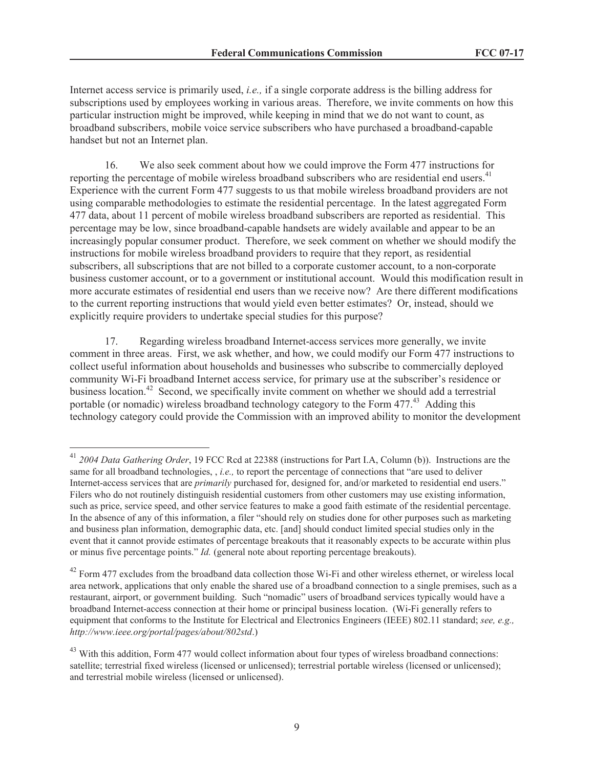Internet access service is primarily used, *i.e.,* if a single corporate address is the billing address for subscriptions used by employees working in various areas. Therefore, we invite comments on how this particular instruction might be improved, while keeping in mind that we do not want to count, as broadband subscribers, mobile voice service subscribers who have purchased a broadband-capable handset but not an Internet plan.

16. We also seek comment about how we could improve the Form 477 instructions for reporting the percentage of mobile wireless broadband subscribers who are residential end users.[41] Experience with the current Form 477 suggests to us that mobile wireless broadband providers are not using comparable methodologies to estimate the residential percentage. In the latest aggregated Form 477 data, about 11 percent of mobile wireless broadband subscribers are reported as residential. This percentage may be low, since broadband-capable handsets are widely available and appear to be an increasingly popular consumer product. Therefore, we seek comment on whether we should modify the instructions for mobile wireless broadband providers to require that they report, as residential subscribers, all subscriptions that are not billed to a corporate customer account, to a non-corporate business customer account, or to a government or institutional account. Would this modification result in more accurate estimates of residential end users than we receive now? Are there different modifications to the current reporting instructions that would yield even better estimates? Or, instead, should we explicitly require providers to undertake special studies for this purpose?

17. Regarding wireless broadband Internet-access services more generally, we invite comment in three areas. First, we ask whether, and how, we could modify our Form 477 instructions to collect useful information about households and businesses who subscribe to commercially deployed community Wi-Fi broadband Internet access service, for primary use at the subscriber's residence or business location.[42] Second, we specifically invite comment on whether we should add a terrestrial portable (or nomadic) wireless broadband technology category to the Form 477.[43] Adding this technology category could provide the Commission with an improved ability to monitor the development

---

[41] *2004 Data Gathering Order*, 19 FCC Rcd at 22388 (instructions for Part I.A, Column (b)). Instructions are the same for all broadband technologies, , *i.e.,* to report the percentage of connections that "are used to deliver Internet-access services that are *primarily* purchased for, designed for, and/or marketed to residential end users." Filers who do not routinely distinguish residential customers from other customers may use existing information, such as price, service speed, and other service features to make a good faith estimate of the residential percentage. In the absence of any of this information, a filer "should rely on studies done for other purposes such as marketing and business plan information, demographic data, etc. [and] should conduct limited special studies only in the event that it cannot provide estimates of percentage breakouts that it reasonably expects to be accurate within plus or minus five percentage points." *Id.* (general note about reporting percentage breakouts).

[42] Form 477 excludes from the broadband data collection those Wi-Fi and other wireless ethernet, or wireless local area network, applications that only enable the shared use of a broadband connection to a single premises, such as a restaurant, airport, or government building. Such "nomadic" users of broadband services typically would have a broadband Internet-access connection at their home or principal business location. (Wi-Fi generally refers to equipment that conforms to the Institute for Electrical and Electronics Engineers (IEEE) 802.11 standard; *see, e.g., http://www.ieee.org/portal/pages/about/802std*.)

[43] With this addition, Form 477 would collect information about four types of wireless broadband connections: satellite; terrestrial fixed wireless (licensed or unlicensed); terrestrial portable wireless (licensed or unlicensed); and terrestrial mobile wireless (licensed or unlicensed).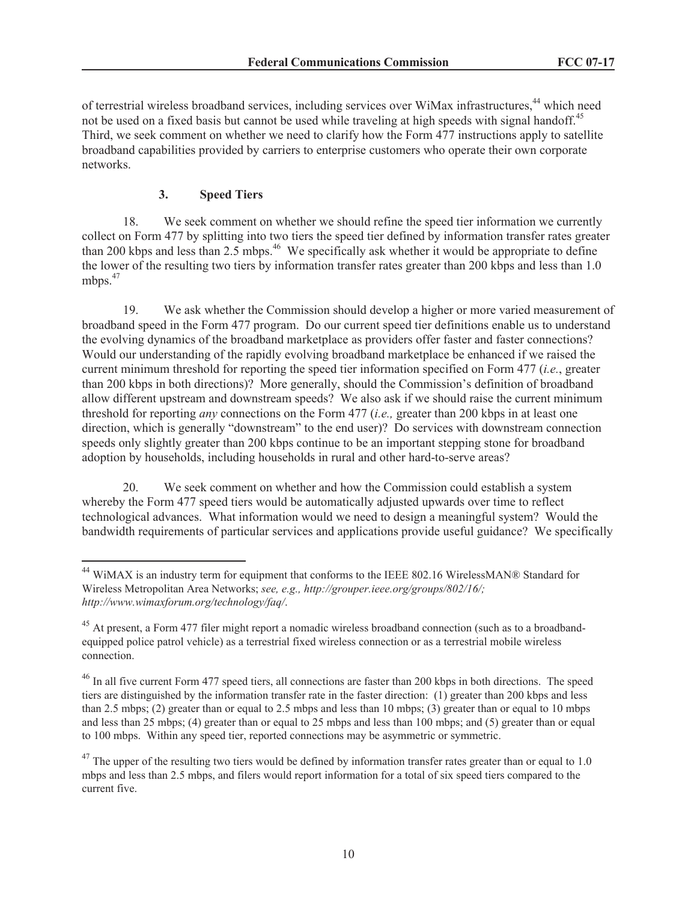of terrestrial wireless broadband services, including services over WiMax infrastructures,[44] which need not be used on a fixed basis but cannot be used while traveling at high speeds with signal handoff.[45] Third, we seek comment on whether we need to clarify how the Form 477 instructions apply to satellite broadband capabilities provided by carriers to enterprise customers who operate their own corporate networks.

### 3. Speed Tiers

18. We seek comment on whether we should refine the speed tier information we currently collect on Form 477 by splitting into two tiers the speed tier defined by information transfer rates greater than 200 kbps and less than 2.5 mbps.[46] We specifically ask whether it would be appropriate to define the lower of the resulting two tiers by information transfer rates greater than 200 kbps and less than 1.0 mbps.[47]

19. We ask whether the Commission should develop a higher or more varied measurement of broadband speed in the Form 477 program. Do our current speed tier definitions enable us to understand the evolving dynamics of the broadband marketplace as providers offer faster and faster connections? Would our understanding of the rapidly evolving broadband marketplace be enhanced if we raised the current minimum threshold for reporting the speed tier information specified on Form 477 (*i.e.*, greater than 200 kbps in both directions)? More generally, should the Commission's definition of broadband allow different upstream and downstream speeds? We also ask if we should raise the current minimum threshold for reporting *any* connections on the Form 477 (*i.e.,* greater than 200 kbps in at least one direction, which is generally "downstream" to the end user)? Do services with downstream connection speeds only slightly greater than 200 kbps continue to be an important stepping stone for broadband adoption by households, including households in rural and other hard-to-serve areas?

20. We seek comment on whether and how the Commission could establish a system whereby the Form 477 speed tiers would be automatically adjusted upwards over time to reflect technological advances. What information would we need to design a meaningful system? Would the bandwidth requirements of particular services and applications provide useful guidance? We specifically

---

[44] WiMAX is an industry term for equipment that conforms to the IEEE 802.16 WirelessMAN® Standard for Wireless Metropolitan Area Networks; *see, e.g., http://grouper.ieee.org/groups/802/16/; http://www.wimaxforum.org/technology/faq/*.

[45] At present, a Form 477 filer might report a nomadic wireless broadband connection (such as to a broadband-equipped police patrol vehicle) as a terrestrial fixed wireless connection or as a terrestrial mobile wireless connection.

[46] In all five current Form 477 speed tiers, all connections are faster than 200 kbps in both directions. The speed tiers are distinguished by the information transfer rate in the faster direction: (1) greater than 200 kbps and less than 2.5 mbps; (2) greater than or equal to 2.5 mbps and less than 10 mbps; (3) greater than or equal to 10 mbps and less than 25 mbps; (4) greater than or equal to 25 mbps and less than 100 mbps; and (5) greater than or equal to 100 mbps. Within any speed tier, reported connections may be asymmetric or symmetric.

[47] The upper of the resulting two tiers would be defined by information transfer rates greater than or equal to 1.0 mbps and less than 2.5 mbps, and filers would report information for a total of six speed tiers compared to the current five.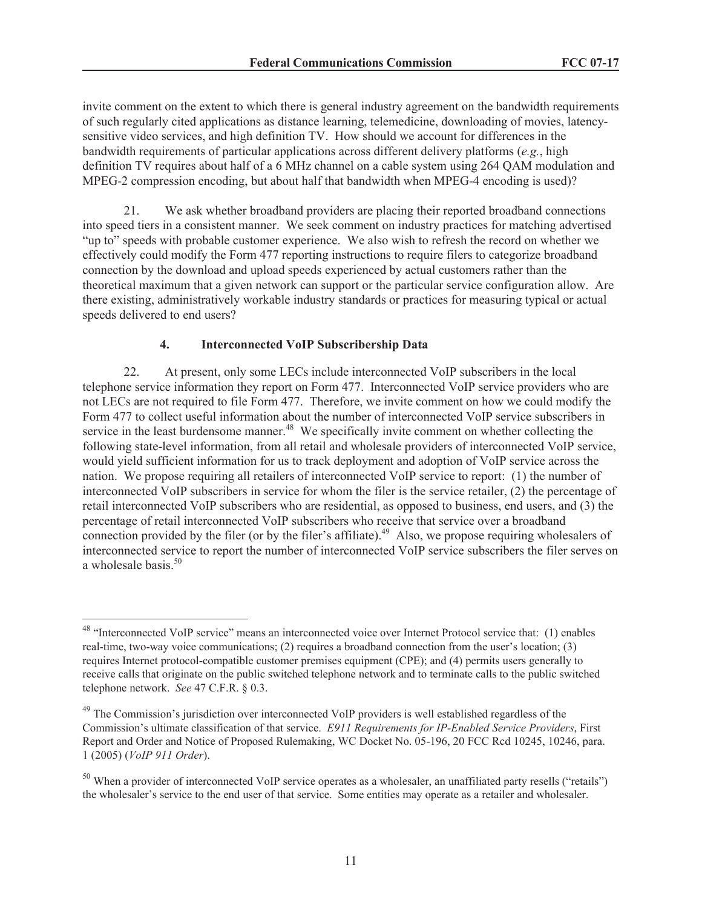invite comment on the extent to which there is general industry agreement on the bandwidth requirements of such regularly cited applications as distance learning, telemedicine, downloading of movies, latency-sensitive video services, and high definition TV. How should we account for differences in the bandwidth requirements of particular applications across different delivery platforms (*e.g.*, high definition TV requires about half of a 6 MHz channel on a cable system using 264 QAM modulation and MPEG-2 compression encoding, but about half that bandwidth when MPEG-4 encoding is used)?

21. We ask whether broadband providers are placing their reported broadband connections into speed tiers in a consistent manner. We seek comment on industry practices for matching advertised "up to" speeds with probable customer experience. We also wish to refresh the record on whether we effectively could modify the Form 477 reporting instructions to require filers to categorize broadband connection by the download and upload speeds experienced by actual customers rather than the theoretical maximum that a given network can support or the particular service configuration allow. Are there existing, administratively workable industry standards or practices for measuring typical or actual speeds delivered to end users?

### 4. Interconnected VoIP Subscribership Data

22. At present, only some LECs include interconnected VoIP subscribers in the local telephone service information they report on Form 477. Interconnected VoIP service providers who are not LECs are not required to file Form 477. Therefore, we invite comment on how we could modify the Form 477 to collect useful information about the number of interconnected VoIP service subscribers in service in the least burdensome manner.[48] We specifically invite comment on whether collecting the following state-level information, from all retail and wholesale providers of interconnected VoIP service, would yield sufficient information for us to track deployment and adoption of VoIP service across the nation. We propose requiring all retailers of interconnected VoIP service to report: (1) the number of interconnected VoIP subscribers in service for whom the filer is the service retailer, (2) the percentage of retail interconnected VoIP subscribers who are residential, as opposed to business, end users, and (3) the percentage of retail interconnected VoIP subscribers who receive that service over a broadband connection provided by the filer (or by the filer's affiliate).[49] Also, we propose requiring wholesalers of interconnected service to report the number of interconnected VoIP service subscribers the filer serves on a wholesale basis.[50]

---

[48] "Interconnected VoIP service" means an interconnected voice over Internet Protocol service that: (1) enables real-time, two-way voice communications; (2) requires a broadband connection from the user's location; (3) requires Internet protocol-compatible customer premises equipment (CPE); and (4) permits users generally to receive calls that originate on the public switched telephone network and to terminate calls to the public switched telephone network. *See* 47 C.F.R. § 0.3.

[49] The Commission's jurisdiction over interconnected VoIP providers is well established regardless of the Commission's ultimate classification of that service. *E911 Requirements for IP-Enabled Service Providers*, First Report and Order and Notice of Proposed Rulemaking, WC Docket No. 05-196, 20 FCC Rcd 10245, 10246, para. 1 (2005) (*VoIP 911 Order*).

[50] When a provider of interconnected VoIP service operates as a wholesaler, an unaffiliated party resells ("retails") the wholesaler's service to the end user of that service. Some entities may operate as a retailer and wholesaler.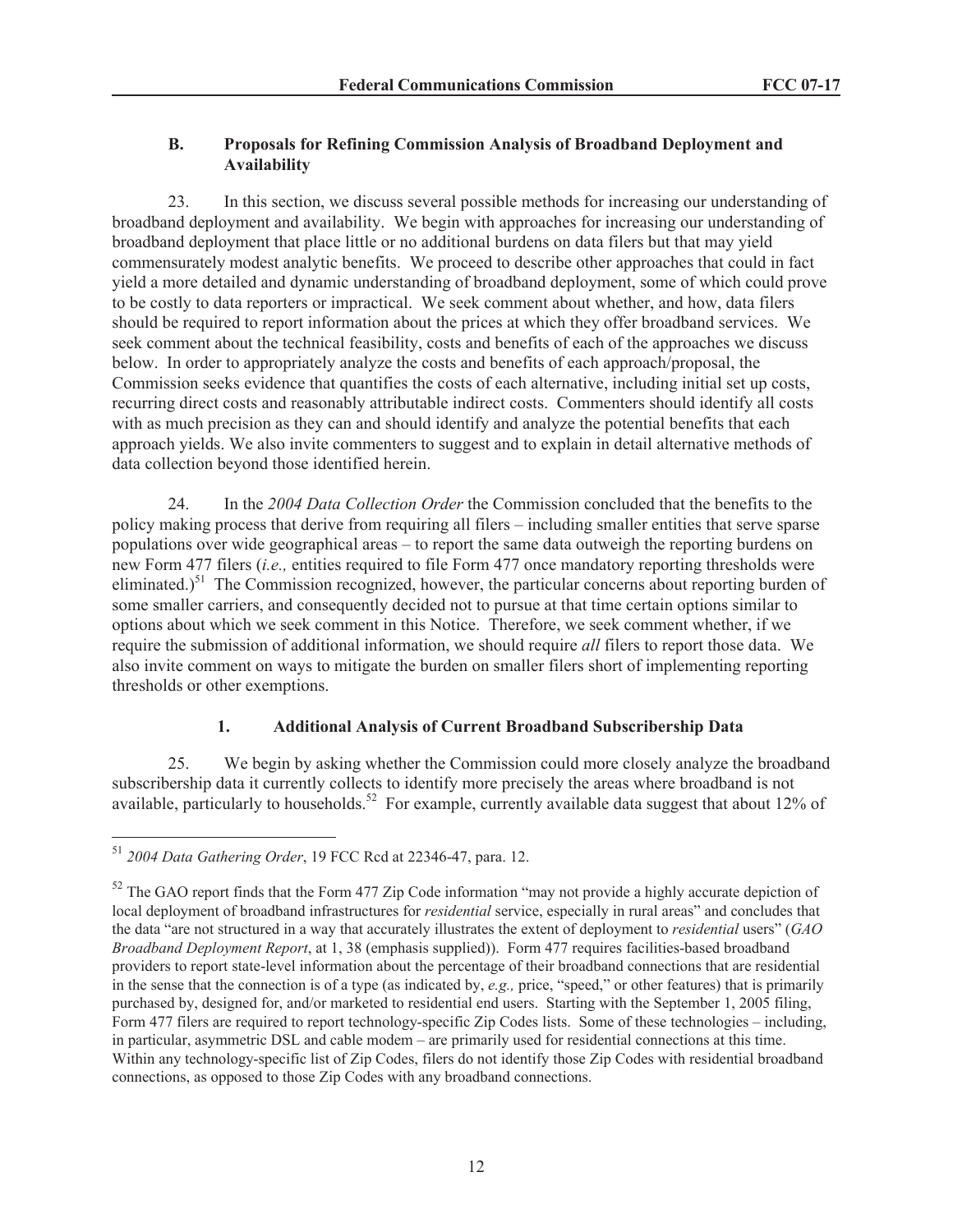### B. Proposals for Refining Commission Analysis of Broadband Deployment and Availability

23. In this section, we discuss several possible methods for increasing our understanding of broadband deployment and availability. We begin with approaches for increasing our understanding of broadband deployment that place little or no additional burdens on data filers but that may yield commensurately modest analytic benefits. We proceed to describe other approaches that could in fact yield a more detailed and dynamic understanding of broadband deployment, some of which could prove to be costly to data reporters or impractical. We seek comment about whether, and how, data filers should be required to report information about the prices at which they offer broadband services. We seek comment about the technical feasibility, costs and benefits of each of the approaches we discuss below. In order to appropriately analyze the costs and benefits of each approach/proposal, the Commission seeks evidence that quantifies the costs of each alternative, including initial set up costs, recurring direct costs and reasonably attributable indirect costs. Commenters should identify all costs with as much precision as they can and should identify and analyze the potential benefits that each approach yields. We also invite commenters to suggest and to explain in detail alternative methods of data collection beyond those identified herein.

24. In the *2004 Data Collection Order* the Commission concluded that the benefits to the policy making process that derive from requiring all filers – including smaller entities that serve sparse populations over wide geographical areas – to report the same data outweigh the reporting burdens on new Form 477 filers (*i.e.,* entities required to file Form 477 once mandatory reporting thresholds were eliminated.)[51] The Commission recognized, however, the particular concerns about reporting burden of some smaller carriers, and consequently decided not to pursue at that time certain options similar to options about which we seek comment in this Notice. Therefore, we seek comment whether, if we require the submission of additional information, we should require *all* filers to report those data. We also invite comment on ways to mitigate the burden on smaller filers short of implementing reporting thresholds or other exemptions.

#### 1. Additional Analysis of Current Broadband Subscribership Data

25. We begin by asking whether the Commission could more closely analyze the broadband subscribership data it currently collects to identify more precisely the areas where broadband is not available, particularly to households.[52] For example, currently available data suggest that about 12% of

---

[51] *2004 Data Gathering Order*, 19 FCC Rcd at 22346-47, para. 12.

[52] The GAO report finds that the Form 477 Zip Code information "may not provide a highly accurate depiction of local deployment of broadband infrastructures for *residential* service, especially in rural areas" and concludes that the data "are not structured in a way that accurately illustrates the extent of deployment to *residential* users" (*GAO Broadband Deployment Report*, at 1, 38 (emphasis supplied)). Form 477 requires facilities-based broadband providers to report state-level information about the percentage of their broadband connections that are residential in the sense that the connection is of a type (as indicated by, *e.g.,* price, "speed," or other features) that is primarily purchased by, designed for, and/or marketed to residential end users. Starting with the September 1, 2005 filing, Form 477 filers are required to report technology-specific Zip Codes lists. Some of these technologies – including, in particular, asymmetric DSL and cable modem – are primarily used for residential connections at this time. Within any technology-specific list of Zip Codes, filers do not identify those Zip Codes with residential broadband connections, as opposed to those Zip Codes with any broadband connections.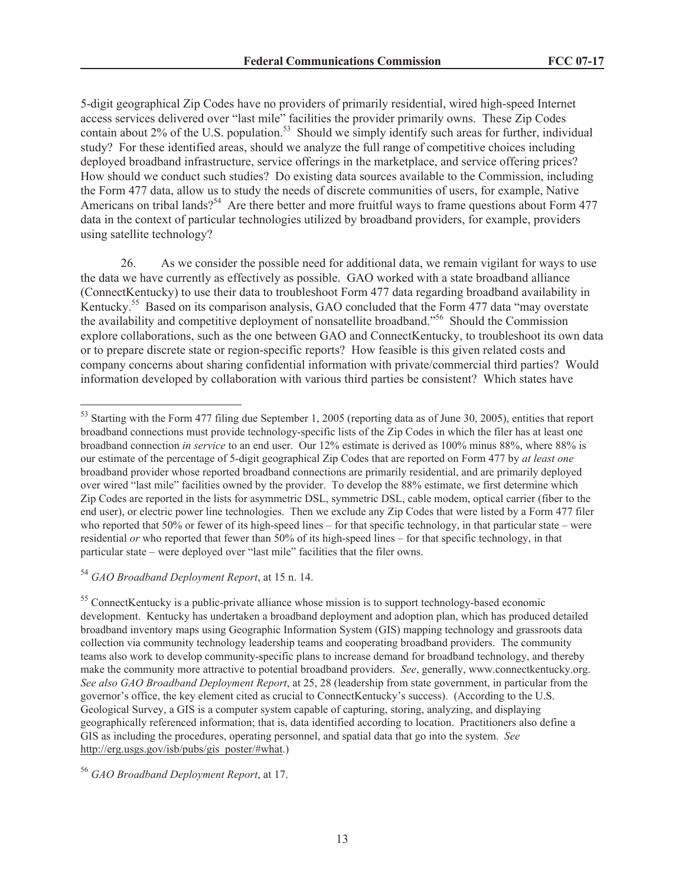5-digit geographical Zip Codes have no providers of primarily residential, wired high-speed Internet access services delivered over "last mile" facilities the provider primarily owns. These Zip Codes contain about 2% of the U.S. population.[53] Should we simply identify such areas for further, individual study? For these identified areas, should we analyze the full range of competitive choices including deployed broadband infrastructure, service offerings in the marketplace, and service offering prices? How should we conduct such studies? Do existing data sources available to the Commission, including the Form 477 data, allow us to study the needs of discrete communities of users, for example, Native Americans on tribal lands?[54] Are there better and more fruitful ways to frame questions about Form 477 data in the context of particular technologies utilized by broadband providers, for example, providers using satellite technology?

26. As we consider the possible need for additional data, we remain vigilant for ways to use the data we have currently as effectively as possible. GAO worked with a state broadband alliance (ConnectKentucky) to use their data to troubleshoot Form 477 data regarding broadband availability in Kentucky.[55] Based on its comparison analysis, GAO concluded that the Form 477 data "may overstate the availability and competitive deployment of nonsatellite broadband."[56] Should the Commission explore collaborations, such as the one between GAO and ConnectKentucky, to troubleshoot its own data or to prepare discrete state or region-specific reports? How feasible is this given related costs and company concerns about sharing confidential information with private/commercial third parties? Would information developed by collaboration with various third parties be consistent? Which states have

---

[53] Starting with the Form 477 filing due September 1, 2005 (reporting data as of June 30, 2005), entities that report broadband connections must provide technology-specific lists of the Zip Codes in which the filer has at least one broadband connection *in service* to an end user. Our 12% estimate is derived as 100% minus 88%, where 88% is our estimate of the percentage of 5-digit geographical Zip Codes that are reported on Form 477 by *at least one* broadband provider whose reported broadband connections are primarily residential, and are primarily deployed over wired "last mile" facilities owned by the provider. To develop the 88% estimate, we first determine which Zip Codes are reported in the lists for asymmetric DSL, symmetric DSL, cable modem, optical carrier (fiber to the end user), or electric power line technologies. Then we exclude any Zip Codes that were listed by a Form 477 filer who reported that 50% or fewer of its high-speed lines – for that specific technology, in that particular state – were residential *or* who reported that fewer than 50% of its high-speed lines – for that specific technology, in that particular state – were deployed over "last mile" facilities that the filer owns.

[54] *GAO Broadband Deployment Report*, at 15 n. 14.

[55] ConnectKentucky is a public-private alliance whose mission is to support technology-based economic development. Kentucky has undertaken a broadband deployment and adoption plan, which has produced detailed broadband inventory maps using Geographic Information System (GIS) mapping technology and grassroots data collection via community technology leadership teams and cooperating broadband providers. The community teams also work to develop community-specific plans to increase demand for broadband technology, and thereby make the community more attractive to potential broadband providers. *See*, generally, www.connectkentucky.org. *See also GAO Broadband Deployment Report*, at 25, 28 (leadership from state government, in particular from the governor's office, the key element cited as crucial to ConnectKentucky's success). (According to the U.S. Geological Survey, a GIS is a computer system capable of capturing, storing, analyzing, and displaying geographically referenced information; that is, data identified according to location. Practitioners also define a GIS as including the procedures, operating personnel, and spatial data that go into the system. *See* http://erg.usgs.gov/isb/pubs/gis_poster/#what.)

[56] *GAO Broadband Deployment Report*, at 17.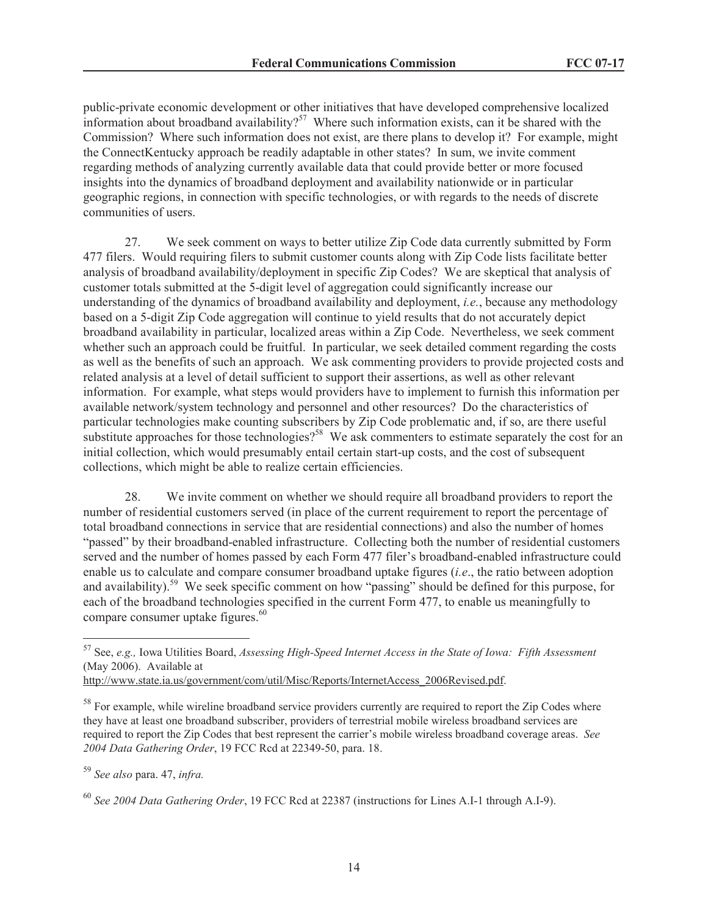public-private economic development or other initiatives that have developed comprehensive localized information about broadband availability?[57] Where such information exists, can it be shared with the Commission? Where such information does not exist, are there plans to develop it? For example, might the ConnectKentucky approach be readily adaptable in other states? In sum, we invite comment regarding methods of analyzing currently available data that could provide better or more focused insights into the dynamics of broadband deployment and availability nationwide or in particular geographic regions, in connection with specific technologies, or with regards to the needs of discrete communities of users.

27. We seek comment on ways to better utilize Zip Code data currently submitted by Form 477 filers. Would requiring filers to submit customer counts along with Zip Code lists facilitate better analysis of broadband availability/deployment in specific Zip Codes? We are skeptical that analysis of customer totals submitted at the 5-digit level of aggregation could significantly increase our understanding of the dynamics of broadband availability and deployment, *i.e.*, because any methodology based on a 5-digit Zip Code aggregation will continue to yield results that do not accurately depict broadband availability in particular, localized areas within a Zip Code. Nevertheless, we seek comment whether such an approach could be fruitful. In particular, we seek detailed comment regarding the costs as well as the benefits of such an approach. We ask commenting providers to provide projected costs and related analysis at a level of detail sufficient to support their assertions, as well as other relevant information. For example, what steps would providers have to implement to furnish this information per available network/system technology and personnel and other resources? Do the characteristics of particular technologies make counting subscribers by Zip Code problematic and, if so, are there useful substitute approaches for those technologies?[58] We ask commenters to estimate separately the cost for an initial collection, which would presumably entail certain start-up costs, and the cost of subsequent collections, which might be able to realize certain efficiencies.

28. We invite comment on whether we should require all broadband providers to report the number of residential customers served (in place of the current requirement to report the percentage of total broadband connections in service that are residential connections) and also the number of homes "passed" by their broadband-enabled infrastructure. Collecting both the number of residential customers served and the number of homes passed by each Form 477 filer's broadband-enabled infrastructure could enable us to calculate and compare consumer broadband uptake figures (*i.e*., the ratio between adoption and availability).[59] We seek specific comment on how "passing" should be defined for this purpose, for each of the broadband technologies specified in the current Form 477, to enable us meaningfully to compare consumer uptake figures.[60]

---

[57] See, *e.g.,* Iowa Utilities Board, *Assessing High-Speed Internet Access in the State of Iowa: Fifth Assessment* (May 2006). Available at http://www.state.ia.us/government/com/util/Misc/Reports/InternetAccess_2006Revised.pdf.

[58] For example, while wireline broadband service providers currently are required to report the Zip Codes where they have at least one broadband subscriber, providers of terrestrial mobile wireless broadband services are required to report the Zip Codes that best represent the carrier's mobile wireless broadband coverage areas. *See 2004 Data Gathering Order*, 19 FCC Rcd at 22349-50, para. 18.

[59] *See also* para. 47, *infra.*

[60] *See 2004 Data Gathering Order*, 19 FCC Rcd at 22387 (instructions for Lines A.I-1 through A.I-9).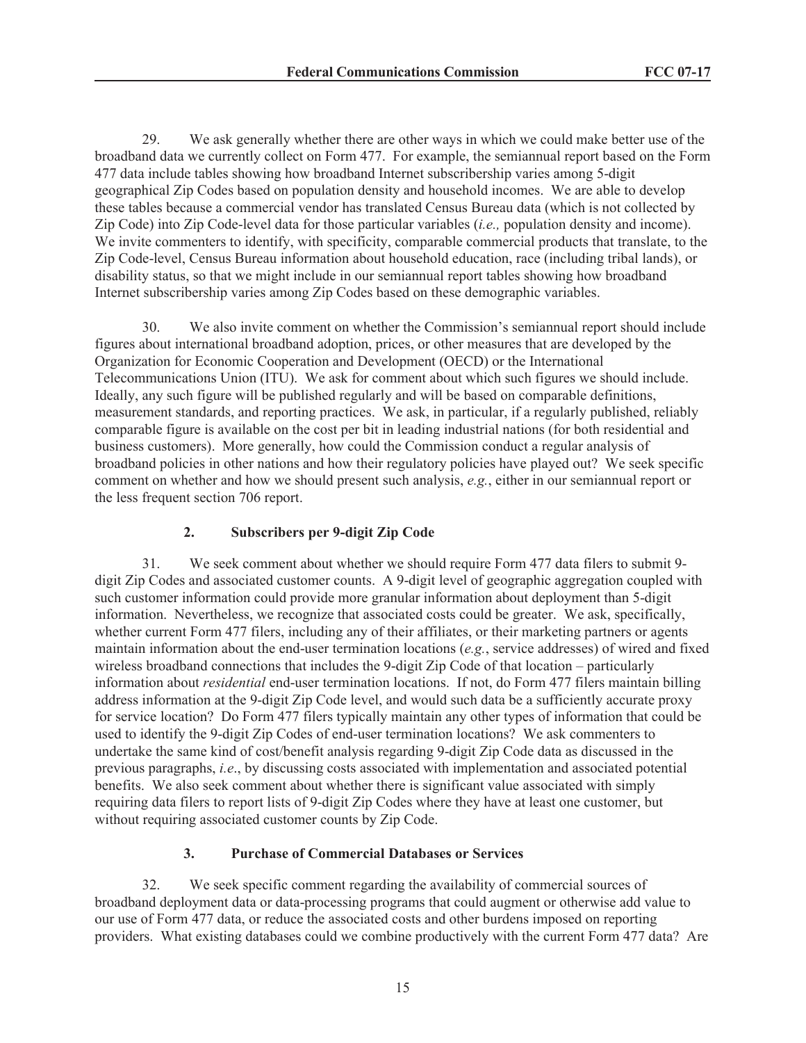29. We ask generally whether there are other ways in which we could make better use of the broadband data we currently collect on Form 477. For example, the semiannual report based on the Form 477 data include tables showing how broadband Internet subscribership varies among 5-digit geographical Zip Codes based on population density and household incomes. We are able to develop these tables because a commercial vendor has translated Census Bureau data (which is not collected by Zip Code) into Zip Code-level data for those particular variables (*i.e.,* population density and income). We invite commenters to identify, with specificity, comparable commercial products that translate, to the Zip Code-level, Census Bureau information about household education, race (including tribal lands), or disability status, so that we might include in our semiannual report tables showing how broadband Internet subscribership varies among Zip Codes based on these demographic variables.

30. We also invite comment on whether the Commission's semiannual report should include figures about international broadband adoption, prices, or other measures that are developed by the Organization for Economic Cooperation and Development (OECD) or the International Telecommunications Union (ITU). We ask for comment about which such figures we should include. Ideally, any such figure will be published regularly and will be based on comparable definitions, measurement standards, and reporting practices. We ask, in particular, if a regularly published, reliably comparable figure is available on the cost per bit in leading industrial nations (for both residential and business customers). More generally, how could the Commission conduct a regular analysis of broadband policies in other nations and how their regulatory policies have played out? We seek specific comment on whether and how we should present such analysis, *e.g.*, either in our semiannual report or the less frequent section 706 report.

### 2. Subscribers per 9-digit Zip Code

31. We seek comment about whether we should require Form 477 data filers to submit 9-digit Zip Codes and associated customer counts. A 9-digit level of geographic aggregation coupled with such customer information could provide more granular information about deployment than 5-digit information. Nevertheless, we recognize that associated costs could be greater. We ask, specifically, whether current Form 477 filers, including any of their affiliates, or their marketing partners or agents maintain information about the end-user termination locations (*e.g.*, service addresses) of wired and fixed wireless broadband connections that includes the 9-digit Zip Code of that location – particularly information about *residential* end-user termination locations. If not, do Form 477 filers maintain billing address information at the 9-digit Zip Code level, and would such data be a sufficiently accurate proxy for service location? Do Form 477 filers typically maintain any other types of information that could be used to identify the 9-digit Zip Codes of end-user termination locations? We ask commenters to undertake the same kind of cost/benefit analysis regarding 9-digit Zip Code data as discussed in the previous paragraphs, *i.e*., by discussing costs associated with implementation and associated potential benefits. We also seek comment about whether there is significant value associated with simply requiring data filers to report lists of 9-digit Zip Codes where they have at least one customer, but without requiring associated customer counts by Zip Code.

### 3. Purchase of Commercial Databases or Services

32. We seek specific comment regarding the availability of commercial sources of broadband deployment data or data-processing programs that could augment or otherwise add value to our use of Form 477 data, or reduce the associated costs and other burdens imposed on reporting providers. What existing databases could we combine productively with the current Form 477 data? Are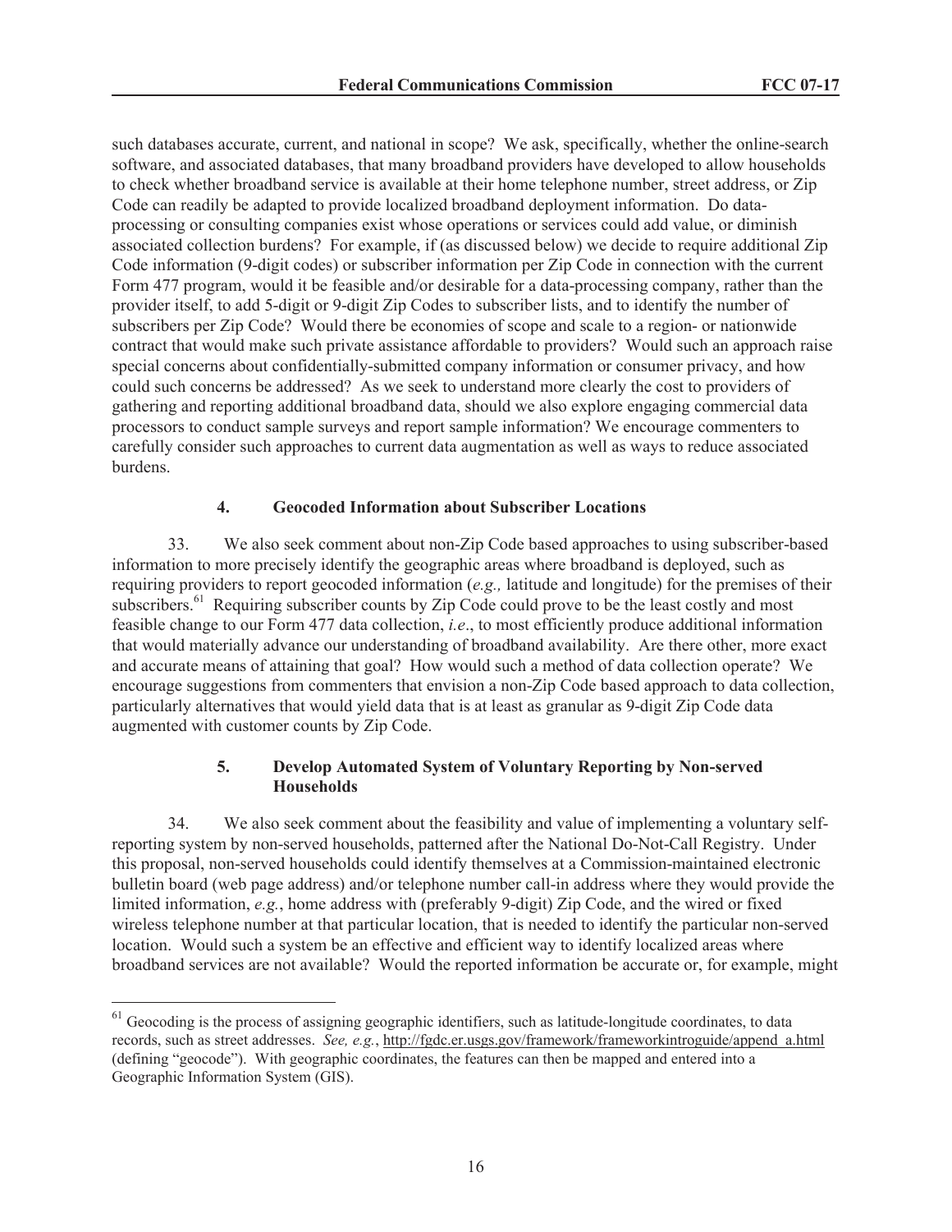such databases accurate, current, and national in scope? We ask, specifically, whether the online-search software, and associated databases, that many broadband providers have developed to allow households to check whether broadband service is available at their home telephone number, street address, or Zip Code can readily be adapted to provide localized broadband deployment information. Do data-processing or consulting companies exist whose operations or services could add value, or diminish associated collection burdens? For example, if (as discussed below) we decide to require additional Zip Code information (9-digit codes) or subscriber information per Zip Code in connection with the current Form 477 program, would it be feasible and/or desirable for a data-processing company, rather than the provider itself, to add 5-digit or 9-digit Zip Codes to subscriber lists, and to identify the number of subscribers per Zip Code? Would there be economies of scope and scale to a region- or nationwide contract that would make such private assistance affordable to providers? Would such an approach raise special concerns about confidentially-submitted company information or consumer privacy, and how could such concerns be addressed? As we seek to understand more clearly the cost to providers of gathering and reporting additional broadband data, should we also explore engaging commercial data processors to conduct sample surveys and report sample information? We encourage commenters to carefully consider such approaches to current data augmentation as well as ways to reduce associated burdens.

#### 4. Geocoded Information about Subscriber Locations

33. We also seek comment about non-Zip Code based approaches to using subscriber-based information to more precisely identify the geographic areas where broadband is deployed, such as requiring providers to report geocoded information (*e.g.,* latitude and longitude) for the premises of their subscribers.[61] Requiring subscriber counts by Zip Code could prove to be the least costly and most feasible change to our Form 477 data collection, *i.e*., to most efficiently produce additional information that would materially advance our understanding of broadband availability. Are there other, more exact and accurate means of attaining that goal? How would such a method of data collection operate? We encourage suggestions from commenters that envision a non-Zip Code based approach to data collection, particularly alternatives that would yield data that is at least as granular as 9-digit Zip Code data augmented with customer counts by Zip Code.

#### 5. Develop Automated System of Voluntary Reporting by Non-served Households

34. We also seek comment about the feasibility and value of implementing a voluntary self-reporting system by non-served households, patterned after the National Do-Not-Call Registry. Under this proposal, non-served households could identify themselves at a Commission-maintained electronic bulletin board (web page address) and/or telephone number call-in address where they would provide the limited information, *e.g.*, home address with (preferably 9-digit) Zip Code, and the wired or fixed wireless telephone number at that particular location, that is needed to identify the particular non-served location. Would such a system be an effective and efficient way to identify localized areas where broadband services are not available? Would the reported information be accurate or, for example, might

---

[61] Geocoding is the process of assigning geographic identifiers, such as latitude-longitude coordinates, to data records, such as street addresses. *See, e.g.*, http://fgdc.er.usgs.gov/framework/frameworkintroguide/append_a.html (defining "geocode"). With geographic coordinates, the features can then be mapped and entered into a Geographic Information System (GIS).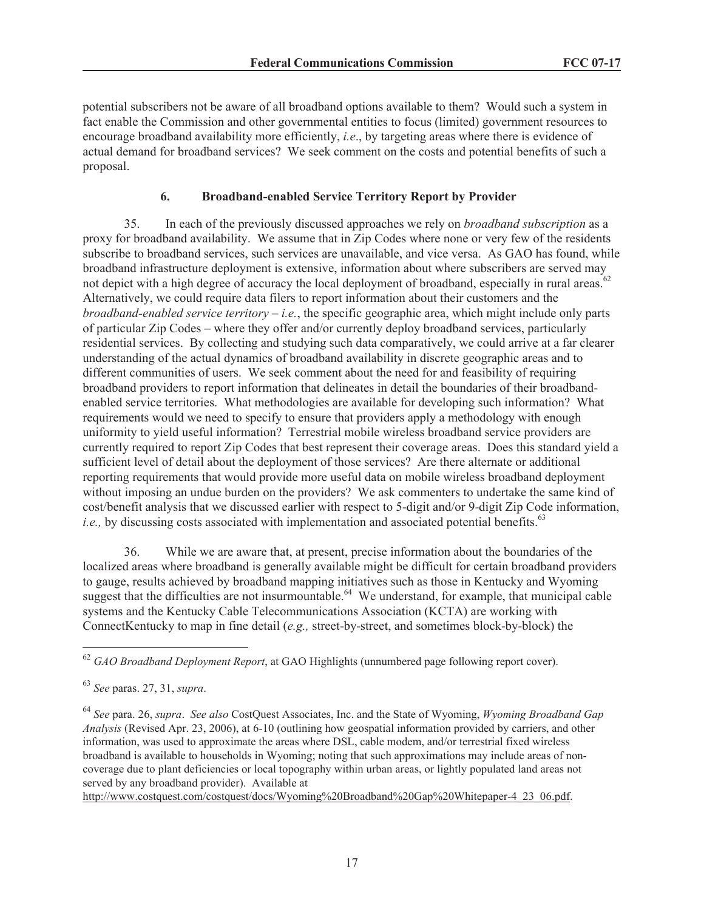potential subscribers not be aware of all broadband options available to them? Would such a system in fact enable the Commission and other governmental entities to focus (limited) government resources to encourage broadband availability more efficiently, *i.e*., by targeting areas where there is evidence of actual demand for broadband services? We seek comment on the costs and potential benefits of such a proposal.

### 6. Broadband-enabled Service Territory Report by Provider

35. In each of the previously discussed approaches we rely on *broadband subscription* as a proxy for broadband availability. We assume that in Zip Codes where none or very few of the residents subscribe to broadband services, such services are unavailable, and vice versa. As GAO has found, while broadband infrastructure deployment is extensive, information about where subscribers are served may not depict with a high degree of accuracy the local deployment of broadband, especially in rural areas.[62] Alternatively, we could require data filers to report information about their customers and the *broadband-enabled service territory* – *i.e.*, the specific geographic area, which might include only parts of particular Zip Codes – where they offer and/or currently deploy broadband services, particularly residential services. By collecting and studying such data comparatively, we could arrive at a far clearer understanding of the actual dynamics of broadband availability in discrete geographic areas and to different communities of users. We seek comment about the need for and feasibility of requiring broadband providers to report information that delineates in detail the boundaries of their broadband-enabled service territories. What methodologies are available for developing such information? What requirements would we need to specify to ensure that providers apply a methodology with enough uniformity to yield useful information? Terrestrial mobile wireless broadband service providers are currently required to report Zip Codes that best represent their coverage areas. Does this standard yield a sufficient level of detail about the deployment of those services? Are there alternate or additional reporting requirements that would provide more useful data on mobile wireless broadband deployment without imposing an undue burden on the providers? We ask commenters to undertake the same kind of cost/benefit analysis that we discussed earlier with respect to 5-digit and/or 9-digit Zip Code information, *i.e.,* by discussing costs associated with implementation and associated potential benefits.[63]

36. While we are aware that, at present, precise information about the boundaries of the localized areas where broadband is generally available might be difficult for certain broadband providers to gauge, results achieved by broadband mapping initiatives such as those in Kentucky and Wyoming suggest that the difficulties are not insurmountable.[64] We understand, for example, that municipal cable systems and the Kentucky Cable Telecommunications Association (KCTA) are working with ConnectKentucky to map in fine detail (*e.g.,* street-by-street, and sometimes block-by-block) the

---

[62] *GAO Broadband Deployment Report*, at GAO Highlights (unnumbered page following report cover).

[63] *See* paras. 27, 31, *supra*.

[64] *See* para. 26, *supra*. *See also* CostQuest Associates, Inc. and the State of Wyoming, *Wyoming Broadband Gap Analysis* (Revised Apr. 23, 2006), at 6-10 (outlining how geospatial information provided by carriers, and other information, was used to approximate the areas where DSL, cable modem, and/or terrestrial fixed wireless broadband is available to households in Wyoming; noting that such approximations may include areas of non-coverage due to plant deficiencies or local topography within urban areas, or lightly populated land areas not served by any broadband provider). Available at http://www.costquest.com/costquest/docs/Wyoming%20Broadband%20Gap%20Whitepaper-4_23_06.pdf.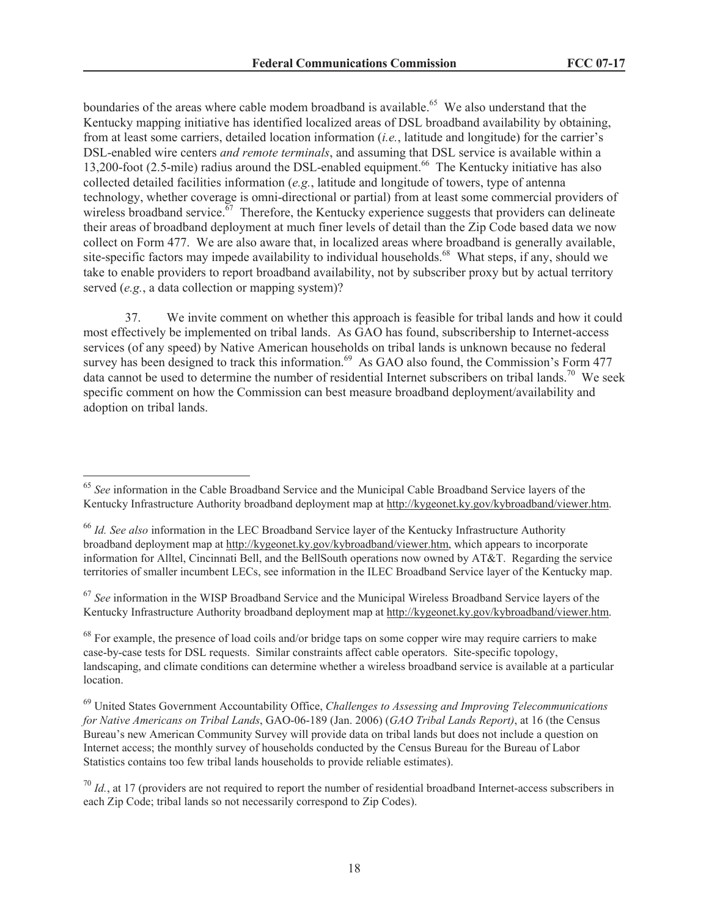boundaries of the areas where cable modem broadband is available.[65] We also understand that the Kentucky mapping initiative has identified localized areas of DSL broadband availability by obtaining, from at least some carriers, detailed location information (*i.e.*, latitude and longitude) for the carrier's DSL-enabled wire centers *and remote terminals*, and assuming that DSL service is available within a 13,200-foot (2.5-mile) radius around the DSL-enabled equipment.[66] The Kentucky initiative has also collected detailed facilities information (*e.g.*, latitude and longitude of towers, type of antenna technology, whether coverage is omni-directional or partial) from at least some commercial providers of wireless broadband service.[67] Therefore, the Kentucky experience suggests that providers can delineate their areas of broadband deployment at much finer levels of detail than the Zip Code based data we now collect on Form 477. We are also aware that, in localized areas where broadband is generally available, site-specific factors may impede availability to individual households.[68] What steps, if any, should we take to enable providers to report broadband availability, not by subscriber proxy but by actual territory served (*e.g.*, a data collection or mapping system)?

37. We invite comment on whether this approach is feasible for tribal lands and how it could most effectively be implemented on tribal lands. As GAO has found, subscribership to Internet-access services (of any speed) by Native American households on tribal lands is unknown because no federal survey has been designed to track this information.[69] As GAO also found, the Commission's Form 477 data cannot be used to determine the number of residential Internet subscribers on tribal lands.[70] We seek specific comment on how the Commission can best measure broadband deployment/availability and adoption on tribal lands.

---

[65] *See* information in the Cable Broadband Service and the Municipal Cable Broadband Service layers of the Kentucky Infrastructure Authority broadband deployment map at http://kygeonet.ky.gov/kybroadband/viewer.htm.

[66] *Id. See also* information in the LEC Broadband Service layer of the Kentucky Infrastructure Authority broadband deployment map at http://kygeonet.ky.gov/kybroadband/viewer.htm, which appears to incorporate information for Alltel, Cincinnati Bell, and the BellSouth operations now owned by AT&T. Regarding the service territories of smaller incumbent LECs, see information in the ILEC Broadband Service layer of the Kentucky map.

[67] *See* information in the WISP Broadband Service and the Municipal Wireless Broadband Service layers of the Kentucky Infrastructure Authority broadband deployment map at http://kygeonet.ky.gov/kybroadband/viewer.htm.

[68] For example, the presence of load coils and/or bridge taps on some copper wire may require carriers to make case-by-case tests for DSL requests. Similar constraints affect cable operators. Site-specific topology, landscaping, and climate conditions can determine whether a wireless broadband service is available at a particular location.

[69] United States Government Accountability Office, *Challenges to Assessing and Improving Telecommunications for Native Americans on Tribal Lands*, GAO-06-189 (Jan. 2006) (*GAO Tribal Lands Report)*, at 16 (the Census Bureau's new American Community Survey will provide data on tribal lands but does not include a question on Internet access; the monthly survey of households conducted by the Census Bureau for the Bureau of Labor Statistics contains too few tribal lands households to provide reliable estimates).

[70] *Id.*, at 17 (providers are not required to report the number of residential broadband Internet-access subscribers in each Zip Code; tribal lands so not necessarily correspond to Zip Codes).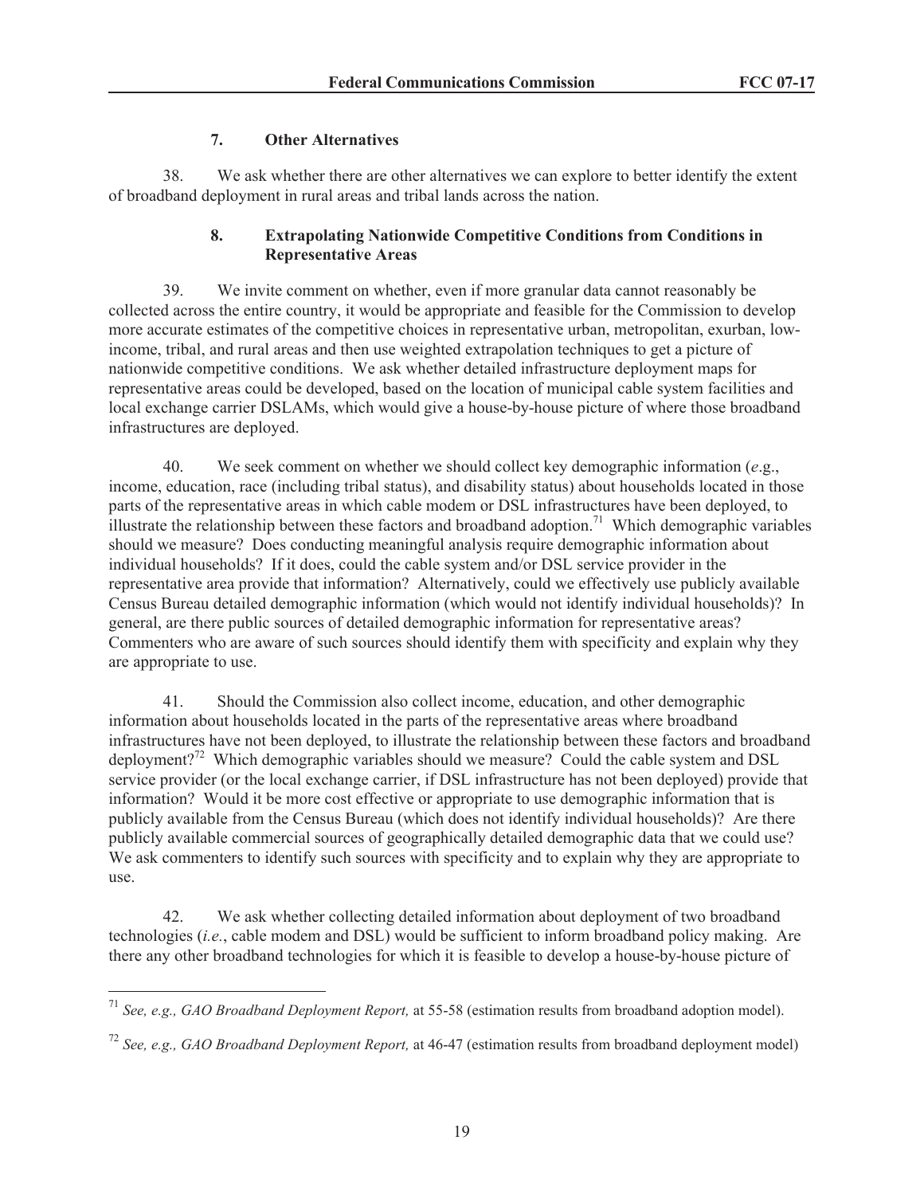### 7. Other Alternatives

38. We ask whether there are other alternatives we can explore to better identify the extent of broadband deployment in rural areas and tribal lands across the nation.

### 8. Extrapolating Nationwide Competitive Conditions from Conditions in Representative Areas

39. We invite comment on whether, even if more granular data cannot reasonably be collected across the entire country, it would be appropriate and feasible for the Commission to develop more accurate estimates of the competitive choices in representative urban, metropolitan, exurban, low-income, tribal, and rural areas and then use weighted extrapolation techniques to get a picture of nationwide competitive conditions. We ask whether detailed infrastructure deployment maps for representative areas could be developed, based on the location of municipal cable system facilities and local exchange carrier DSLAMs, which would give a house-by-house picture of where those broadband infrastructures are deployed.

40. We seek comment on whether we should collect key demographic information (*e*.g., income, education, race (including tribal status), and disability status) about households located in those parts of the representative areas in which cable modem or DSL infrastructures have been deployed, to illustrate the relationship between these factors and broadband adoption.[71] Which demographic variables should we measure? Does conducting meaningful analysis require demographic information about individual households? If it does, could the cable system and/or DSL service provider in the representative area provide that information? Alternatively, could we effectively use publicly available Census Bureau detailed demographic information (which would not identify individual households)? In general, are there public sources of detailed demographic information for representative areas? Commenters who are aware of such sources should identify them with specificity and explain why they are appropriate to use.

41. Should the Commission also collect income, education, and other demographic information about households located in the parts of the representative areas where broadband infrastructures have not been deployed, to illustrate the relationship between these factors and broadband deployment?[72] Which demographic variables should we measure? Could the cable system and DSL service provider (or the local exchange carrier, if DSL infrastructure has not been deployed) provide that information? Would it be more cost effective or appropriate to use demographic information that is publicly available from the Census Bureau (which does not identify individual households)? Are there publicly available commercial sources of geographically detailed demographic data that we could use? We ask commenters to identify such sources with specificity and to explain why they are appropriate to use.

42. We ask whether collecting detailed information about deployment of two broadband technologies (*i.e.*, cable modem and DSL) would be sufficient to inform broadband policy making. Are there any other broadband technologies for which it is feasible to develop a house-by-house picture of

---

[71] *See, e.g., GAO Broadband Deployment Report,* at 55-58 (estimation results from broadband adoption model).

[72] *See, e.g., GAO Broadband Deployment Report,* at 46-47 (estimation results from broadband deployment model)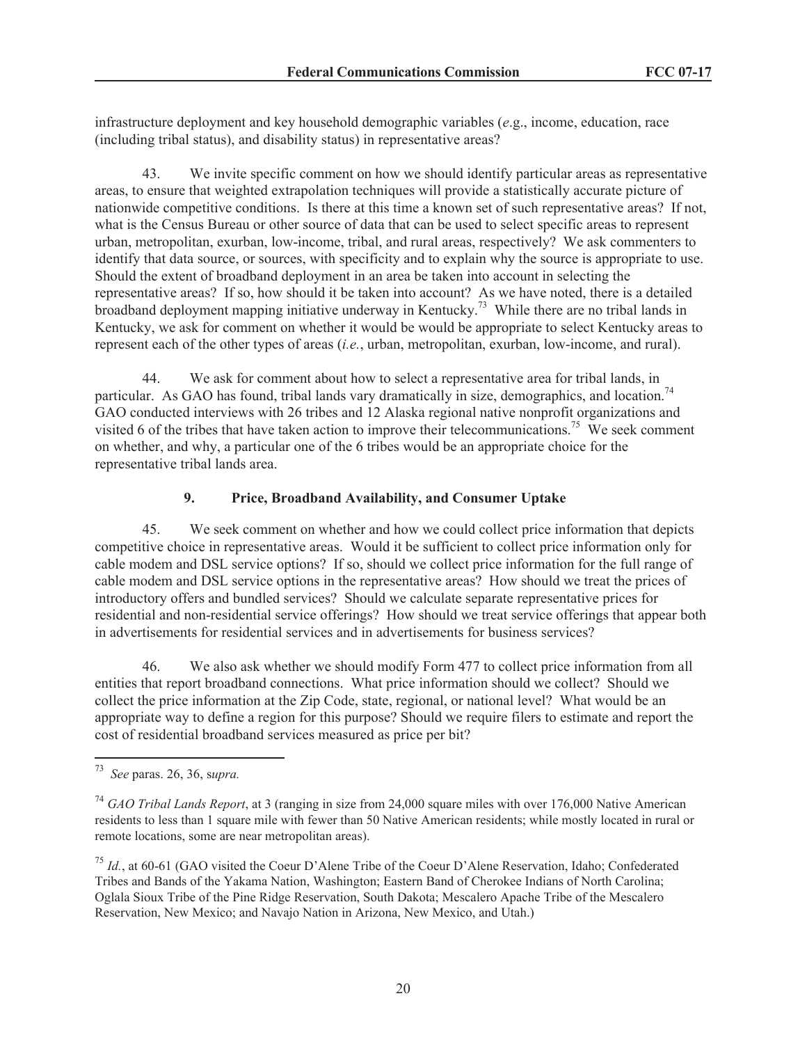infrastructure deployment and key household demographic variables (*e*.g., income, education, race (including tribal status), and disability status) in representative areas?

43. We invite specific comment on how we should identify particular areas as representative areas, to ensure that weighted extrapolation techniques will provide a statistically accurate picture of nationwide competitive conditions. Is there at this time a known set of such representative areas? If not, what is the Census Bureau or other source of data that can be used to select specific areas to represent urban, metropolitan, exurban, low-income, tribal, and rural areas, respectively? We ask commenters to identify that data source, or sources, with specificity and to explain why the source is appropriate to use. Should the extent of broadband deployment in an area be taken into account in selecting the representative areas? If so, how should it be taken into account? As we have noted, there is a detailed broadband deployment mapping initiative underway in Kentucky.[73] While there are no tribal lands in Kentucky, we ask for comment on whether it would be would be appropriate to select Kentucky areas to represent each of the other types of areas (*i.e.*, urban, metropolitan, exurban, low-income, and rural).

44. We ask for comment about how to select a representative area for tribal lands, in particular. As GAO has found, tribal lands vary dramatically in size, demographics, and location.[74] GAO conducted interviews with 26 tribes and 12 Alaska regional native nonprofit organizations and visited 6 of the tribes that have taken action to improve their telecommunications.[75] We seek comment on whether, and why, a particular one of the 6 tribes would be an appropriate choice for the representative tribal lands area.

### 9. Price, Broadband Availability, and Consumer Uptake

45. We seek comment on whether and how we could collect price information that depicts competitive choice in representative areas. Would it be sufficient to collect price information only for cable modem and DSL service options? If so, should we collect price information for the full range of cable modem and DSL service options in the representative areas? How should we treat the prices of introductory offers and bundled services? Should we calculate separate representative prices for residential and non-residential service offerings? How should we treat service offerings that appear both in advertisements for residential services and in advertisements for business services?

46. We also ask whether we should modify Form 477 to collect price information from all entities that report broadband connections. What price information should we collect? Should we collect the price information at the Zip Code, state, regional, or national level? What would be an appropriate way to define a region for this purpose? Should we require filers to estimate and report the cost of residential broadband services measured as price per bit?

---

[73] *See* paras. 26, 36, s*upra.*

[74] *GAO Tribal Lands Report*, at 3 (ranging in size from 24,000 square miles with over 176,000 Native American residents to less than 1 square mile with fewer than 50 Native American residents; while mostly located in rural or remote locations, some are near metropolitan areas).

[75] *Id.*, at 60-61 (GAO visited the Coeur D'Alene Tribe of the Coeur D'Alene Reservation, Idaho; Confederated Tribes and Bands of the Yakama Nation, Washington; Eastern Band of Cherokee Indians of North Carolina; Oglala Sioux Tribe of the Pine Ridge Reservation, South Dakota; Mescalero Apache Tribe of the Mescalero Reservation, New Mexico; and Navajo Nation in Arizona, New Mexico, and Utah.)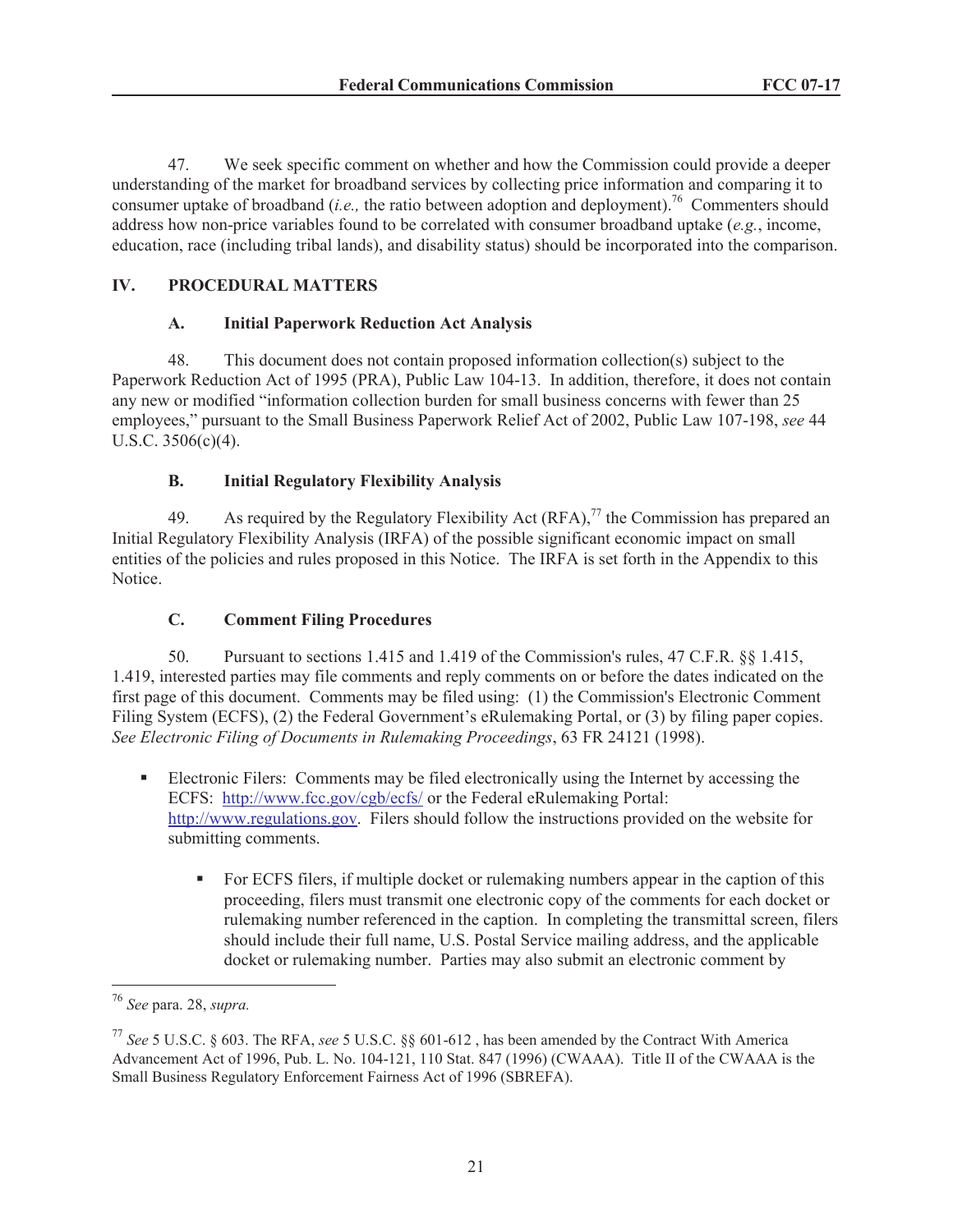47. We seek specific comment on whether and how the Commission could provide a deeper understanding of the market for broadband services by collecting price information and comparing it to consumer uptake of broadband (*i.e.,* the ratio between adoption and deployment).[76] Commenters should address how non-price variables found to be correlated with consumer broadband uptake (*e.g.*, income, education, race (including tribal lands), and disability status) should be incorporated into the comparison.

## IV. PROCEDURAL MATTERS

### A. Initial Paperwork Reduction Act Analysis

48. This document does not contain proposed information collection(s) subject to the Paperwork Reduction Act of 1995 (PRA), Public Law 104-13. In addition, therefore, it does not contain any new or modified "information collection burden for small business concerns with fewer than 25 employees," pursuant to the Small Business Paperwork Relief Act of 2002, Public Law 107-198, *see* 44 U.S.C. 3506(c)(4).

### B. Initial Regulatory Flexibility Analysis

49. As required by the Regulatory Flexibility Act (RFA),[77] the Commission has prepared an Initial Regulatory Flexibility Analysis (IRFA) of the possible significant economic impact on small entities of the policies and rules proposed in this Notice. The IRFA is set forth in the Appendix to this Notice.

### C. Comment Filing Procedures

50. Pursuant to sections 1.415 and 1.419 of the Commission's rules, 47 C.F.R. §§ 1.415, 1.419, interested parties may file comments and reply comments on or before the dates indicated on the first page of this document. Comments may be filed using: (1) the Commission's Electronic Comment Filing System (ECFS), (2) the Federal Government's eRulemaking Portal, or (3) by filing paper copies. *See Electronic Filing of Documents in Rulemaking Proceedings*, 63 FR 24121 (1998).

- Electronic Filers: Comments may be filed electronically using the Internet by accessing the ECFS: http://www.fcc.gov/cgb/ecfs/ or the Federal eRulemaking Portal: http://www.regulations.gov. Filers should follow the instructions provided on the website for submitting comments.
  - For ECFS filers, if multiple docket or rulemaking numbers appear in the caption of this proceeding, filers must transmit one electronic copy of the comments for each docket or rulemaking number referenced in the caption. In completing the transmittal screen, filers should include their full name, U.S. Postal Service mailing address, and the applicable docket or rulemaking number. Parties may also submit an electronic comment by

---

[76] *See* para. 28, *supra.*

[77] *See* 5 U.S.C. § 603. The RFA, *see* 5 U.S.C. §§ 601-612 , has been amended by the Contract With America Advancement Act of 1996, Pub. L. No. 104-121, 110 Stat. 847 (1996) (CWAAA). Title II of the CWAAA is the Small Business Regulatory Enforcement Fairness Act of 1996 (SBREFA).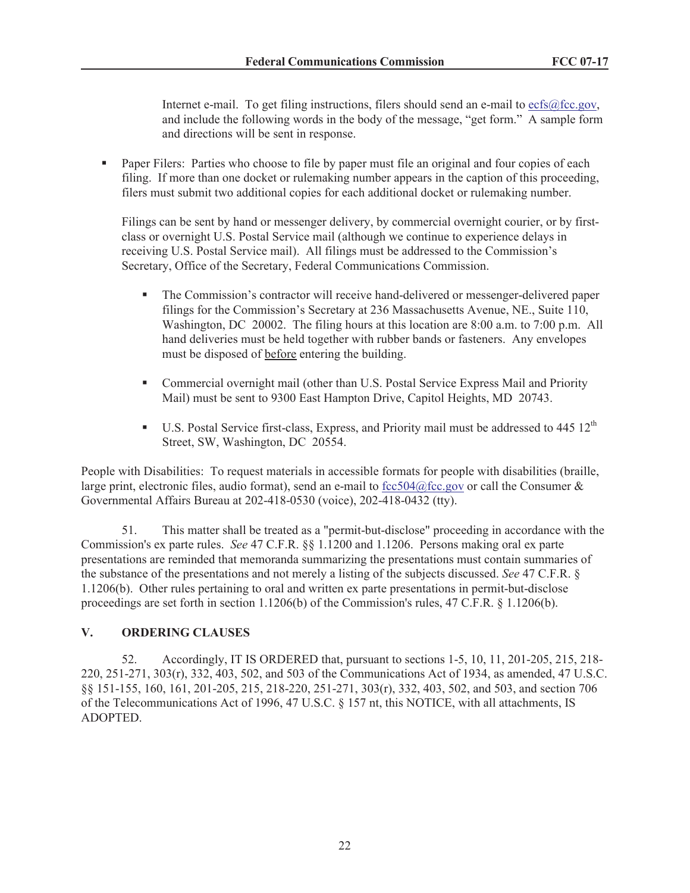Internet e-mail. To get filing instructions, filers should send an e-mail to ecfs@fcc.gov, and include the following words in the body of the message, "get form." A sample form and directions will be sent in response.

- Paper Filers: Parties who choose to file by paper must file an original and four copies of each filing. If more than one docket or rulemaking number appears in the caption of this proceeding, filers must submit two additional copies for each additional docket or rulemaking number.

  Filings can be sent by hand or messenger delivery, by commercial overnight courier, or by first-class or overnight U.S. Postal Service mail (although we continue to experience delays in receiving U.S. Postal Service mail). All filings must be addressed to the Commission's Secretary, Office of the Secretary, Federal Communications Commission.

  - The Commission's contractor will receive hand-delivered or messenger-delivered paper filings for the Commission's Secretary at 236 Massachusetts Avenue, NE., Suite 110, Washington, DC 20002. The filing hours at this location are 8:00 a.m. to 7:00 p.m. All hand deliveries must be held together with rubber bands or fasteners. Any envelopes must be disposed of before entering the building.

  - Commercial overnight mail (other than U.S. Postal Service Express Mail and Priority Mail) must be sent to 9300 East Hampton Drive, Capitol Heights, MD 20743.

  - U.S. Postal Service first-class, Express, and Priority mail must be addressed to 445 12th Street, SW, Washington, DC 20554.

People with Disabilities: To request materials in accessible formats for people with disabilities (braille, large print, electronic files, audio format), send an e-mail to fcc504@fcc.gov or call the Consumer & Governmental Affairs Bureau at 202-418-0530 (voice), 202-418-0432 (tty).

51. This matter shall be treated as a "permit-but-disclose" proceeding in accordance with the Commission's ex parte rules. *See* 47 C.F.R. §§ 1.1200 and 1.1206. Persons making oral ex parte presentations are reminded that memoranda summarizing the presentations must contain summaries of the substance of the presentations and not merely a listing of the subjects discussed. *See* 47 C.F.R. § 1.1206(b). Other rules pertaining to oral and written ex parte presentations in permit-but-disclose proceedings are set forth in section 1.1206(b) of the Commission's rules, 47 C.F.R. § 1.1206(b).

## V. ORDERING CLAUSES

52. Accordingly, IT IS ORDERED that, pursuant to sections 1-5, 10, 11, 201-205, 215, 218-220, 251-271, 303(r), 332, 403, 502, and 503 of the Communications Act of 1934, as amended, 47 U.S.C. §§ 151-155, 160, 161, 201-205, 215, 218-220, 251-271, 303(r), 332, 403, 502, and 503, and section 706 of the Telecommunications Act of 1996, 47 U.S.C. § 157 nt, this NOTICE, with all attachments, IS ADOPTED.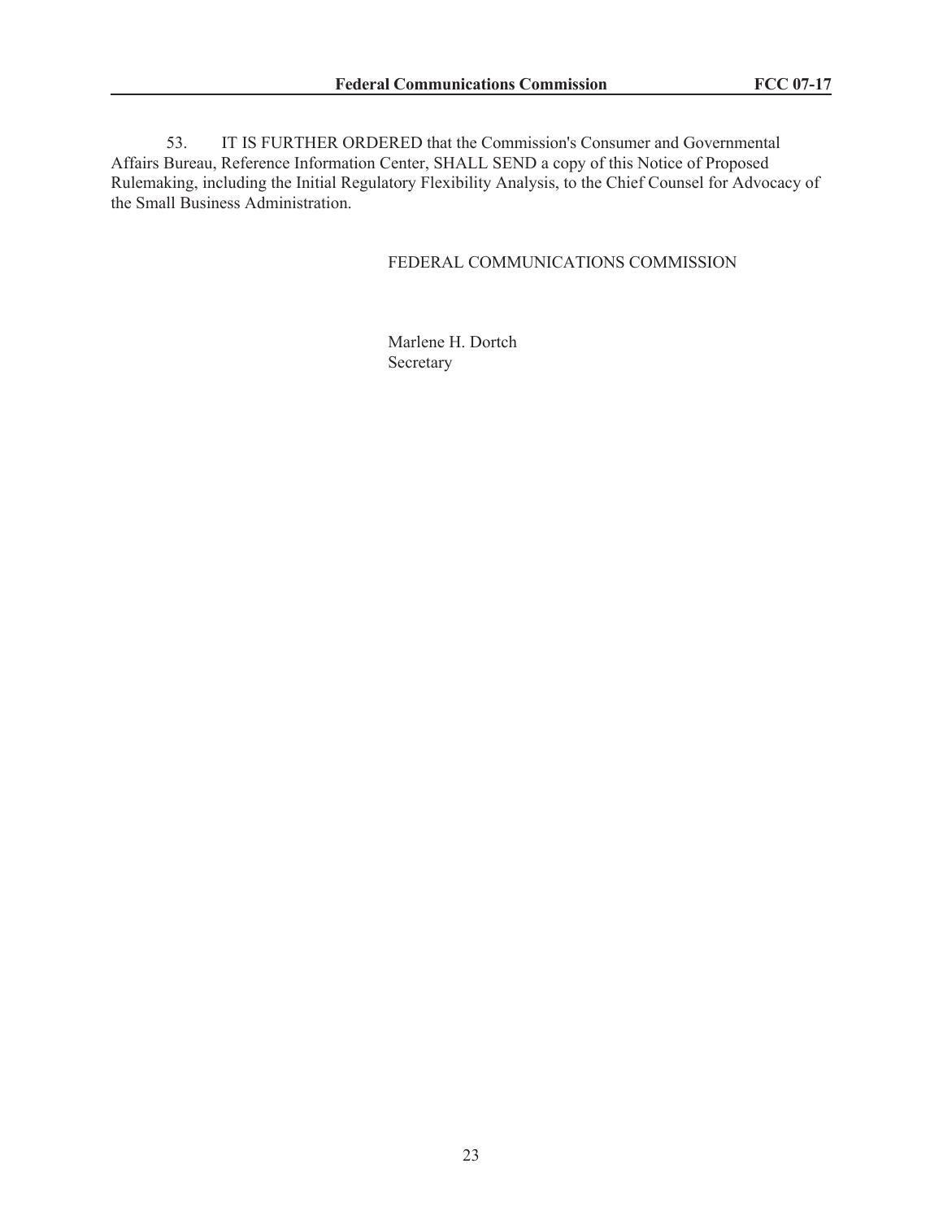53. IT IS FURTHER ORDERED that the Commission's Consumer and Governmental Affairs Bureau, Reference Information Center, SHALL SEND a copy of this Notice of Proposed Rulemaking, including the Initial Regulatory Flexibility Analysis, to the Chief Counsel for Advocacy of the Small Business Administration.

FEDERAL COMMUNICATIONS COMMISSION

Marlene H. Dortch
Secretary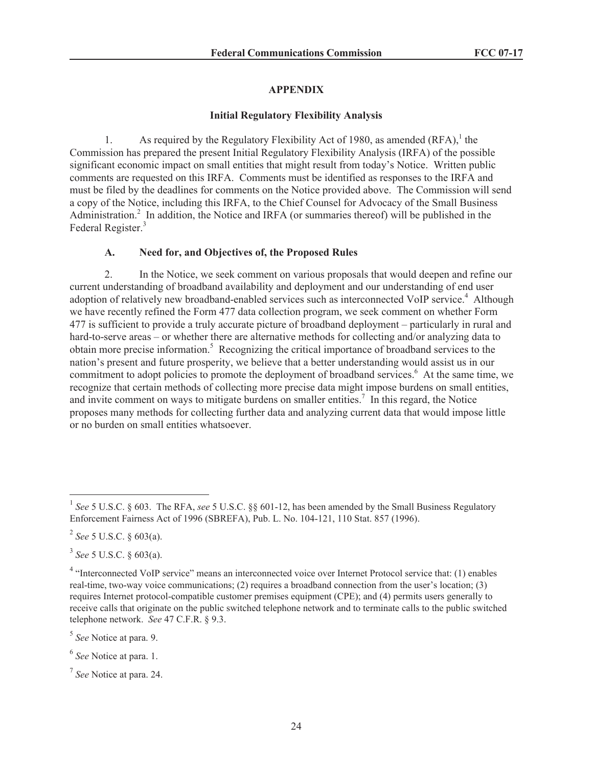# APPENDIX

## Initial Regulatory Flexibility Analysis

1. As required by the Regulatory Flexibility Act of 1980, as amended (RFA),[1] the Commission has prepared the present Initial Regulatory Flexibility Analysis (IRFA) of the possible significant economic impact on small entities that might result from today's Notice. Written public comments are requested on this IRFA. Comments must be identified as responses to the IRFA and must be filed by the deadlines for comments on the Notice provided above. The Commission will send a copy of the Notice, including this IRFA, to the Chief Counsel for Advocacy of the Small Business Administration.[2] In addition, the Notice and IRFA (or summaries thereof) will be published in the Federal Register.[3]

### A. Need for, and Objectives of, the Proposed Rules

2. In the Notice, we seek comment on various proposals that would deepen and refine our current understanding of broadband availability and deployment and our understanding of end user adoption of relatively new broadband-enabled services such as interconnected VoIP service.[4] Although we have recently refined the Form 477 data collection program, we seek comment on whether Form 477 is sufficient to provide a truly accurate picture of broadband deployment – particularly in rural and hard-to-serve areas – or whether there are alternative methods for collecting and/or analyzing data to obtain more precise information.[5] Recognizing the critical importance of broadband services to the nation's present and future prosperity, we believe that a better understanding would assist us in our commitment to adopt policies to promote the deployment of broadband services.[6] At the same time, we recognize that certain methods of collecting more precise data might impose burdens on small entities, and invite comment on ways to mitigate burdens on smaller entities.[7] In this regard, the Notice proposes many methods for collecting further data and analyzing current data that would impose little or no burden on small entities whatsoever.

---

[1] *See* 5 U.S.C. § 603. The RFA, *see* 5 U.S.C. §§ 601-12, has been amended by the Small Business Regulatory Enforcement Fairness Act of 1996 (SBREFA), Pub. L. No. 104-121, 110 Stat. 857 (1996).

[2] *See* 5 U.S.C. § 603(a).

[3] *See* 5 U.S.C. § 603(a).

[4] "Interconnected VoIP service" means an interconnected voice over Internet Protocol service that: (1) enables real-time, two-way voice communications; (2) requires a broadband connection from the user's location; (3) requires Internet protocol-compatible customer premises equipment (CPE); and (4) permits users generally to receive calls that originate on the public switched telephone network and to terminate calls to the public switched telephone network. *See* 47 C.F.R. § 9.3.

[5] *See* Notice at para. 9.

[6] *See* Notice at para. 1.

[7] *See* Notice at para. 24.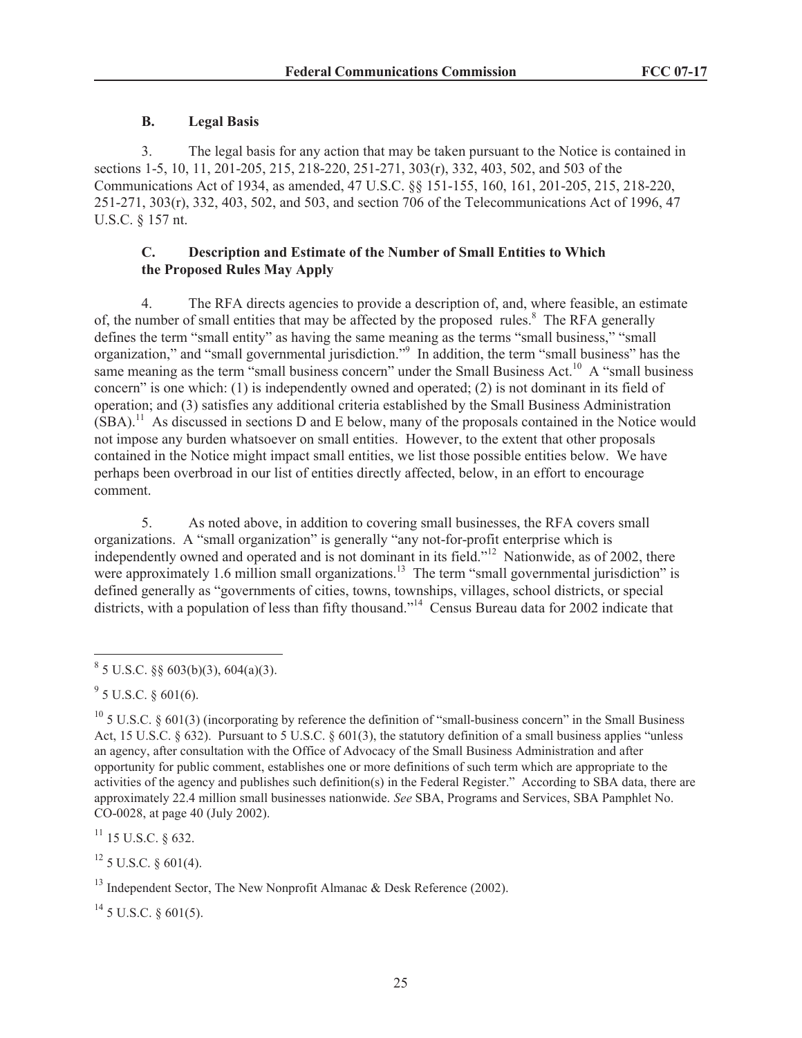### B. Legal Basis

3. The legal basis for any action that may be taken pursuant to the Notice is contained in sections 1-5, 10, 11, 201-205, 215, 218-220, 251-271, 303(r), 332, 403, 502, and 503 of the Communications Act of 1934, as amended, 47 U.S.C. §§ 151-155, 160, 161, 201-205, 215, 218-220, 251-271, 303(r), 332, 403, 502, and 503, and section 706 of the Telecommunications Act of 1996, 47 U.S.C. § 157 nt.

### C. Description and Estimate of the Number of Small Entities to Which the Proposed Rules May Apply

4. The RFA directs agencies to provide a description of, and, where feasible, an estimate of, the number of small entities that may be affected by the proposed rules.[8] The RFA generally defines the term "small entity" as having the same meaning as the terms "small business," "small organization," and "small governmental jurisdiction."[9] In addition, the term "small business" has the same meaning as the term "small business concern" under the Small Business Act.[10] A "small business concern" is one which: (1) is independently owned and operated; (2) is not dominant in its field of operation; and (3) satisfies any additional criteria established by the Small Business Administration (SBA).[11] As discussed in sections D and E below, many of the proposals contained in the Notice would not impose any burden whatsoever on small entities. However, to the extent that other proposals contained in the Notice might impact small entities, we list those possible entities below. We have perhaps been overbroad in our list of entities directly affected, below, in an effort to encourage comment.

5. As noted above, in addition to covering small businesses, the RFA covers small organizations. A "small organization" is generally "any not-for-profit enterprise which is independently owned and operated and is not dominant in its field."[12] Nationwide, as of 2002, there were approximately 1.6 million small organizations.[13] The term "small governmental jurisdiction" is defined generally as "governments of cities, towns, townships, villages, school districts, or special districts, with a population of less than fifty thousand."[14] Census Bureau data for 2002 indicate that

---

[8] 5 U.S.C. §§ 603(b)(3), 604(a)(3).

[9] 5 U.S.C. § 601(6).

[10] 5 U.S.C. § 601(3) (incorporating by reference the definition of "small-business concern" in the Small Business Act, 15 U.S.C. § 632). Pursuant to 5 U.S.C. § 601(3), the statutory definition of a small business applies "unless an agency, after consultation with the Office of Advocacy of the Small Business Administration and after opportunity for public comment, establishes one or more definitions of such term which are appropriate to the activities of the agency and publishes such definition(s) in the Federal Register." According to SBA data, there are approximately 22.4 million small businesses nationwide. *See* SBA, Programs and Services, SBA Pamphlet No. CO-0028, at page 40 (July 2002).

[11] 15 U.S.C. § 632.

[12] 5 U.S.C. § 601(4).

[13] Independent Sector, The New Nonprofit Almanac & Desk Reference (2002).

[14] 5 U.S.C. § 601(5).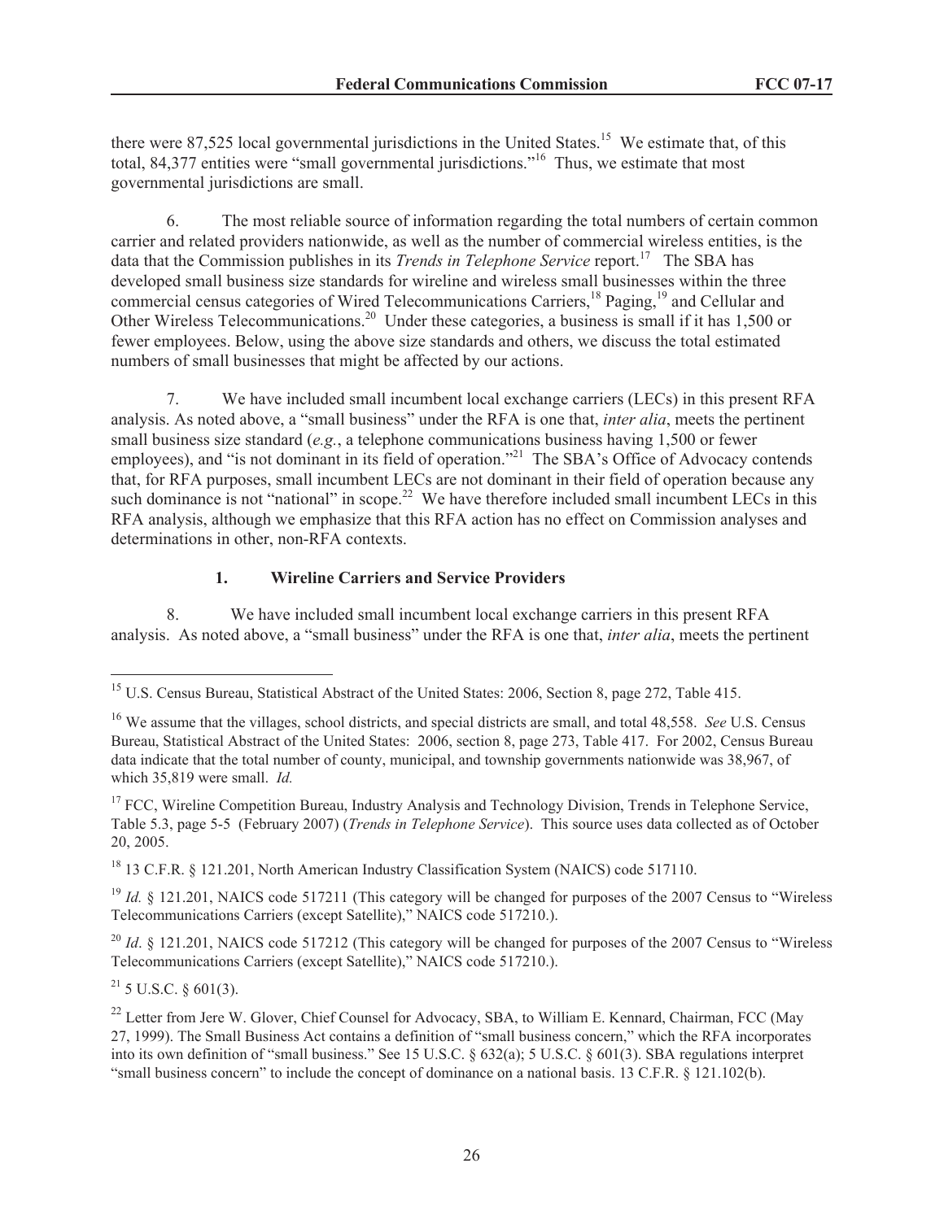there were 87,525 local governmental jurisdictions in the United States.[15] We estimate that, of this total, 84,377 entities were "small governmental jurisdictions."[16] Thus, we estimate that most governmental jurisdictions are small.

6. The most reliable source of information regarding the total numbers of certain common carrier and related providers nationwide, as well as the number of commercial wireless entities, is the data that the Commission publishes in its *Trends in Telephone Service* report.[17] The SBA has developed small business size standards for wireline and wireless small businesses within the three commercial census categories of Wired Telecommunications Carriers,[18] Paging,[19] and Cellular and Other Wireless Telecommunications.[20] Under these categories, a business is small if it has 1,500 or fewer employees. Below, using the above size standards and others, we discuss the total estimated numbers of small businesses that might be affected by our actions.

7. We have included small incumbent local exchange carriers (LECs) in this present RFA analysis. As noted above, a "small business" under the RFA is one that, *inter alia*, meets the pertinent small business size standard (*e.g.*, a telephone communications business having 1,500 or fewer employees), and "is not dominant in its field of operation."[21] The SBA's Office of Advocacy contends that, for RFA purposes, small incumbent LECs are not dominant in their field of operation because any such dominance is not "national" in scope.[22] We have therefore included small incumbent LECs in this RFA analysis, although we emphasize that this RFA action has no effect on Commission analyses and determinations in other, non-RFA contexts.

### 1. Wireline Carriers and Service Providers

8. We have included small incumbent local exchange carriers in this present RFA analysis. As noted above, a "small business" under the RFA is one that, *inter alia*, meets the pertinent

---

[15] U.S. Census Bureau, Statistical Abstract of the United States: 2006, Section 8, page 272, Table 415.

[16] We assume that the villages, school districts, and special districts are small, and total 48,558. *See* U.S. Census Bureau, Statistical Abstract of the United States: 2006, section 8, page 273, Table 417. For 2002, Census Bureau data indicate that the total number of county, municipal, and township governments nationwide was 38,967, of which 35,819 were small. *Id.*

[17] FCC, Wireline Competition Bureau, Industry Analysis and Technology Division, Trends in Telephone Service, Table 5.3, page 5-5 (February 2007) (*Trends in Telephone Service*). This source uses data collected as of October 20, 2005.

[18] 13 C.F.R. § 121.201, North American Industry Classification System (NAICS) code 517110.

[19] *Id.* § 121.201, NAICS code 517211 (This category will be changed for purposes of the 2007 Census to "Wireless Telecommunications Carriers (except Satellite)," NAICS code 517210.).

[20] *Id*. § 121.201, NAICS code 517212 (This category will be changed for purposes of the 2007 Census to "Wireless Telecommunications Carriers (except Satellite)," NAICS code 517210.).

[21] 5 U.S.C. § 601(3).

[22] Letter from Jere W. Glover, Chief Counsel for Advocacy, SBA, to William E. Kennard, Chairman, FCC (May 27, 1999). The Small Business Act contains a definition of "small business concern," which the RFA incorporates into its own definition of "small business." See 15 U.S.C. § 632(a); 5 U.S.C. § 601(3). SBA regulations interpret "small business concern" to include the concept of dominance on a national basis. 13 C.F.R. § 121.102(b).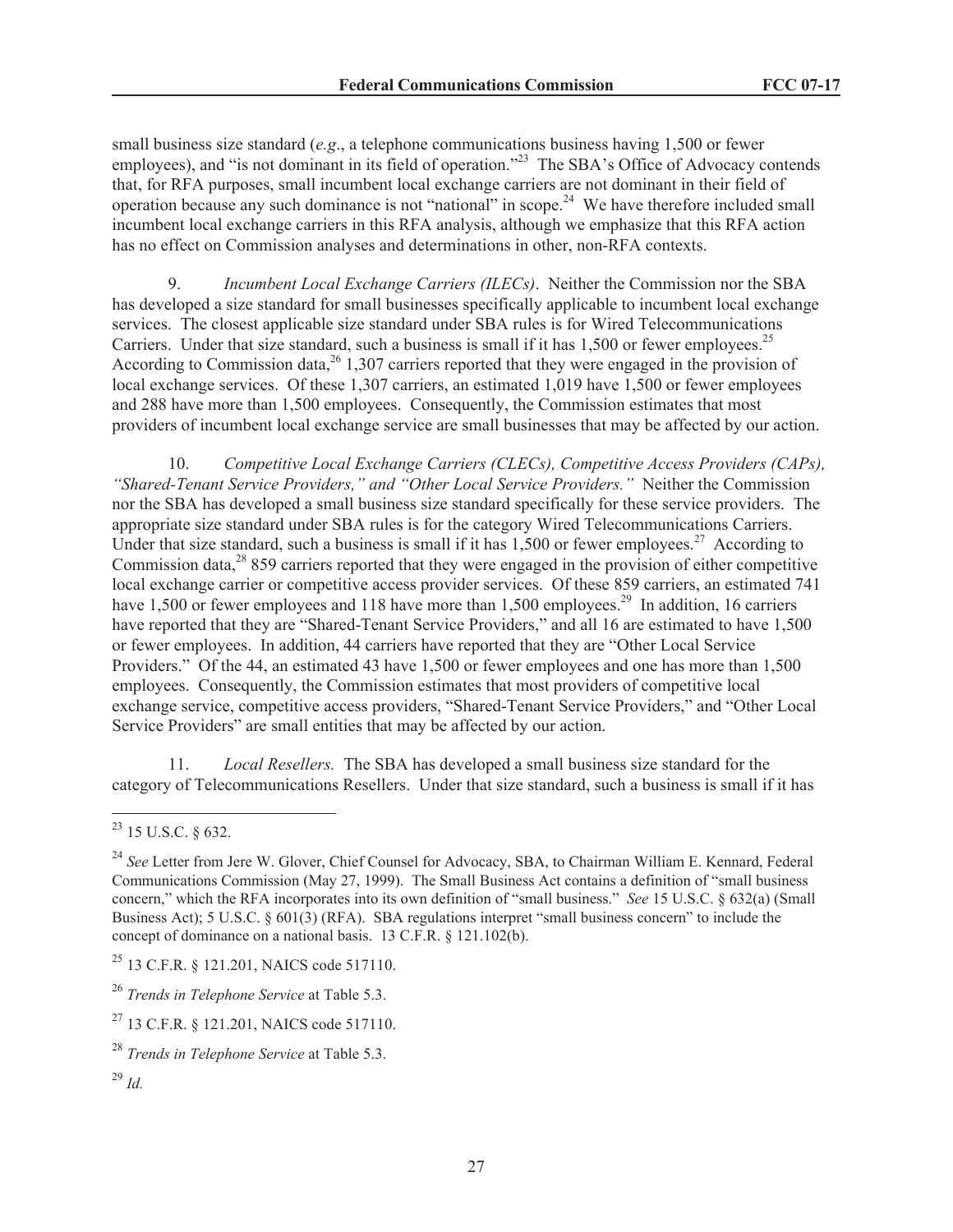small business size standard (*e.g*., a telephone communications business having 1,500 or fewer employees), and "is not dominant in its field of operation."[23] The SBA's Office of Advocacy contends that, for RFA purposes, small incumbent local exchange carriers are not dominant in their field of operation because any such dominance is not "national" in scope.[24] We have therefore included small incumbent local exchange carriers in this RFA analysis, although we emphasize that this RFA action has no effect on Commission analyses and determinations in other, non-RFA contexts.

9. *Incumbent Local Exchange Carriers (ILECs)*. Neither the Commission nor the SBA has developed a size standard for small businesses specifically applicable to incumbent local exchange services. The closest applicable size standard under SBA rules is for Wired Telecommunications Carriers. Under that size standard, such a business is small if it has 1,500 or fewer employees.[25] According to Commission data,[26] 1,307 carriers reported that they were engaged in the provision of local exchange services. Of these 1,307 carriers, an estimated 1,019 have 1,500 or fewer employees and 288 have more than 1,500 employees. Consequently, the Commission estimates that most providers of incumbent local exchange service are small businesses that may be affected by our action.

10. *Competitive Local Exchange Carriers (CLECs), Competitive Access Providers (CAPs), "Shared-Tenant Service Providers," and "Other Local Service Providers."* Neither the Commission nor the SBA has developed a small business size standard specifically for these service providers. The appropriate size standard under SBA rules is for the category Wired Telecommunications Carriers. Under that size standard, such a business is small if it has 1,500 or fewer employees.[27] According to Commission data,[28] 859 carriers reported that they were engaged in the provision of either competitive local exchange carrier or competitive access provider services. Of these 859 carriers, an estimated 741 have 1,500 or fewer employees and 118 have more than 1,500 employees.[29] In addition, 16 carriers have reported that they are "Shared-Tenant Service Providers," and all 16 are estimated to have 1,500 or fewer employees. In addition, 44 carriers have reported that they are "Other Local Service Providers." Of the 44, an estimated 43 have 1,500 or fewer employees and one has more than 1,500 employees. Consequently, the Commission estimates that most providers of competitive local exchange service, competitive access providers, "Shared-Tenant Service Providers," and "Other Local Service Providers" are small entities that may be affected by our action.

11. *Local Resellers.* The SBA has developed a small business size standard for the category of Telecommunications Resellers. Under that size standard, such a business is small if it has

---

[23] 15 U.S.C. § 632.

[24] *See* Letter from Jere W. Glover, Chief Counsel for Advocacy, SBA, to Chairman William E. Kennard, Federal Communications Commission (May 27, 1999). The Small Business Act contains a definition of "small business concern," which the RFA incorporates into its own definition of "small business." *See* 15 U.S.C. § 632(a) (Small Business Act); 5 U.S.C. § 601(3) (RFA). SBA regulations interpret "small business concern" to include the concept of dominance on a national basis. 13 C.F.R. § 121.102(b).

[25] 13 C.F.R. § 121.201, NAICS code 517110.

[26] *Trends in Telephone Service* at Table 5.3.

[27] 13 C.F.R. § 121.201, NAICS code 517110.

[28] *Trends in Telephone Service* at Table 5.3.

[29] *Id.*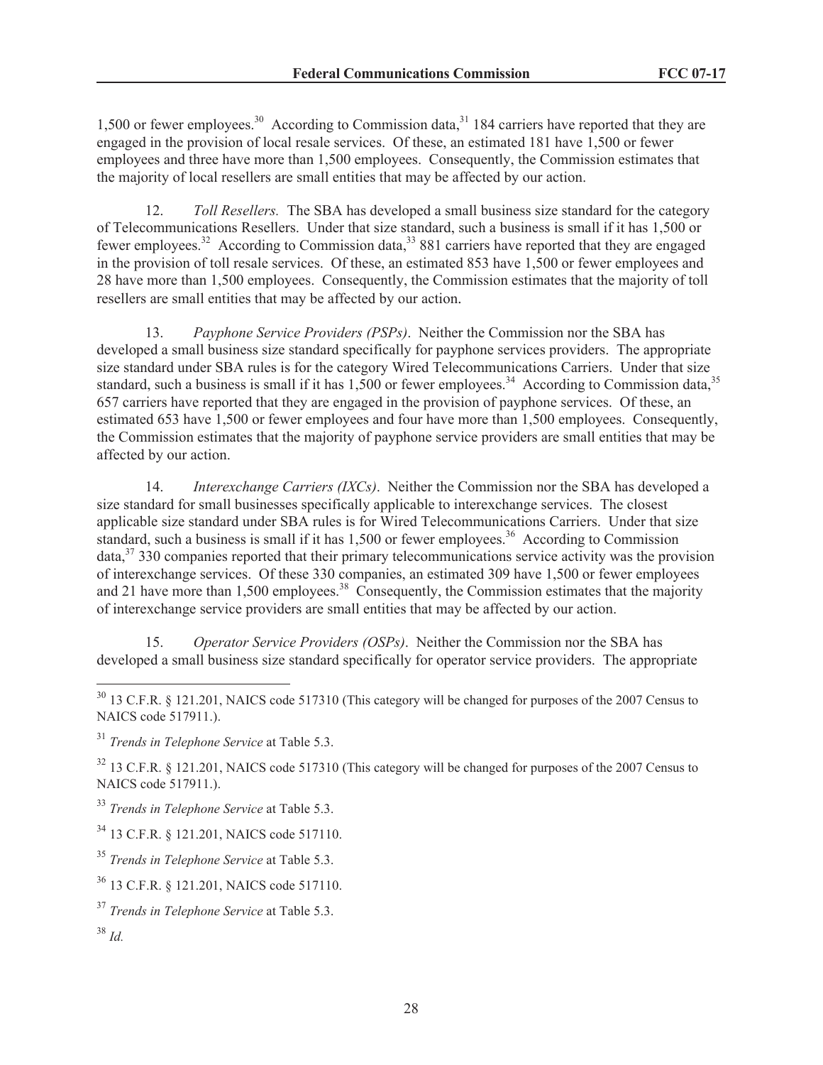1,500 or fewer employees.[30] According to Commission data,[31] 184 carriers have reported that they are engaged in the provision of local resale services. Of these, an estimated 181 have 1,500 or fewer employees and three have more than 1,500 employees. Consequently, the Commission estimates that the majority of local resellers are small entities that may be affected by our action.

12. *Toll Resellers.* The SBA has developed a small business size standard for the category of Telecommunications Resellers. Under that size standard, such a business is small if it has 1,500 or fewer employees.[32] According to Commission data,[33] 881 carriers have reported that they are engaged in the provision of toll resale services. Of these, an estimated 853 have 1,500 or fewer employees and 28 have more than 1,500 employees. Consequently, the Commission estimates that the majority of toll resellers are small entities that may be affected by our action.

13. *Payphone Service Providers (PSPs)*. Neither the Commission nor the SBA has developed a small business size standard specifically for payphone services providers. The appropriate size standard under SBA rules is for the category Wired Telecommunications Carriers. Under that size standard, such a business is small if it has 1,500 or fewer employees.[34] According to Commission data,[35] 657 carriers have reported that they are engaged in the provision of payphone services. Of these, an estimated 653 have 1,500 or fewer employees and four have more than 1,500 employees. Consequently, the Commission estimates that the majority of payphone service providers are small entities that may be affected by our action.

14. *Interexchange Carriers (IXCs)*. Neither the Commission nor the SBA has developed a size standard for small businesses specifically applicable to interexchange services. The closest applicable size standard under SBA rules is for Wired Telecommunications Carriers. Under that size standard, such a business is small if it has 1,500 or fewer employees.[36] According to Commission data,[37] 330 companies reported that their primary telecommunications service activity was the provision of interexchange services. Of these 330 companies, an estimated 309 have 1,500 or fewer employees and 21 have more than 1,500 employees.[38] Consequently, the Commission estimates that the majority of interexchange service providers are small entities that may be affected by our action.

15. *Operator Service Providers (OSPs)*. Neither the Commission nor the SBA has developed a small business size standard specifically for operator service providers. The appropriate

---

[30] 13 C.F.R. § 121.201, NAICS code 517310 (This category will be changed for purposes of the 2007 Census to NAICS code 517911.).

[31] *Trends in Telephone Service* at Table 5.3.

[32] 13 C.F.R. § 121.201, NAICS code 517310 (This category will be changed for purposes of the 2007 Census to NAICS code 517911.).

[33] *Trends in Telephone Service* at Table 5.3.

[34] 13 C.F.R. § 121.201, NAICS code 517110.

[35] *Trends in Telephone Service* at Table 5.3.

[36] 13 C.F.R. § 121.201, NAICS code 517110.

[37] *Trends in Telephone Service* at Table 5.3.

[38] *Id.*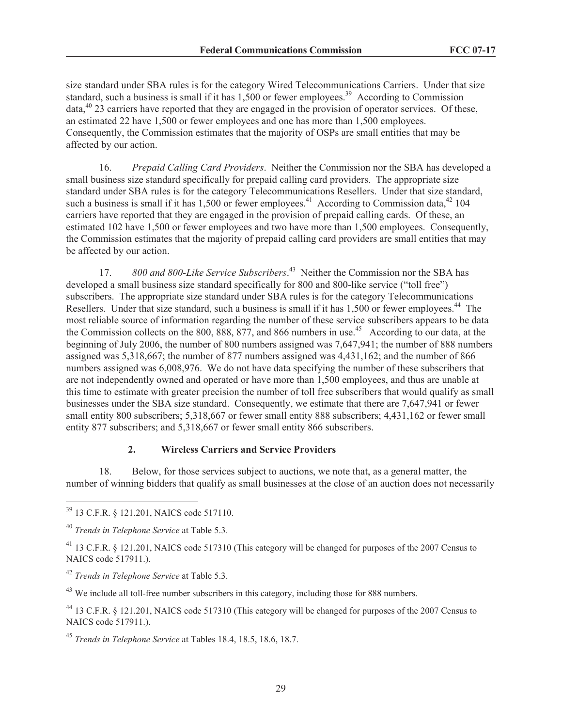size standard under SBA rules is for the category Wired Telecommunications Carriers. Under that size standard, such a business is small if it has 1,500 or fewer employees.[39] According to Commission data,[40] 23 carriers have reported that they are engaged in the provision of operator services. Of these, an estimated 22 have 1,500 or fewer employees and one has more than 1,500 employees. Consequently, the Commission estimates that the majority of OSPs are small entities that may be affected by our action.

16. *Prepaid Calling Card Providers*. Neither the Commission nor the SBA has developed a small business size standard specifically for prepaid calling card providers. The appropriate size standard under SBA rules is for the category Telecommunications Resellers. Under that size standard, such a business is small if it has 1,500 or fewer employees.[41] According to Commission data,[42] 104 carriers have reported that they are engaged in the provision of prepaid calling cards. Of these, an estimated 102 have 1,500 or fewer employees and two have more than 1,500 employees. Consequently, the Commission estimates that the majority of prepaid calling card providers are small entities that may be affected by our action.

17. *800 and 800-Like Service Subscribers*.[43] Neither the Commission nor the SBA has developed a small business size standard specifically for 800 and 800-like service ("toll free") subscribers. The appropriate size standard under SBA rules is for the category Telecommunications Resellers. Under that size standard, such a business is small if it has 1,500 or fewer employees.[44] The most reliable source of information regarding the number of these service subscribers appears to be data the Commission collects on the 800, 888, 877, and 866 numbers in use.[45] According to our data, at the beginning of July 2006, the number of 800 numbers assigned was 7,647,941; the number of 888 numbers assigned was 5,318,667; the number of 877 numbers assigned was 4,431,162; and the number of 866 numbers assigned was 6,008,976. We do not have data specifying the number of these subscribers that are not independently owned and operated or have more than 1,500 employees, and thus are unable at this time to estimate with greater precision the number of toll free subscribers that would qualify as small businesses under the SBA size standard. Consequently, we estimate that there are 7,647,941 or fewer small entity 800 subscribers; 5,318,667 or fewer small entity 888 subscribers; 4,431,162 or fewer small entity 877 subscribers; and 5,318,667 or fewer small entity 866 subscribers.

### 2. Wireless Carriers and Service Providers

18. Below, for those services subject to auctions, we note that, as a general matter, the number of winning bidders that qualify as small businesses at the close of an auction does not necessarily

---

[39] 13 C.F.R. § 121.201, NAICS code 517110.

[40] *Trends in Telephone Service* at Table 5.3.

[41] 13 C.F.R. § 121.201, NAICS code 517310 (This category will be changed for purposes of the 2007 Census to NAICS code 517911.).

[42] *Trends in Telephone Service* at Table 5.3.

[43] We include all toll-free number subscribers in this category, including those for 888 numbers.

[44] 13 C.F.R. § 121.201, NAICS code 517310 (This category will be changed for purposes of the 2007 Census to NAICS code 517911.).

[45] *Trends in Telephone Service* at Tables 18.4, 18.5, 18.6, 18.7.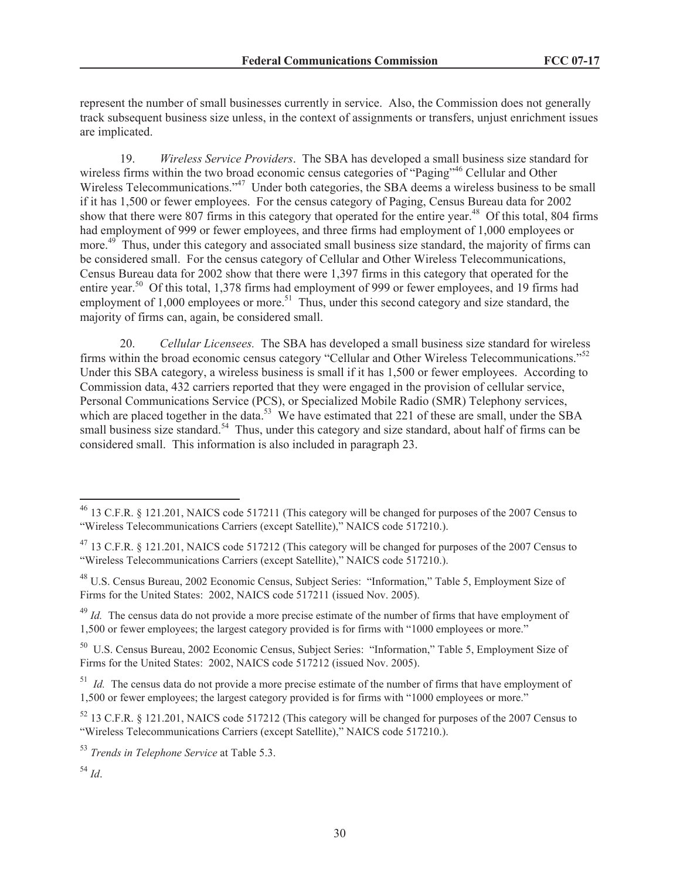represent the number of small businesses currently in service. Also, the Commission does not generally track subsequent business size unless, in the context of assignments or transfers, unjust enrichment issues are implicated.

19. *Wireless Service Providers*. The SBA has developed a small business size standard for wireless firms within the two broad economic census categories of "Paging"[46] Cellular and Other Wireless Telecommunications."[47] Under both categories, the SBA deems a wireless business to be small if it has 1,500 or fewer employees. For the census category of Paging, Census Bureau data for 2002 show that there were 807 firms in this category that operated for the entire year.[48] Of this total, 804 firms had employment of 999 or fewer employees, and three firms had employment of 1,000 employees or more.[49] Thus, under this category and associated small business size standard, the majority of firms can be considered small. For the census category of Cellular and Other Wireless Telecommunications, Census Bureau data for 2002 show that there were 1,397 firms in this category that operated for the entire year.[50] Of this total, 1,378 firms had employment of 999 or fewer employees, and 19 firms had employment of 1,000 employees or more.[51] Thus, under this second category and size standard, the majority of firms can, again, be considered small.

20. *Cellular Licensees.* The SBA has developed a small business size standard for wireless firms within the broad economic census category "Cellular and Other Wireless Telecommunications."[52] Under this SBA category, a wireless business is small if it has 1,500 or fewer employees. According to Commission data, 432 carriers reported that they were engaged in the provision of cellular service, Personal Communications Service (PCS), or Specialized Mobile Radio (SMR) Telephony services, which are placed together in the data.[53] We have estimated that 221 of these are small, under the SBA small business size standard.[54] Thus, under this category and size standard, about half of firms can be considered small. This information is also included in paragraph 23.

---

[46] 13 C.F.R. § 121.201, NAICS code 517211 (This category will be changed for purposes of the 2007 Census to "Wireless Telecommunications Carriers (except Satellite)," NAICS code 517210.).

[47] 13 C.F.R. § 121.201, NAICS code 517212 (This category will be changed for purposes of the 2007 Census to "Wireless Telecommunications Carriers (except Satellite)," NAICS code 517210.).

[48] U.S. Census Bureau, 2002 Economic Census, Subject Series: "Information," Table 5, Employment Size of Firms for the United States: 2002, NAICS code 517211 (issued Nov. 2005).

[49] *Id.* The census data do not provide a more precise estimate of the number of firms that have employment of 1,500 or fewer employees; the largest category provided is for firms with "1000 employees or more."

[50] U.S. Census Bureau, 2002 Economic Census, Subject Series: "Information," Table 5, Employment Size of Firms for the United States: 2002, NAICS code 517212 (issued Nov. 2005).

[51] *Id.* The census data do not provide a more precise estimate of the number of firms that have employment of 1,500 or fewer employees; the largest category provided is for firms with "1000 employees or more."

[52] 13 C.F.R. § 121.201, NAICS code 517212 (This category will be changed for purposes of the 2007 Census to "Wireless Telecommunications Carriers (except Satellite)," NAICS code 517210.).

[53] *Trends in Telephone Service* at Table 5.3.

[54] *Id*.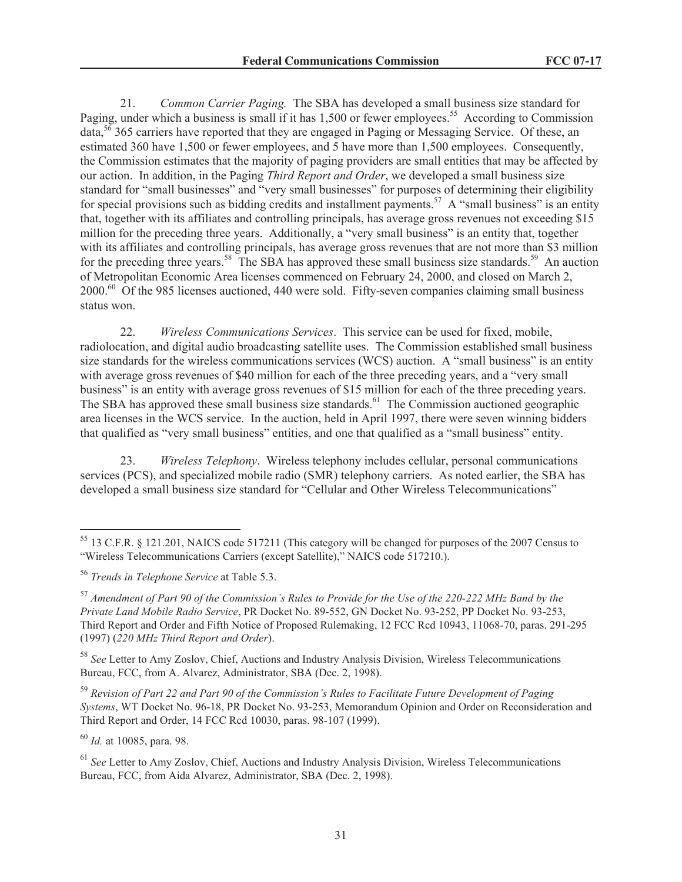21. *Common Carrier Paging.* The SBA has developed a small business size standard for Paging, under which a business is small if it has 1,500 or fewer employees.[55] According to Commission data,[56] 365 carriers have reported that they are engaged in Paging or Messaging Service. Of these, an estimated 360 have 1,500 or fewer employees, and 5 have more than 1,500 employees. Consequently, the Commission estimates that the majority of paging providers are small entities that may be affected by our action. In addition, in the Paging *Third Report and Order*, we developed a small business size standard for "small businesses" and "very small businesses" for purposes of determining their eligibility for special provisions such as bidding credits and installment payments.[57] A "small business" is an entity that, together with its affiliates and controlling principals, has average gross revenues not exceeding $15 million for the preceding three years. Additionally, a "very small business" is an entity that, together with its affiliates and controlling principals, has average gross revenues that are not more than $3 million for the preceding three years.[58] The SBA has approved these small business size standards.[59] An auction of Metropolitan Economic Area licenses commenced on February 24, 2000, and closed on March 2, 2000.[60] Of the 985 licenses auctioned, 440 were sold. Fifty-seven companies claiming small business status won.

22. *Wireless Communications Services*. This service can be used for fixed, mobile, radiolocation, and digital audio broadcasting satellite uses. The Commission established small business size standards for the wireless communications services (WCS) auction. A "small business" is an entity with average gross revenues of $40 million for each of the three preceding years, and a "very small business" is an entity with average gross revenues of $15 million for each of the three preceding years. The SBA has approved these small business size standards.[61] The Commission auctioned geographic area licenses in the WCS service. In the auction, held in April 1997, there were seven winning bidders that qualified as "very small business" entities, and one that qualified as a "small business" entity.

23. *Wireless Telephony*. Wireless telephony includes cellular, personal communications services (PCS), and specialized mobile radio (SMR) telephony carriers. As noted earlier, the SBA has developed a small business size standard for "Cellular and Other Wireless Telecommunications"

---

[55] 13 C.F.R. § 121.201, NAICS code 517211 (This category will be changed for purposes of the 2007 Census to "Wireless Telecommunications Carriers (except Satellite)," NAICS code 517210.).

[56] *Trends in Telephone Service* at Table 5.3.

[57] *Amendment of Part 90 of the Commission's Rules to Provide for the Use of the 220-222 MHz Band by the Private Land Mobile Radio Service*, PR Docket No. 89-552, GN Docket No. 93-252, PP Docket No. 93-253, Third Report and Order and Fifth Notice of Proposed Rulemaking, 12 FCC Rcd 10943, 11068-70, paras. 291-295 (1997) (*220 MHz Third Report and Order*).

[58] *See* Letter to Amy Zoslov, Chief, Auctions and Industry Analysis Division, Wireless Telecommunications Bureau, FCC, from A. Alvarez, Administrator, SBA (Dec. 2, 1998).

[59] *Revision of Part 22 and Part 90 of the Commission's Rules to Facilitate Future Development of Paging Systems*, WT Docket No. 96-18, PR Docket No. 93-253, Memorandum Opinion and Order on Reconsideration and Third Report and Order, 14 FCC Rcd 10030, paras. 98-107 (1999).

[60] *Id.* at 10085, para. 98.

[61] *See* Letter to Amy Zoslov, Chief, Auctions and Industry Analysis Division, Wireless Telecommunications Bureau, FCC, from Aida Alvarez, Administrator, SBA (Dec. 2, 1998).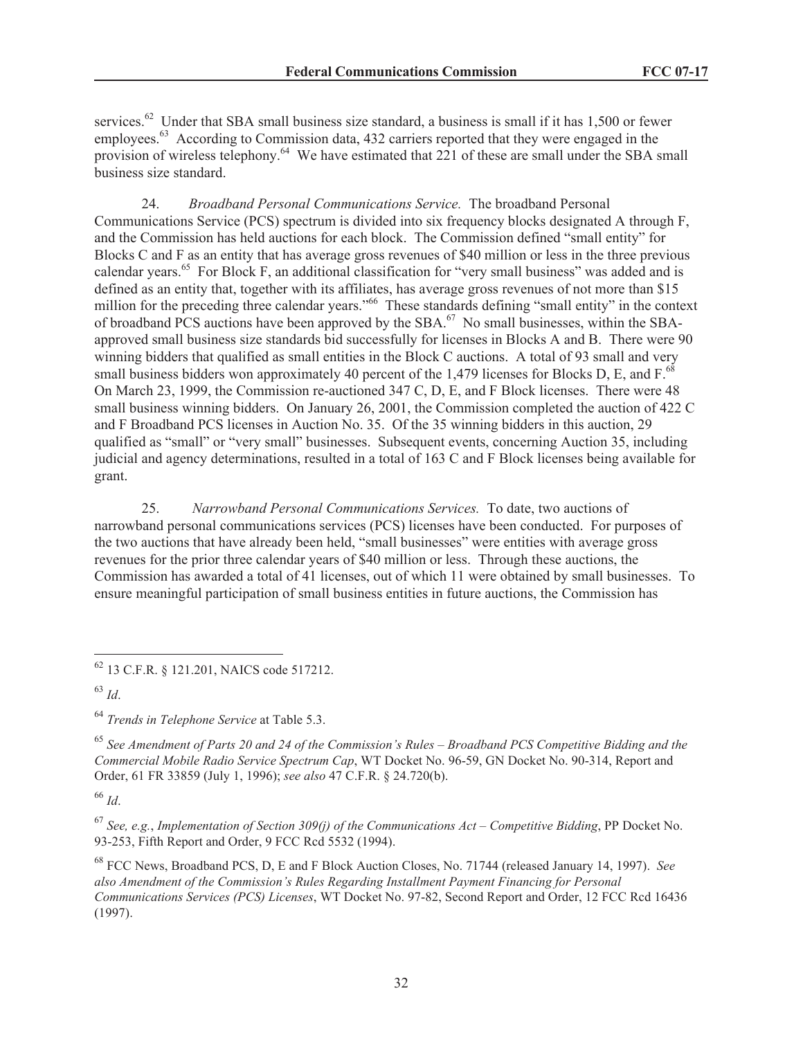services.[62] Under that SBA small business size standard, a business is small if it has 1,500 or fewer employees.[63] According to Commission data, 432 carriers reported that they were engaged in the provision of wireless telephony.[64] We have estimated that 221 of these are small under the SBA small business size standard.

24. *Broadband Personal Communications Service.* The broadband Personal Communications Service (PCS) spectrum is divided into six frequency blocks designated A through F, and the Commission has held auctions for each block. The Commission defined "small entity" for Blocks C and F as an entity that has average gross revenues of $40 million or less in the three previous calendar years.[65] For Block F, an additional classification for "very small business" was added and is defined as an entity that, together with its affiliates, has average gross revenues of not more than $15 million for the preceding three calendar years."[66] These standards defining "small entity" in the context of broadband PCS auctions have been approved by the SBA.[67] No small businesses, within the SBA-approved small business size standards bid successfully for licenses in Blocks A and B. There were 90 winning bidders that qualified as small entities in the Block C auctions. A total of 93 small and very small business bidders won approximately 40 percent of the 1,479 licenses for Blocks D, E, and F.[68] On March 23, 1999, the Commission re-auctioned 347 C, D, E, and F Block licenses. There were 48 small business winning bidders. On January 26, 2001, the Commission completed the auction of 422 C and F Broadband PCS licenses in Auction No. 35. Of the 35 winning bidders in this auction, 29 qualified as "small" or "very small" businesses. Subsequent events, concerning Auction 35, including judicial and agency determinations, resulted in a total of 163 C and F Block licenses being available for grant.

25. *Narrowband Personal Communications Services.* To date, two auctions of narrowband personal communications services (PCS) licenses have been conducted. For purposes of the two auctions that have already been held, "small businesses" were entities with average gross revenues for the prior three calendar years of $40 million or less. Through these auctions, the Commission has awarded a total of 41 licenses, out of which 11 were obtained by small businesses. To ensure meaningful participation of small business entities in future auctions, the Commission has

---

[62] 13 C.F.R. § 121.201, NAICS code 517212.

[63] *Id*.

[64] *Trends in Telephone Service* at Table 5.3.

[65] *See Amendment of Parts 20 and 24 of the Commission's Rules – Broadband PCS Competitive Bidding and the Commercial Mobile Radio Service Spectrum Cap*, WT Docket No. 96-59, GN Docket No. 90-314, Report and Order, 61 FR 33859 (July 1, 1996); *see also* 47 C.F.R. § 24.720(b).

[66] *Id*.

[67] *See, e.g.*, *Implementation of Section 309(j) of the Communications Act – Competitive Bidding*, PP Docket No. 93-253, Fifth Report and Order, 9 FCC Rcd 5532 (1994).

[68] FCC News, Broadband PCS, D, E and F Block Auction Closes, No. 71744 (released January 14, 1997). *See also Amendment of the Commission's Rules Regarding Installment Payment Financing for Personal Communications Services (PCS) Licenses*, WT Docket No. 97-82, Second Report and Order, 12 FCC Rcd 16436 (1997).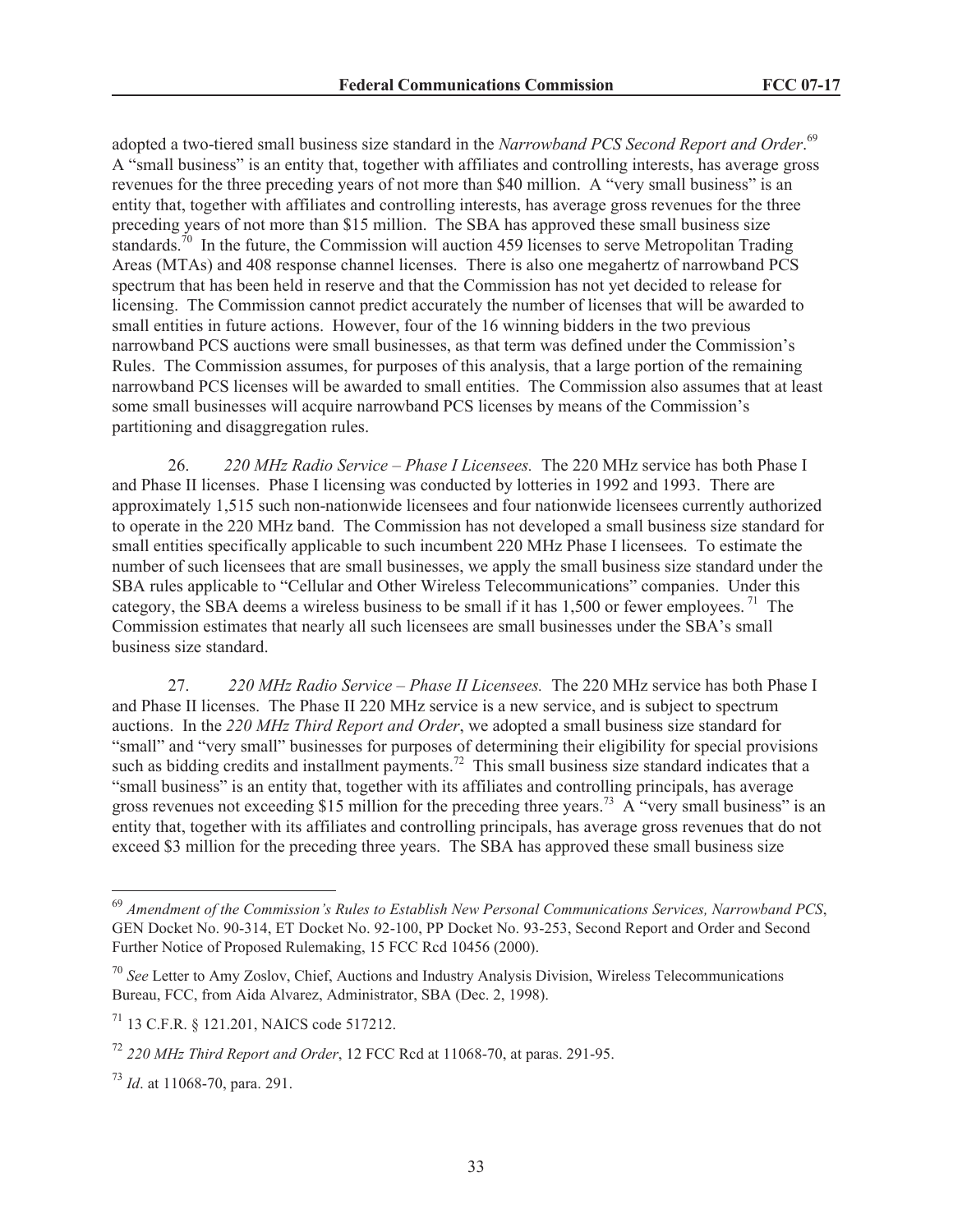adopted a two-tiered small business size standard in the *Narrowband PCS Second Report and Order*.[69] A "small business" is an entity that, together with affiliates and controlling interests, has average gross revenues for the three preceding years of not more than $40 million. A "very small business" is an entity that, together with affiliates and controlling interests, has average gross revenues for the three preceding years of not more than $15 million. The SBA has approved these small business size standards.[70] In the future, the Commission will auction 459 licenses to serve Metropolitan Trading Areas (MTAs) and 408 response channel licenses. There is also one megahertz of narrowband PCS spectrum that has been held in reserve and that the Commission has not yet decided to release for licensing. The Commission cannot predict accurately the number of licenses that will be awarded to small entities in future actions. However, four of the 16 winning bidders in the two previous narrowband PCS auctions were small businesses, as that term was defined under the Commission's Rules. The Commission assumes, for purposes of this analysis, that a large portion of the remaining narrowband PCS licenses will be awarded to small entities. The Commission also assumes that at least some small businesses will acquire narrowband PCS licenses by means of the Commission's partitioning and disaggregation rules.

26. *220 MHz Radio Service – Phase I Licensees.* The 220 MHz service has both Phase I and Phase II licenses. Phase I licensing was conducted by lotteries in 1992 and 1993. There are approximately 1,515 such non-nationwide licensees and four nationwide licensees currently authorized to operate in the 220 MHz band. The Commission has not developed a small business size standard for small entities specifically applicable to such incumbent 220 MHz Phase I licensees. To estimate the number of such licensees that are small businesses, we apply the small business size standard under the SBA rules applicable to "Cellular and Other Wireless Telecommunications" companies. Under this category, the SBA deems a wireless business to be small if it has 1,500 or fewer employees.[71] The Commission estimates that nearly all such licensees are small businesses under the SBA's small business size standard.

27. *220 MHz Radio Service – Phase II Licensees.* The 220 MHz service has both Phase I and Phase II licenses. The Phase II 220 MHz service is a new service, and is subject to spectrum auctions. In the *220 MHz Third Report and Order*, we adopted a small business size standard for "small" and "very small" businesses for purposes of determining their eligibility for special provisions such as bidding credits and installment payments.[72] This small business size standard indicates that a "small business" is an entity that, together with its affiliates and controlling principals, has average gross revenues not exceeding $15 million for the preceding three years.[73] A "very small business" is an entity that, together with its affiliates and controlling principals, has average gross revenues that do not exceed $3 million for the preceding three years. The SBA has approved these small business size

---

[69] *Amendment of the Commission's Rules to Establish New Personal Communications Services, Narrowband PCS*, GEN Docket No. 90-314, ET Docket No. 92-100, PP Docket No. 93-253, Second Report and Order and Second Further Notice of Proposed Rulemaking, 15 FCC Rcd 10456 (2000).

[70] *See* Letter to Amy Zoslov, Chief, Auctions and Industry Analysis Division, Wireless Telecommunications Bureau, FCC, from Aida Alvarez, Administrator, SBA (Dec. 2, 1998).

[71] 13 C.F.R. § 121.201, NAICS code 517212.

[72] *220 MHz Third Report and Order*, 12 FCC Rcd at 11068-70, at paras. 291-95.

[73] *Id*. at 11068-70, para. 291.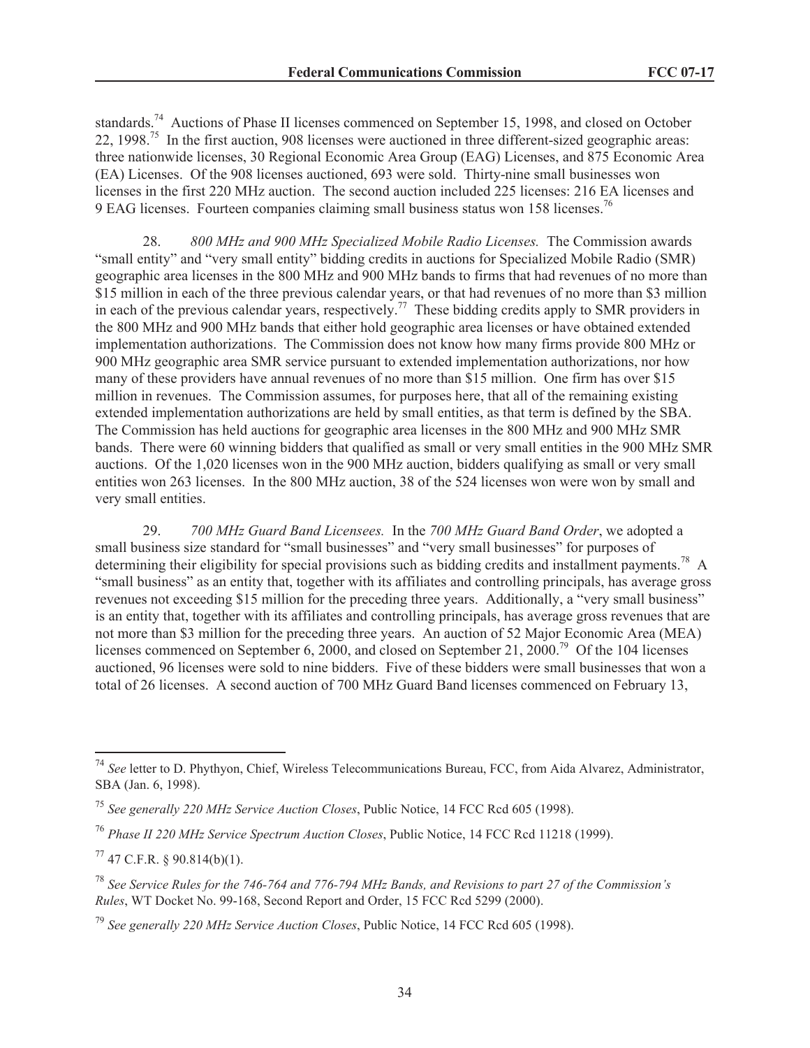standards.[74] Auctions of Phase II licenses commenced on September 15, 1998, and closed on October 22, 1998.[75] In the first auction, 908 licenses were auctioned in three different-sized geographic areas: three nationwide licenses, 30 Regional Economic Area Group (EAG) Licenses, and 875 Economic Area (EA) Licenses. Of the 908 licenses auctioned, 693 were sold. Thirty-nine small businesses won licenses in the first 220 MHz auction. The second auction included 225 licenses: 216 EA licenses and 9 EAG licenses. Fourteen companies claiming small business status won 158 licenses.[76]

28. *800 MHz and 900 MHz Specialized Mobile Radio Licenses.* The Commission awards "small entity" and "very small entity" bidding credits in auctions for Specialized Mobile Radio (SMR) geographic area licenses in the 800 MHz and 900 MHz bands to firms that had revenues of no more than \$15 million in each of the three previous calendar years, or that had revenues of no more than \$3 million in each of the previous calendar years, respectively.[77] These bidding credits apply to SMR providers in the 800 MHz and 900 MHz bands that either hold geographic area licenses or have obtained extended implementation authorizations. The Commission does not know how many firms provide 800 MHz or 900 MHz geographic area SMR service pursuant to extended implementation authorizations, nor how many of these providers have annual revenues of no more than \$15 million. One firm has over \$15 million in revenues. The Commission assumes, for purposes here, that all of the remaining existing extended implementation authorizations are held by small entities, as that term is defined by the SBA. The Commission has held auctions for geographic area licenses in the 800 MHz and 900 MHz SMR bands. There were 60 winning bidders that qualified as small or very small entities in the 900 MHz SMR auctions. Of the 1,020 licenses won in the 900 MHz auction, bidders qualifying as small or very small entities won 263 licenses. In the 800 MHz auction, 38 of the 524 licenses won were won by small and very small entities.

29. *700 MHz Guard Band Licensees.* In the *700 MHz Guard Band Order*, we adopted a small business size standard for "small businesses" and "very small businesses" for purposes of determining their eligibility for special provisions such as bidding credits and installment payments.[78] A "small business" as an entity that, together with its affiliates and controlling principals, has average gross revenues not exceeding \$15 million for the preceding three years. Additionally, a "very small business" is an entity that, together with its affiliates and controlling principals, has average gross revenues that are not more than \$3 million for the preceding three years. An auction of 52 Major Economic Area (MEA) licenses commenced on September 6, 2000, and closed on September 21, 2000.[79] Of the 104 licenses auctioned, 96 licenses were sold to nine bidders. Five of these bidders were small businesses that won a total of 26 licenses. A second auction of 700 MHz Guard Band licenses commenced on February 13,

---

[74] *See* letter to D. Phythyon, Chief, Wireless Telecommunications Bureau, FCC, from Aida Alvarez, Administrator, SBA (Jan. 6, 1998).

[75] *See generally 220 MHz Service Auction Closes*, Public Notice, 14 FCC Rcd 605 (1998).

[76] *Phase II 220 MHz Service Spectrum Auction Closes*, Public Notice, 14 FCC Rcd 11218 (1999).

[77] 47 C.F.R. § 90.814(b)(1).

[78] *See Service Rules for the 746-764 and 776-794 MHz Bands, and Revisions to part 27 of the Commission's Rules*, WT Docket No. 99-168, Second Report and Order, 15 FCC Rcd 5299 (2000).

[79] *See generally 220 MHz Service Auction Closes*, Public Notice, 14 FCC Rcd 605 (1998).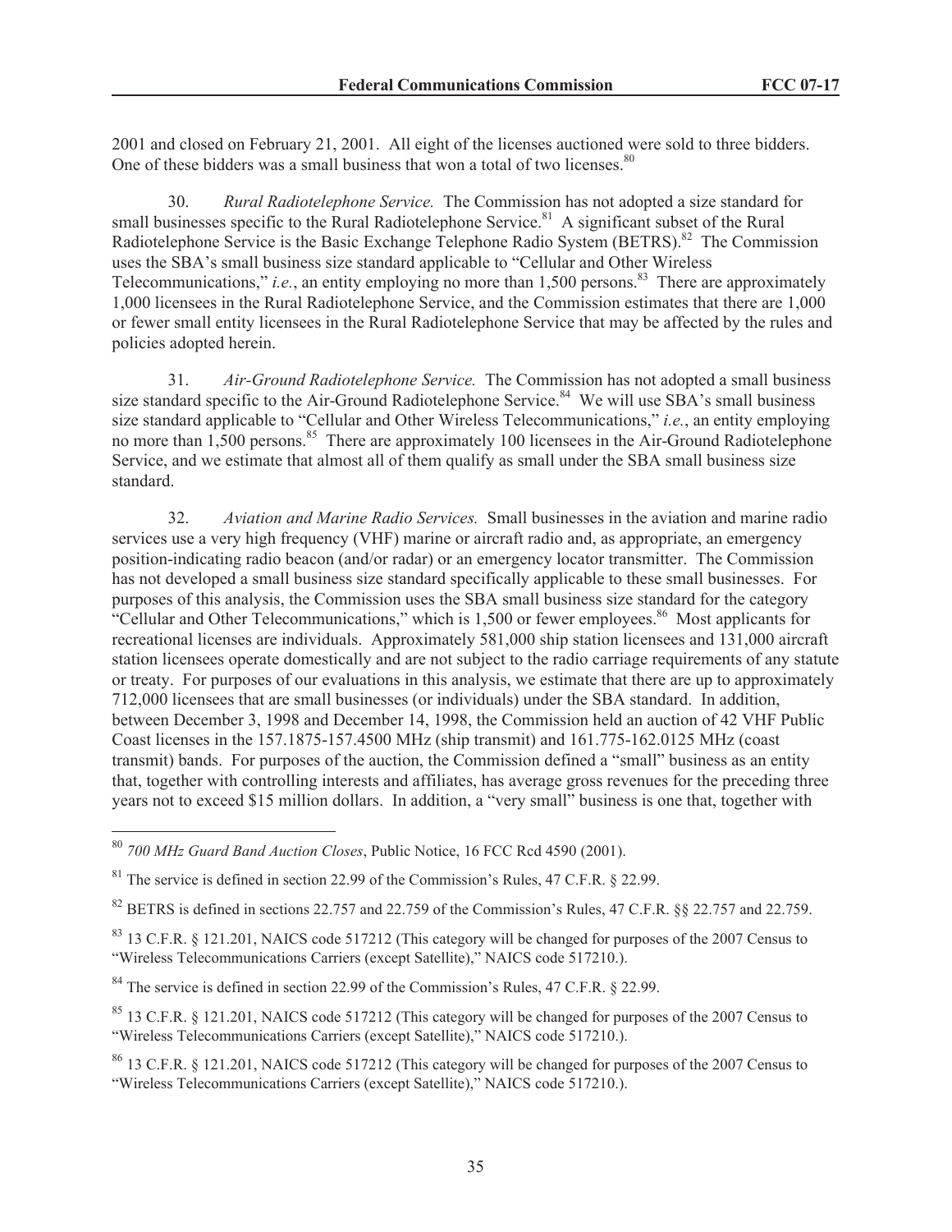2001 and closed on February 21, 2001. All eight of the licenses auctioned were sold to three bidders. One of these bidders was a small business that won a total of two licenses.[80]

30. *Rural Radiotelephone Service.* The Commission has not adopted a size standard for small businesses specific to the Rural Radiotelephone Service.[81] A significant subset of the Rural Radiotelephone Service is the Basic Exchange Telephone Radio System (BETRS).[82] The Commission uses the SBA's small business size standard applicable to "Cellular and Other Wireless Telecommunications," *i.e.*, an entity employing no more than 1,500 persons.[83] There are approximately 1,000 licensees in the Rural Radiotelephone Service, and the Commission estimates that there are 1,000 or fewer small entity licensees in the Rural Radiotelephone Service that may be affected by the rules and policies adopted herein.

31. *Air-Ground Radiotelephone Service.* The Commission has not adopted a small business size standard specific to the Air-Ground Radiotelephone Service.[84] We will use SBA's small business size standard applicable to "Cellular and Other Wireless Telecommunications," *i.e.*, an entity employing no more than 1,500 persons.[85] There are approximately 100 licensees in the Air-Ground Radiotelephone Service, and we estimate that almost all of them qualify as small under the SBA small business size standard.

32. *Aviation and Marine Radio Services.* Small businesses in the aviation and marine radio services use a very high frequency (VHF) marine or aircraft radio and, as appropriate, an emergency position-indicating radio beacon (and/or radar) or an emergency locator transmitter. The Commission has not developed a small business size standard specifically applicable to these small businesses. For purposes of this analysis, the Commission uses the SBA small business size standard for the category "Cellular and Other Telecommunications," which is 1,500 or fewer employees.[86] Most applicants for recreational licenses are individuals. Approximately 581,000 ship station licensees and 131,000 aircraft station licensees operate domestically and are not subject to the radio carriage requirements of any statute or treaty. For purposes of our evaluations in this analysis, we estimate that there are up to approximately 712,000 licensees that are small businesses (or individuals) under the SBA standard. In addition, between December 3, 1998 and December 14, 1998, the Commission held an auction of 42 VHF Public Coast licenses in the 157.1875-157.4500 MHz (ship transmit) and 161.775-162.0125 MHz (coast transmit) bands. For purposes of the auction, the Commission defined a "small" business as an entity that, together with controlling interests and affiliates, has average gross revenues for the preceding three years not to exceed $15 million dollars. In addition, a "very small" business is one that, together with

---

[80] *700 MHz Guard Band Auction Closes*, Public Notice, 16 FCC Rcd 4590 (2001).

[81] The service is defined in section 22.99 of the Commission's Rules, 47 C.F.R. § 22.99.

[82] BETRS is defined in sections 22.757 and 22.759 of the Commission's Rules, 47 C.F.R. §§ 22.757 and 22.759.

[83] 13 C.F.R. § 121.201, NAICS code 517212 (This category will be changed for purposes of the 2007 Census to "Wireless Telecommunications Carriers (except Satellite)," NAICS code 517210.).

[84] The service is defined in section 22.99 of the Commission's Rules, 47 C.F.R. § 22.99.

[85] 13 C.F.R. § 121.201, NAICS code 517212 (This category will be changed for purposes of the 2007 Census to "Wireless Telecommunications Carriers (except Satellite)," NAICS code 517210.).

[86] 13 C.F.R. § 121.201, NAICS code 517212 (This category will be changed for purposes of the 2007 Census to "Wireless Telecommunications Carriers (except Satellite)," NAICS code 517210.).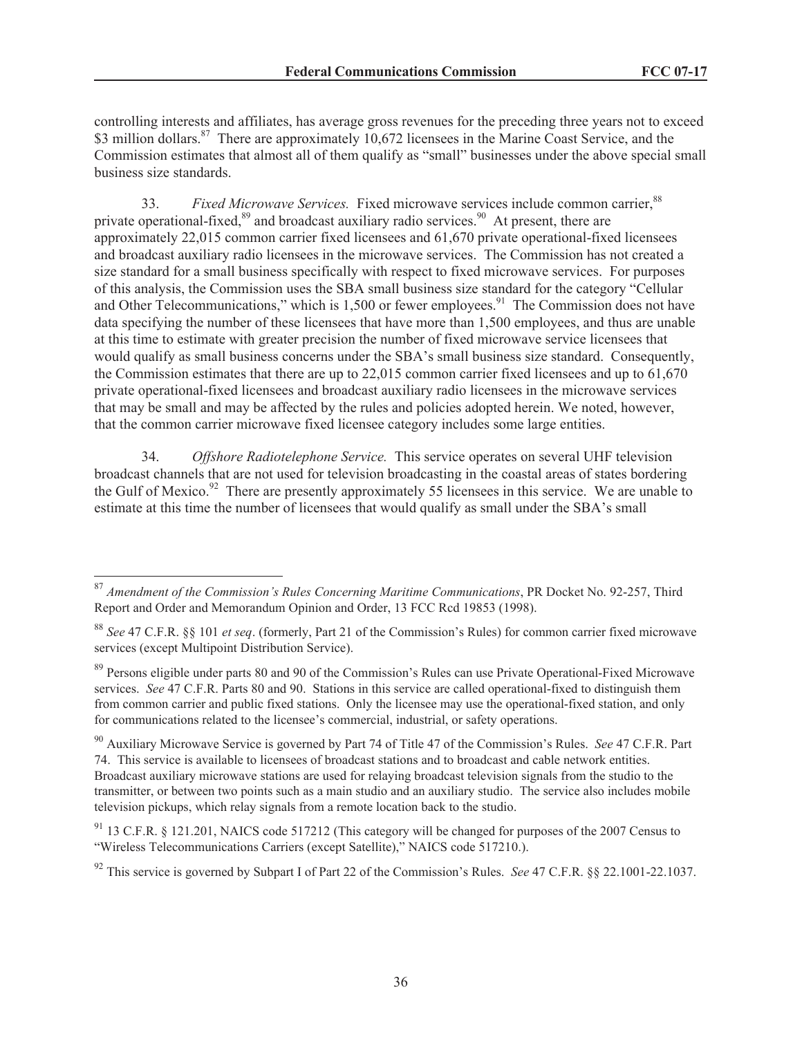controlling interests and affiliates, has average gross revenues for the preceding three years not to exceed $3 million dollars.[87] There are approximately 10,672 licensees in the Marine Coast Service, and the Commission estimates that almost all of them qualify as "small" businesses under the above special small business size standards.

33. *Fixed Microwave Services.* Fixed microwave services include common carrier,[88] private operational-fixed,[89] and broadcast auxiliary radio services.[90] At present, there are approximately 22,015 common carrier fixed licensees and 61,670 private operational-fixed licensees and broadcast auxiliary radio licensees in the microwave services. The Commission has not created a size standard for a small business specifically with respect to fixed microwave services. For purposes of this analysis, the Commission uses the SBA small business size standard for the category "Cellular and Other Telecommunications," which is 1,500 or fewer employees.[91] The Commission does not have data specifying the number of these licensees that have more than 1,500 employees, and thus are unable at this time to estimate with greater precision the number of fixed microwave service licensees that would qualify as small business concerns under the SBA's small business size standard. Consequently, the Commission estimates that there are up to 22,015 common carrier fixed licensees and up to 61,670 private operational-fixed licensees and broadcast auxiliary radio licensees in the microwave services that may be small and may be affected by the rules and policies adopted herein. We noted, however, that the common carrier microwave fixed licensee category includes some large entities.

34. *Offshore Radiotelephone Service.* This service operates on several UHF television broadcast channels that are not used for television broadcasting in the coastal areas of states bordering the Gulf of Mexico.[92] There are presently approximately 55 licensees in this service. We are unable to estimate at this time the number of licensees that would qualify as small under the SBA's small

---

[87] *Amendment of the Commission's Rules Concerning Maritime Communications*, PR Docket No. 92-257, Third Report and Order and Memorandum Opinion and Order, 13 FCC Rcd 19853 (1998).

[88] *See* 47 C.F.R. §§ 101 *et seq*. (formerly, Part 21 of the Commission's Rules) for common carrier fixed microwave services (except Multipoint Distribution Service).

[89] Persons eligible under parts 80 and 90 of the Commission's Rules can use Private Operational-Fixed Microwave services. *See* 47 C.F.R. Parts 80 and 90. Stations in this service are called operational-fixed to distinguish them from common carrier and public fixed stations. Only the licensee may use the operational-fixed station, and only for communications related to the licensee's commercial, industrial, or safety operations.

[90] Auxiliary Microwave Service is governed by Part 74 of Title 47 of the Commission's Rules. *See* 47 C.F.R. Part 74. This service is available to licensees of broadcast stations and to broadcast and cable network entities. Broadcast auxiliary microwave stations are used for relaying broadcast television signals from the studio to the transmitter, or between two points such as a main studio and an auxiliary studio. The service also includes mobile television pickups, which relay signals from a remote location back to the studio.

[91] 13 C.F.R. § 121.201, NAICS code 517212 (This category will be changed for purposes of the 2007 Census to "Wireless Telecommunications Carriers (except Satellite)," NAICS code 517210.).

[92] This service is governed by Subpart I of Part 22 of the Commission's Rules. *See* 47 C.F.R. §§ 22.1001-22.1037.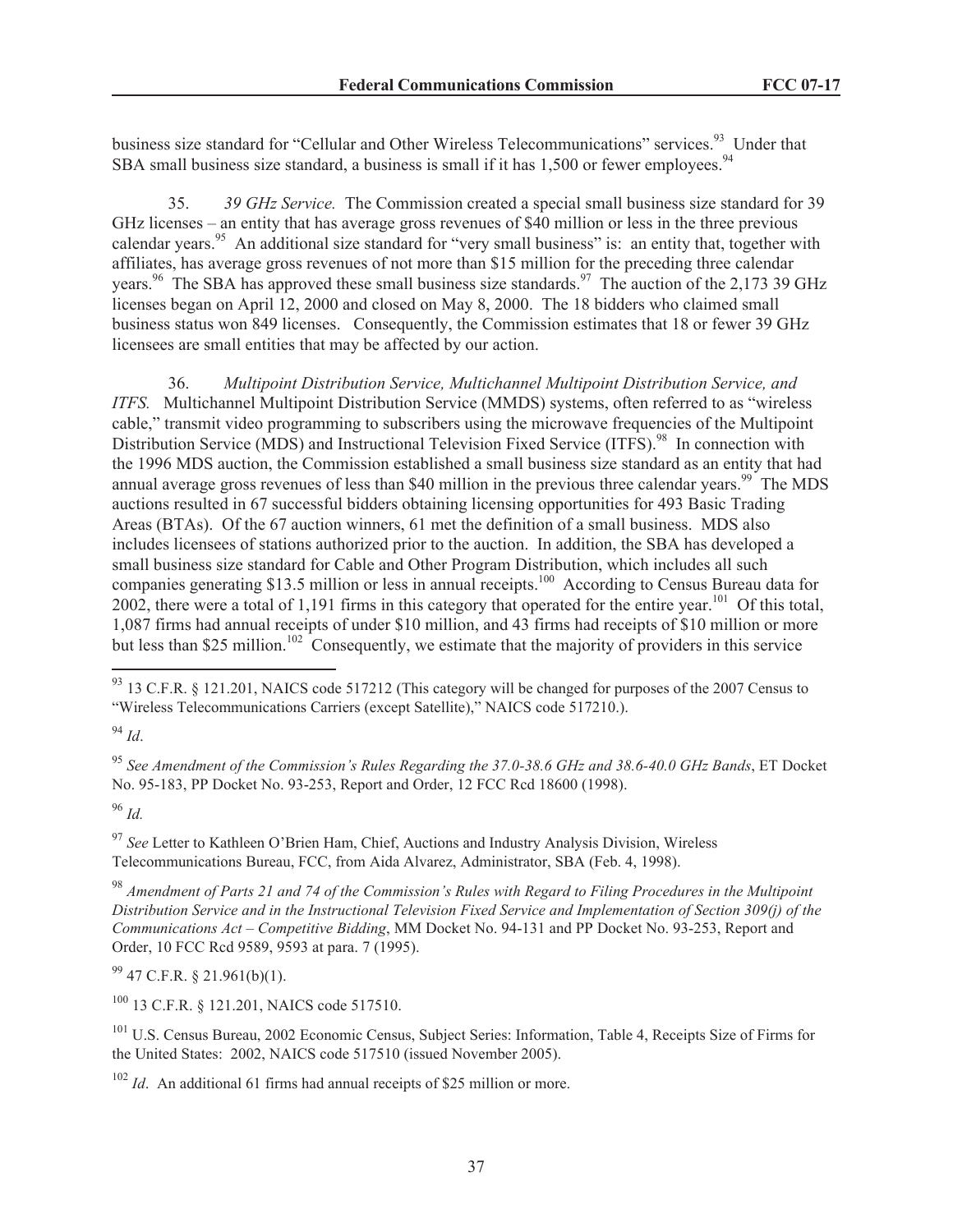business size standard for "Cellular and Other Wireless Telecommunications" services.[93] Under that SBA small business size standard, a business is small if it has 1,500 or fewer employees.[94]

35. *39 GHz Service.* The Commission created a special small business size standard for 39 GHz licenses – an entity that has average gross revenues of $40 million or less in the three previous calendar years.[95] An additional size standard for "very small business" is: an entity that, together with affiliates, has average gross revenues of not more than $15 million for the preceding three calendar years.[96] The SBA has approved these small business size standards.[97] The auction of the 2,173 39 GHz licenses began on April 12, 2000 and closed on May 8, 2000. The 18 bidders who claimed small business status won 849 licenses. Consequently, the Commission estimates that 18 or fewer 39 GHz licensees are small entities that may be affected by our action.

36. *Multipoint Distribution Service, Multichannel Multipoint Distribution Service, and ITFS.* Multichannel Multipoint Distribution Service (MMDS) systems, often referred to as "wireless cable," transmit video programming to subscribers using the microwave frequencies of the Multipoint Distribution Service (MDS) and Instructional Television Fixed Service (ITFS).[98] In connection with the 1996 MDS auction, the Commission established a small business size standard as an entity that had annual average gross revenues of less than $40 million in the previous three calendar years.[99] The MDS auctions resulted in 67 successful bidders obtaining licensing opportunities for 493 Basic Trading Areas (BTAs). Of the 67 auction winners, 61 met the definition of a small business. MDS also includes licensees of stations authorized prior to the auction. In addition, the SBA has developed a small business size standard for Cable and Other Program Distribution, which includes all such companies generating $13.5 million or less in annual receipts.[100] According to Census Bureau data for 2002, there were a total of 1,191 firms in this category that operated for the entire year.[101] Of this total, 1,087 firms had annual receipts of under $10 million, and 43 firms had receipts of $10 million or more but less than $25 million.[102] Consequently, we estimate that the majority of providers in this service

---

[93] 13 C.F.R. § 121.201, NAICS code 517212 (This category will be changed for purposes of the 2007 Census to "Wireless Telecommunications Carriers (except Satellite)," NAICS code 517210.).

[94] *Id*.

[95] *See Amendment of the Commission's Rules Regarding the 37.0-38.6 GHz and 38.6-40.0 GHz Bands*, ET Docket No. 95-183, PP Docket No. 93-253, Report and Order, 12 FCC Rcd 18600 (1998).

[96] *Id.*

[97] *See* Letter to Kathleen O'Brien Ham, Chief, Auctions and Industry Analysis Division, Wireless Telecommunications Bureau, FCC, from Aida Alvarez, Administrator, SBA (Feb. 4, 1998).

[98] *Amendment of Parts 21 and 74 of the Commission's Rules with Regard to Filing Procedures in the Multipoint Distribution Service and in the Instructional Television Fixed Service and Implementation of Section 309(j) of the Communications Act – Competitive Bidding*, MM Docket No. 94-131 and PP Docket No. 93-253, Report and Order, 10 FCC Rcd 9589, 9593 at para. 7 (1995).

[99] 47 C.F.R. § 21.961(b)(1).

[100] 13 C.F.R. § 121.201, NAICS code 517510.

[101] U.S. Census Bureau, 2002 Economic Census, Subject Series: Information, Table 4, Receipts Size of Firms for the United States: 2002, NAICS code 517510 (issued November 2005).

[102] *Id*. An additional 61 firms had annual receipts of $25 million or more.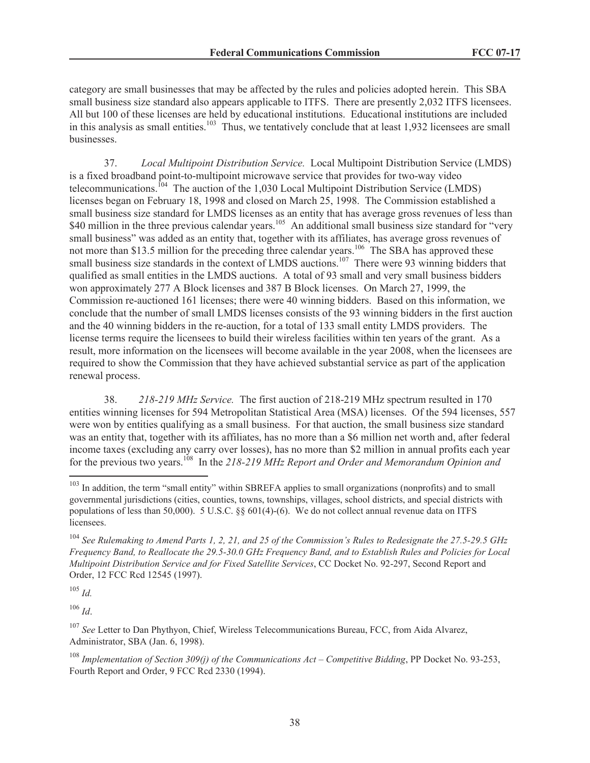category are small businesses that may be affected by the rules and policies adopted herein. This SBA small business size standard also appears applicable to ITFS. There are presently 2,032 ITFS licensees. All but 100 of these licenses are held by educational institutions. Educational institutions are included in this analysis as small entities.[103] Thus, we tentatively conclude that at least 1,932 licensees are small businesses.

37. *Local Multipoint Distribution Service.* Local Multipoint Distribution Service (LMDS) is a fixed broadband point-to-multipoint microwave service that provides for two-way video telecommunications.[104] The auction of the 1,030 Local Multipoint Distribution Service (LMDS) licenses began on February 18, 1998 and closed on March 25, 1998. The Commission established a small business size standard for LMDS licenses as an entity that has average gross revenues of less than $40 million in the three previous calendar years.[105] An additional small business size standard for "very small business" was added as an entity that, together with its affiliates, has average gross revenues of not more than $13.5 million for the preceding three calendar years.[106] The SBA has approved these small business size standards in the context of LMDS auctions.[107] There were 93 winning bidders that qualified as small entities in the LMDS auctions. A total of 93 small and very small business bidders won approximately 277 A Block licenses and 387 B Block licenses. On March 27, 1999, the Commission re-auctioned 161 licenses; there were 40 winning bidders. Based on this information, we conclude that the number of small LMDS licenses consists of the 93 winning bidders in the first auction and the 40 winning bidders in the re-auction, for a total of 133 small entity LMDS providers. The license terms require the licensees to build their wireless facilities within ten years of the grant. As a result, more information on the licensees will become available in the year 2008, when the licensees are required to show the Commission that they have achieved substantial service as part of the application renewal process.

38. *218-219 MHz Service.* The first auction of 218-219 MHz spectrum resulted in 170 entities winning licenses for 594 Metropolitan Statistical Area (MSA) licenses. Of the 594 licenses, 557 were won by entities qualifying as a small business. For that auction, the small business size standard was an entity that, together with its affiliates, has no more than a $6 million net worth and, after federal income taxes (excluding any carry over losses), has no more than $2 million in annual profits each year for the previous two years.[108] In the *218-219 MHz Report and Order and Memorandum Opinion and*

---

[103] In addition, the term "small entity" within SBREFA applies to small organizations (nonprofits) and to small governmental jurisdictions (cities, counties, towns, townships, villages, school districts, and special districts with populations of less than 50,000). 5 U.S.C. §§ 601(4)-(6). We do not collect annual revenue data on ITFS licensees.

[104] *See Rulemaking to Amend Parts 1, 2, 21, and 25 of the Commission's Rules to Redesignate the 27.5-29.5 GHz Frequency Band, to Reallocate the 29.5-30.0 GHz Frequency Band, and to Establish Rules and Policies for Local Multipoint Distribution Service and for Fixed Satellite Services*, CC Docket No. 92-297, Second Report and Order, 12 FCC Rcd 12545 (1997).

[105] *Id.*

[106] *Id*.

[107] *See* Letter to Dan Phythyon, Chief, Wireless Telecommunications Bureau, FCC, from Aida Alvarez, Administrator, SBA (Jan. 6, 1998).

[108] *Implementation of Section 309(j) of the Communications Act – Competitive Bidding*, PP Docket No. 93-253, Fourth Report and Order, 9 FCC Rcd 2330 (1994).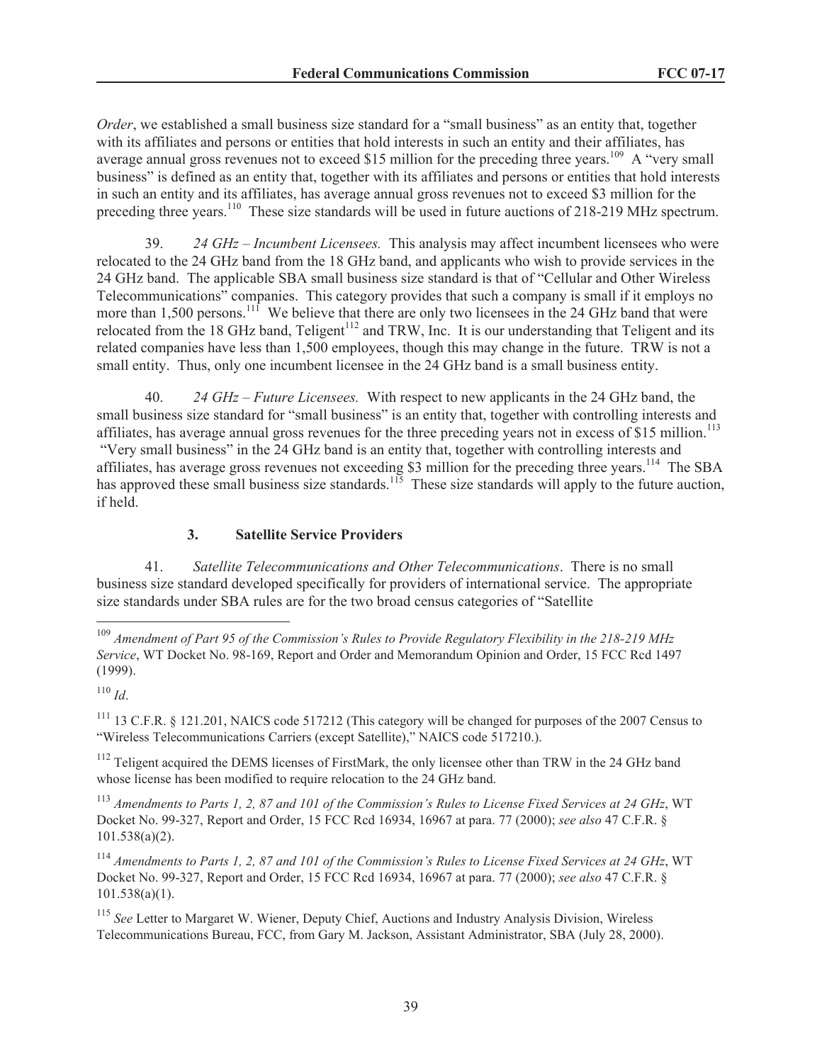*Order*, we established a small business size standard for a "small business" as an entity that, together with its affiliates and persons or entities that hold interests in such an entity and their affiliates, has average annual gross revenues not to exceed $15 million for the preceding three years.[109] A "very small business" is defined as an entity that, together with its affiliates and persons or entities that hold interests in such an entity and its affiliates, has average annual gross revenues not to exceed $3 million for the preceding three years.[110] These size standards will be used in future auctions of 218-219 MHz spectrum.

39. *24 GHz – Incumbent Licensees.* This analysis may affect incumbent licensees who were relocated to the 24 GHz band from the 18 GHz band, and applicants who wish to provide services in the 24 GHz band. The applicable SBA small business size standard is that of "Cellular and Other Wireless Telecommunications" companies. This category provides that such a company is small if it employs no more than 1,500 persons.[111] We believe that there are only two licensees in the 24 GHz band that were relocated from the 18 GHz band, Teligent[112] and TRW, Inc. It is our understanding that Teligent and its related companies have less than 1,500 employees, though this may change in the future. TRW is not a small entity. Thus, only one incumbent licensee in the 24 GHz band is a small business entity.

40. *24 GHz – Future Licensees.* With respect to new applicants in the 24 GHz band, the small business size standard for "small business" is an entity that, together with controlling interests and affiliates, has average annual gross revenues for the three preceding years not in excess of $15 million.[113] "Very small business" in the 24 GHz band is an entity that, together with controlling interests and affiliates, has average gross revenues not exceeding $3 million for the preceding three years.[114] The SBA has approved these small business size standards.[115] These size standards will apply to the future auction, if held.

### 3. Satellite Service Providers

41. *Satellite Telecommunications and Other Telecommunications*. There is no small business size standard developed specifically for providers of international service. The appropriate size standards under SBA rules are for the two broad census categories of "Satellite

---

[109] *Amendment of Part 95 of the Commission's Rules to Provide Regulatory Flexibility in the 218-219 MHz Service*, WT Docket No. 98-169, Report and Order and Memorandum Opinion and Order, 15 FCC Rcd 1497 (1999).

[110] *Id*.

[111] 13 C.F.R. § 121.201, NAICS code 517212 (This category will be changed for purposes of the 2007 Census to "Wireless Telecommunications Carriers (except Satellite)," NAICS code 517210.).

[112] Teligent acquired the DEMS licenses of FirstMark, the only licensee other than TRW in the 24 GHz band whose license has been modified to require relocation to the 24 GHz band.

[113] *Amendments to Parts 1, 2, 87 and 101 of the Commission's Rules to License Fixed Services at 24 GHz*, WT Docket No. 99-327, Report and Order, 15 FCC Rcd 16934, 16967 at para. 77 (2000); *see also* 47 C.F.R. § 101.538(a)(2).

[114] *Amendments to Parts 1, 2, 87 and 101 of the Commission's Rules to License Fixed Services at 24 GHz*, WT Docket No. 99-327, Report and Order, 15 FCC Rcd 16934, 16967 at para. 77 (2000); *see also* 47 C.F.R. § 101.538(a)(1).

[115] *See* Letter to Margaret W. Wiener, Deputy Chief, Auctions and Industry Analysis Division, Wireless Telecommunications Bureau, FCC, from Gary M. Jackson, Assistant Administrator, SBA (July 28, 2000).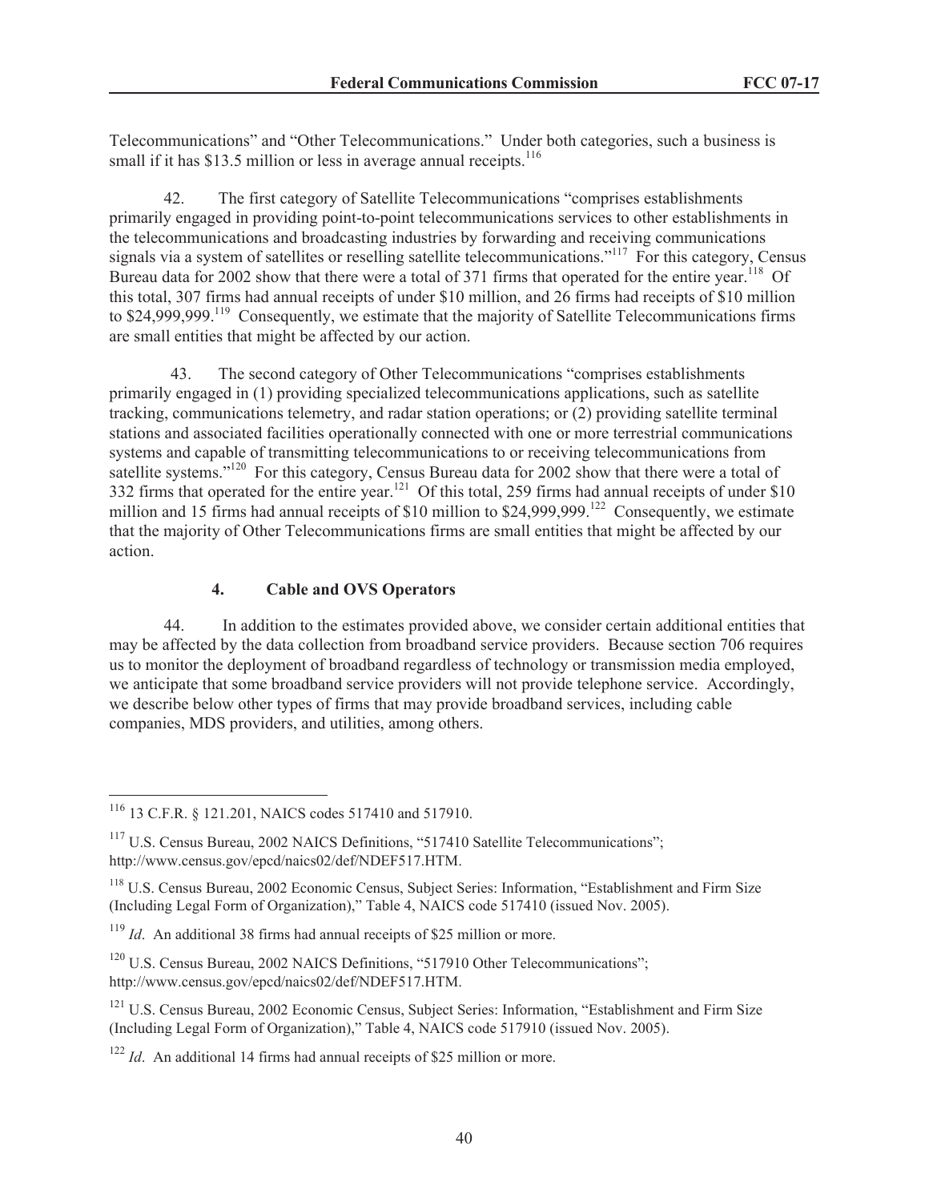Telecommunications" and "Other Telecommunications." Under both categories, such a business is small if it has $13.5 million or less in average annual receipts.[116]

42. The first category of Satellite Telecommunications "comprises establishments primarily engaged in providing point-to-point telecommunications services to other establishments in the telecommunications and broadcasting industries by forwarding and receiving communications signals via a system of satellites or reselling satellite telecommunications."[117] For this category, Census Bureau data for 2002 show that there were a total of 371 firms that operated for the entire year.[118] Of this total, 307 firms had annual receipts of under $10 million, and 26 firms had receipts of $10 million to $24,999,999.[119] Consequently, we estimate that the majority of Satellite Telecommunications firms are small entities that might be affected by our action.

43. The second category of Other Telecommunications "comprises establishments primarily engaged in (1) providing specialized telecommunications applications, such as satellite tracking, communications telemetry, and radar station operations; or (2) providing satellite terminal stations and associated facilities operationally connected with one or more terrestrial communications systems and capable of transmitting telecommunications to or receiving telecommunications from satellite systems."[120] For this category, Census Bureau data for 2002 show that there were a total of 332 firms that operated for the entire year.[121] Of this total, 259 firms had annual receipts of under $10 million and 15 firms had annual receipts of $10 million to $24,999,999.[122] Consequently, we estimate that the majority of Other Telecommunications firms are small entities that might be affected by our action.

#### 4. Cable and OVS Operators

44. In addition to the estimates provided above, we consider certain additional entities that may be affected by the data collection from broadband service providers. Because section 706 requires us to monitor the deployment of broadband regardless of technology or transmission media employed, we anticipate that some broadband service providers will not provide telephone service. Accordingly, we describe below other types of firms that may provide broadband services, including cable companies, MDS providers, and utilities, among others.

---

[116] 13 C.F.R. § 121.201, NAICS codes 517410 and 517910.

[117] U.S. Census Bureau, 2002 NAICS Definitions, "517410 Satellite Telecommunications"; http://www.census.gov/epcd/naics02/def/NDEF517.HTM.

[118] U.S. Census Bureau, 2002 Economic Census, Subject Series: Information, "Establishment and Firm Size (Including Legal Form of Organization)," Table 4, NAICS code 517410 (issued Nov. 2005).

[119] *Id*. An additional 38 firms had annual receipts of $25 million or more.

[120] U.S. Census Bureau, 2002 NAICS Definitions, "517910 Other Telecommunications"; http://www.census.gov/epcd/naics02/def/NDEF517.HTM.

[121] U.S. Census Bureau, 2002 Economic Census, Subject Series: Information, "Establishment and Firm Size (Including Legal Form of Organization)," Table 4, NAICS code 517910 (issued Nov. 2005).

[122] *Id*. An additional 14 firms had annual receipts of $25 million or more.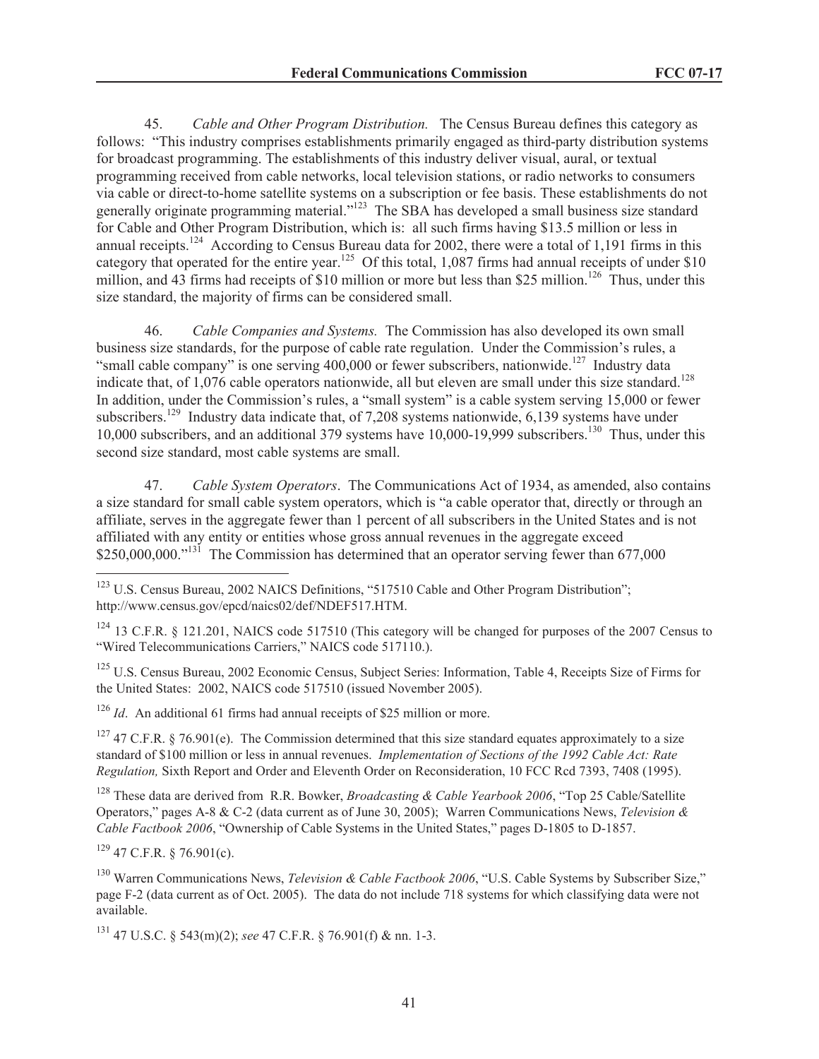45. *Cable and Other Program Distribution.* The Census Bureau defines this category as follows: "This industry comprises establishments primarily engaged as third-party distribution systems for broadcast programming. The establishments of this industry deliver visual, aural, or textual programming received from cable networks, local television stations, or radio networks to consumers via cable or direct-to-home satellite systems on a subscription or fee basis. These establishments do not generally originate programming material."[123] The SBA has developed a small business size standard for Cable and Other Program Distribution, which is: all such firms having $13.5 million or less in annual receipts.[124] According to Census Bureau data for 2002, there were a total of 1,191 firms in this category that operated for the entire year.[125] Of this total, 1,087 firms had annual receipts of under $10 million, and 43 firms had receipts of $10 million or more but less than $25 million.[126] Thus, under this size standard, the majority of firms can be considered small.

46. *Cable Companies and Systems.* The Commission has also developed its own small business size standards, for the purpose of cable rate regulation. Under the Commission's rules, a "small cable company" is one serving 400,000 or fewer subscribers, nationwide.[127] Industry data indicate that, of 1,076 cable operators nationwide, all but eleven are small under this size standard.[128] In addition, under the Commission's rules, a "small system" is a cable system serving 15,000 or fewer subscribers.[129] Industry data indicate that, of 7,208 systems nationwide, 6,139 systems have under 10,000 subscribers, and an additional 379 systems have 10,000-19,999 subscribers.[130] Thus, under this second size standard, most cable systems are small.

47. *Cable System Operators*. The Communications Act of 1934, as amended, also contains a size standard for small cable system operators, which is "a cable operator that, directly or through an affiliate, serves in the aggregate fewer than 1 percent of all subscribers in the United States and is not affiliated with any entity or entities whose gross annual revenues in the aggregate exceed $250,000,000."[131] The Commission has determined that an operator serving fewer than 677,000

---

[123] U.S. Census Bureau, 2002 NAICS Definitions, "517510 Cable and Other Program Distribution"; http://www.census.gov/epcd/naics02/def/NDEF517.HTM.

[124] 13 C.F.R. § 121.201, NAICS code 517510 (This category will be changed for purposes of the 2007 Census to "Wired Telecommunications Carriers," NAICS code 517110.).

[125] U.S. Census Bureau, 2002 Economic Census, Subject Series: Information, Table 4, Receipts Size of Firms for the United States: 2002, NAICS code 517510 (issued November 2005).

[126] *Id*. An additional 61 firms had annual receipts of $25 million or more.

[127] 47 C.F.R. § 76.901(e). The Commission determined that this size standard equates approximately to a size standard of $100 million or less in annual revenues. *Implementation of Sections of the 1992 Cable Act: Rate Regulation,* Sixth Report and Order and Eleventh Order on Reconsideration, 10 FCC Rcd 7393, 7408 (1995).

[128] These data are derived from R.R. Bowker, *Broadcasting & Cable Yearbook 2006*, "Top 25 Cable/Satellite Operators," pages A-8 & C-2 (data current as of June 30, 2005); Warren Communications News, *Television & Cable Factbook 2006*, "Ownership of Cable Systems in the United States," pages D-1805 to D-1857.

[129] 47 C.F.R. § 76.901(c).

[130] Warren Communications News, *Television & Cable Factbook 2006*, "U.S. Cable Systems by Subscriber Size," page F-2 (data current as of Oct. 2005). The data do not include 718 systems for which classifying data were not available.

[131] 47 U.S.C. § 543(m)(2); *see* 47 C.F.R. § 76.901(f) & nn. 1-3.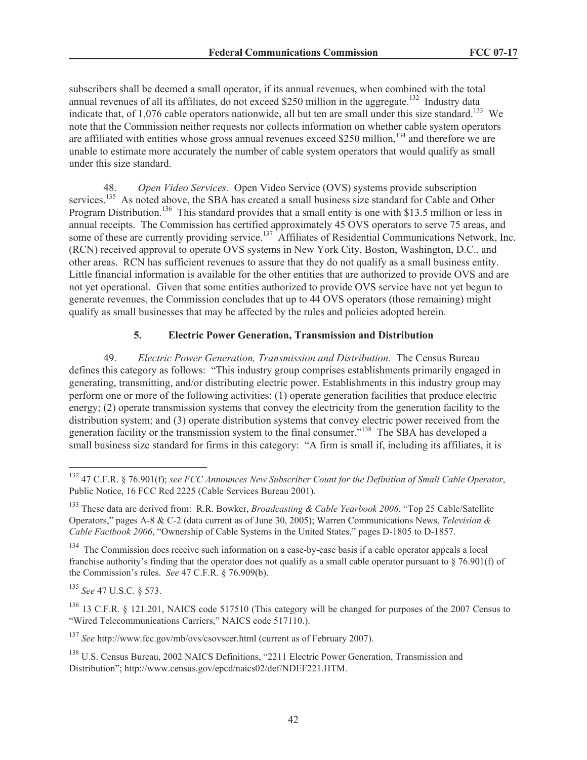subscribers shall be deemed a small operator, if its annual revenues, when combined with the total annual revenues of all its affiliates, do not exceed $250 million in the aggregate.[132] Industry data indicate that, of 1,076 cable operators nationwide, all but ten are small under this size standard.[133] We note that the Commission neither requests nor collects information on whether cable system operators are affiliated with entities whose gross annual revenues exceed $250 million,[134] and therefore we are unable to estimate more accurately the number of cable system operators that would qualify as small under this size standard.

48. *Open Video Services.* Open Video Service (OVS) systems provide subscription services.[135] As noted above, the SBA has created a small business size standard for Cable and Other Program Distribution.[136] This standard provides that a small entity is one with $13.5 million or less in annual receipts. The Commission has certified approximately 45 OVS operators to serve 75 areas, and some of these are currently providing service.[137] Affiliates of Residential Communications Network, Inc. (RCN) received approval to operate OVS systems in New York City, Boston, Washington, D.C., and other areas. RCN has sufficient revenues to assure that they do not qualify as a small business entity. Little financial information is available for the other entities that are authorized to provide OVS and are not yet operational. Given that some entities authorized to provide OVS service have not yet begun to generate revenues, the Commission concludes that up to 44 OVS operators (those remaining) might qualify as small businesses that may be affected by the rules and policies adopted herein.

### 5. Electric Power Generation, Transmission and Distribution

49. *Electric Power Generation, Transmission and Distribution.* The Census Bureau defines this category as follows: "This industry group comprises establishments primarily engaged in generating, transmitting, and/or distributing electric power. Establishments in this industry group may perform one or more of the following activities: (1) operate generation facilities that produce electric energy; (2) operate transmission systems that convey the electricity from the generation facility to the distribution system; and (3) operate distribution systems that convey electric power received from the generation facility or the transmission system to the final consumer."[138] The SBA has developed a small business size standard for firms in this category: "A firm is small if, including its affiliates, it is

---

[132] 47 C.F.R. § 76.901(f); *see FCC Announces New Subscriber Count for the Definition of Small Cable Operator*, Public Notice, 16 FCC Rcd 2225 (Cable Services Bureau 2001).

[133] These data are derived from: R.R. Bowker, *Broadcasting & Cable Yearbook 2006*, "Top 25 Cable/Satellite Operators," pages A-8 & C-2 (data current as of June 30, 2005); Warren Communications News, *Television & Cable Factbook 2006*, "Ownership of Cable Systems in the United States," pages D-1805 to D-1857.

[134] The Commission does receive such information on a case-by-case basis if a cable operator appeals a local franchise authority's finding that the operator does not qualify as a small cable operator pursuant to § 76.901(f) of the Commission's rules. *See* 47 C.F.R. § 76.909(b).

[135] *See* 47 U.S.C. § 573.

[136] 13 C.F.R. § 121.201, NAICS code 517510 (This category will be changed for purposes of the 2007 Census to "Wired Telecommunications Carriers," NAICS code 517110.).

[137] *See* http://www.fcc.gov/mb/ovs/csovscer.html (current as of February 2007).

[138] U.S. Census Bureau, 2002 NAICS Definitions, "2211 Electric Power Generation, Transmission and Distribution"; http://www.census.gov/epcd/naics02/def/NDEF221.HTM.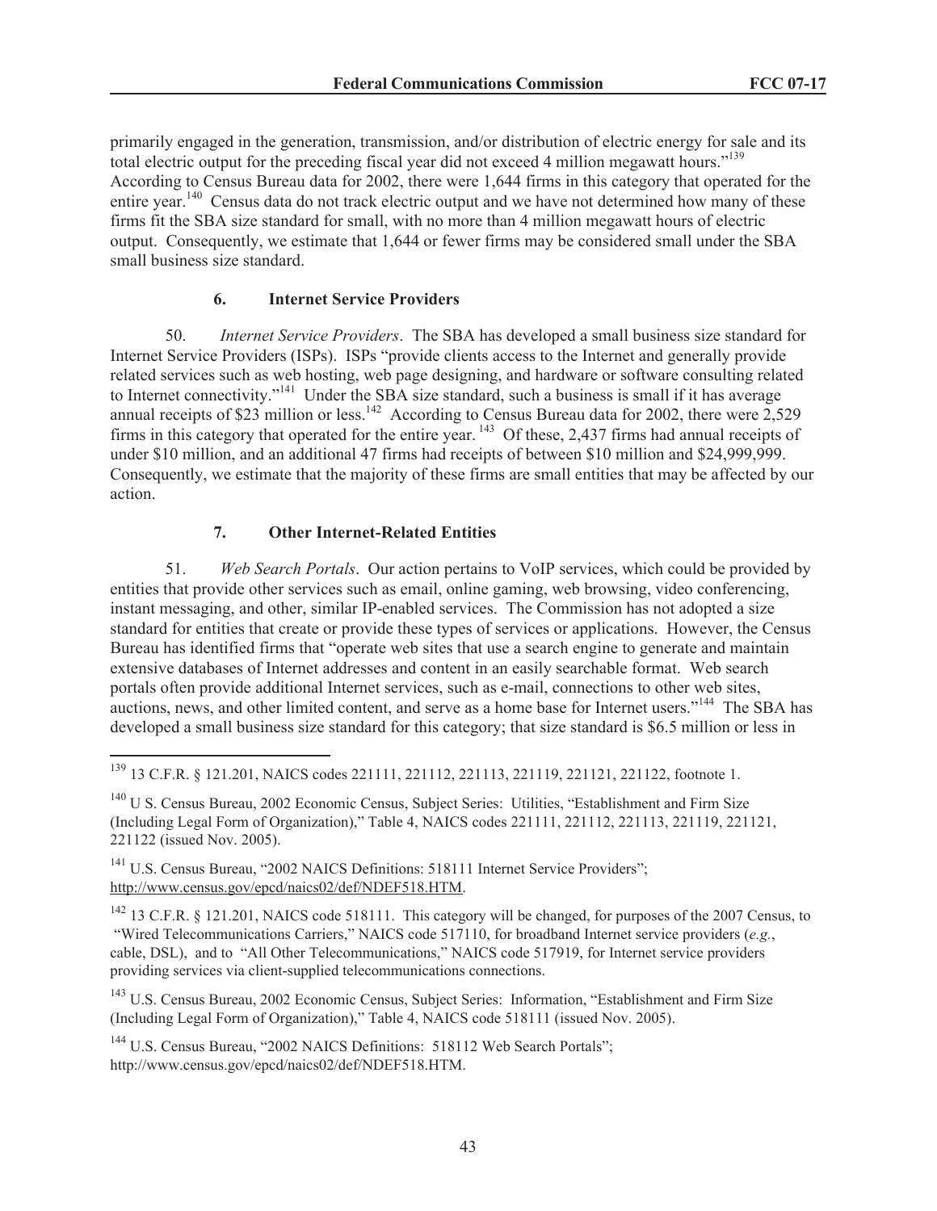primarily engaged in the generation, transmission, and/or distribution of electric energy for sale and its total electric output for the preceding fiscal year did not exceed 4 million megawatt hours."[139] According to Census Bureau data for 2002, there were 1,644 firms in this category that operated for the entire year.[140] Census data do not track electric output and we have not determined how many of these firms fit the SBA size standard for small, with no more than 4 million megawatt hours of electric output. Consequently, we estimate that 1,644 or fewer firms may be considered small under the SBA small business size standard.

### 6. Internet Service Providers

50. *Internet Service Providers*. The SBA has developed a small business size standard for Internet Service Providers (ISPs). ISPs "provide clients access to the Internet and generally provide related services such as web hosting, web page designing, and hardware or software consulting related to Internet connectivity."[141] Under the SBA size standard, such a business is small if it has average annual receipts of $23 million or less.[142] According to Census Bureau data for 2002, there were 2,529 firms in this category that operated for the entire year.[143] Of these, 2,437 firms had annual receipts of under $10 million, and an additional 47 firms had receipts of between $10 million and $24,999,999. Consequently, we estimate that the majority of these firms are small entities that may be affected by our action.

### 7. Other Internet-Related Entities

51. *Web Search Portals*. Our action pertains to VoIP services, which could be provided by entities that provide other services such as email, online gaming, web browsing, video conferencing, instant messaging, and other, similar IP-enabled services. The Commission has not adopted a size standard for entities that create or provide these types of services or applications. However, the Census Bureau has identified firms that "operate web sites that use a search engine to generate and maintain extensive databases of Internet addresses and content in an easily searchable format. Web search portals often provide additional Internet services, such as e-mail, connections to other web sites, auctions, news, and other limited content, and serve as a home base for Internet users."[144] The SBA has developed a small business size standard for this category; that size standard is $6.5 million or less in

---

[139] 13 C.F.R. § 121.201, NAICS codes 221111, 221112, 221113, 221119, 221121, 221122, footnote 1.

[140] U S. Census Bureau, 2002 Economic Census, Subject Series: Utilities, "Establishment and Firm Size (Including Legal Form of Organization)," Table 4, NAICS codes 221111, 221112, 221113, 221119, 221121, 221122 (issued Nov. 2005).

[141] U.S. Census Bureau, "2002 NAICS Definitions: 518111 Internet Service Providers"; http://www.census.gov/epcd/naics02/def/NDEF518.HTM.

[142] 13 C.F.R. § 121.201, NAICS code 518111. This category will be changed, for purposes of the 2007 Census, to "Wired Telecommunications Carriers," NAICS code 517110, for broadband Internet service providers (*e.g.*, cable, DSL), and to "All Other Telecommunications," NAICS code 517919, for Internet service providers providing services via client-supplied telecommunications connections.

[143] U.S. Census Bureau, 2002 Economic Census, Subject Series: Information, "Establishment and Firm Size (Including Legal Form of Organization)," Table 4, NAICS code 518111 (issued Nov. 2005).

[144] U.S. Census Bureau, "2002 NAICS Definitions: 518112 Web Search Portals"; http://www.census.gov/epcd/naics02/def/NDEF518.HTM.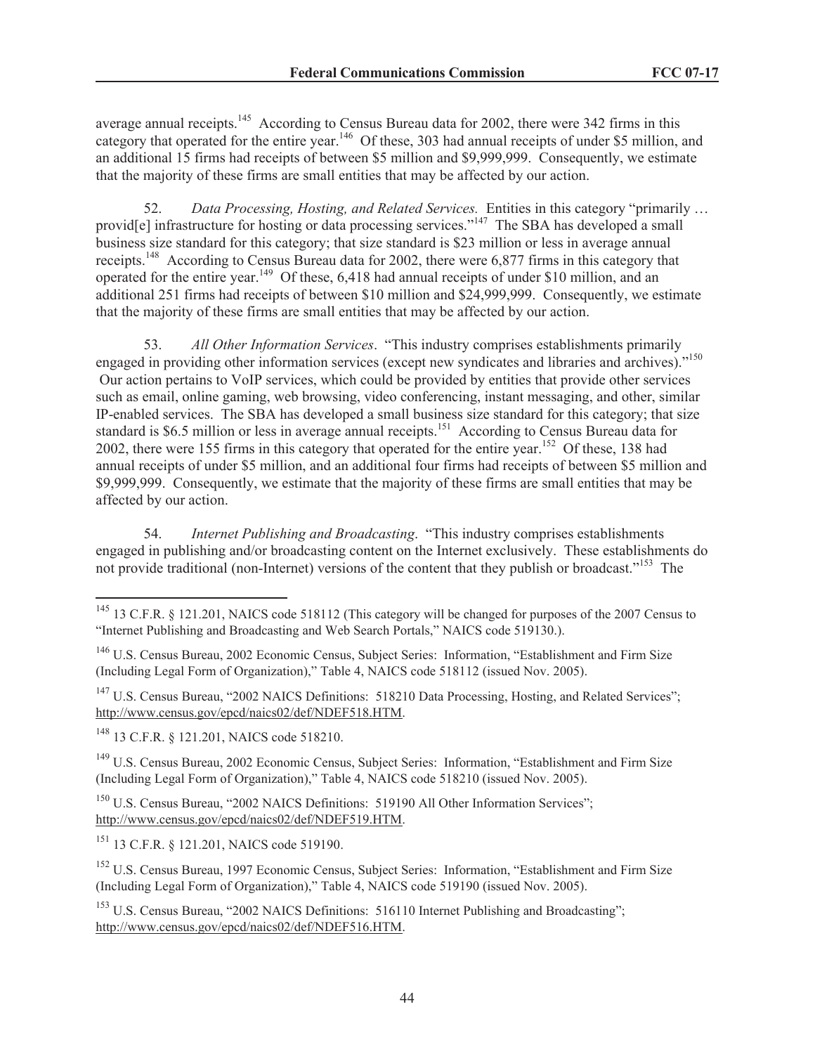average annual receipts.[145] According to Census Bureau data for 2002, there were 342 firms in this category that operated for the entire year.[146] Of these, 303 had annual receipts of under $5 million, and an additional 15 firms had receipts of between $5 million and $9,999,999. Consequently, we estimate that the majority of these firms are small entities that may be affected by our action.

52. *Data Processing, Hosting, and Related Services.* Entities in this category "primarily … provid[e] infrastructure for hosting or data processing services."[147] The SBA has developed a small business size standard for this category; that size standard is $23 million or less in average annual receipts.[148] According to Census Bureau data for 2002, there were 6,877 firms in this category that operated for the entire year.[149] Of these, 6,418 had annual receipts of under $10 million, and an additional 251 firms had receipts of between $10 million and $24,999,999. Consequently, we estimate that the majority of these firms are small entities that may be affected by our action.

53. *All Other Information Services*. "This industry comprises establishments primarily engaged in providing other information services (except new syndicates and libraries and archives)."[150] Our action pertains to VoIP services, which could be provided by entities that provide other services such as email, online gaming, web browsing, video conferencing, instant messaging, and other, similar IP-enabled services. The SBA has developed a small business size standard for this category; that size standard is $6.5 million or less in average annual receipts.[151] According to Census Bureau data for 2002, there were 155 firms in this category that operated for the entire year.[152] Of these, 138 had annual receipts of under $5 million, and an additional four firms had receipts of between $5 million and $9,999,999. Consequently, we estimate that the majority of these firms are small entities that may be affected by our action.

54. *Internet Publishing and Broadcasting*. "This industry comprises establishments engaged in publishing and/or broadcasting content on the Internet exclusively. These establishments do not provide traditional (non-Internet) versions of the content that they publish or broadcast."[153] The

---

[145] 13 C.F.R. § 121.201, NAICS code 518112 (This category will be changed for purposes of the 2007 Census to "Internet Publishing and Broadcasting and Web Search Portals," NAICS code 519130.).

[146] U.S. Census Bureau, 2002 Economic Census, Subject Series: Information, "Establishment and Firm Size (Including Legal Form of Organization)," Table 4, NAICS code 518112 (issued Nov. 2005).

[147] U.S. Census Bureau, "2002 NAICS Definitions: 518210 Data Processing, Hosting, and Related Services"; http://www.census.gov/epcd/naics02/def/NDEF518.HTM.

[148] 13 C.F.R. § 121.201, NAICS code 518210.

[149] U.S. Census Bureau, 2002 Economic Census, Subject Series: Information, "Establishment and Firm Size (Including Legal Form of Organization)," Table 4, NAICS code 518210 (issued Nov. 2005).

[150] U.S. Census Bureau, "2002 NAICS Definitions: 519190 All Other Information Services"; http://www.census.gov/epcd/naics02/def/NDEF519.HTM.

[151] 13 C.F.R. § 121.201, NAICS code 519190.

[152] U.S. Census Bureau, 1997 Economic Census, Subject Series: Information, "Establishment and Firm Size (Including Legal Form of Organization)," Table 4, NAICS code 519190 (issued Nov. 2005).

[153] U.S. Census Bureau, "2002 NAICS Definitions: 516110 Internet Publishing and Broadcasting"; http://www.census.gov/epcd/naics02/def/NDEF516.HTM.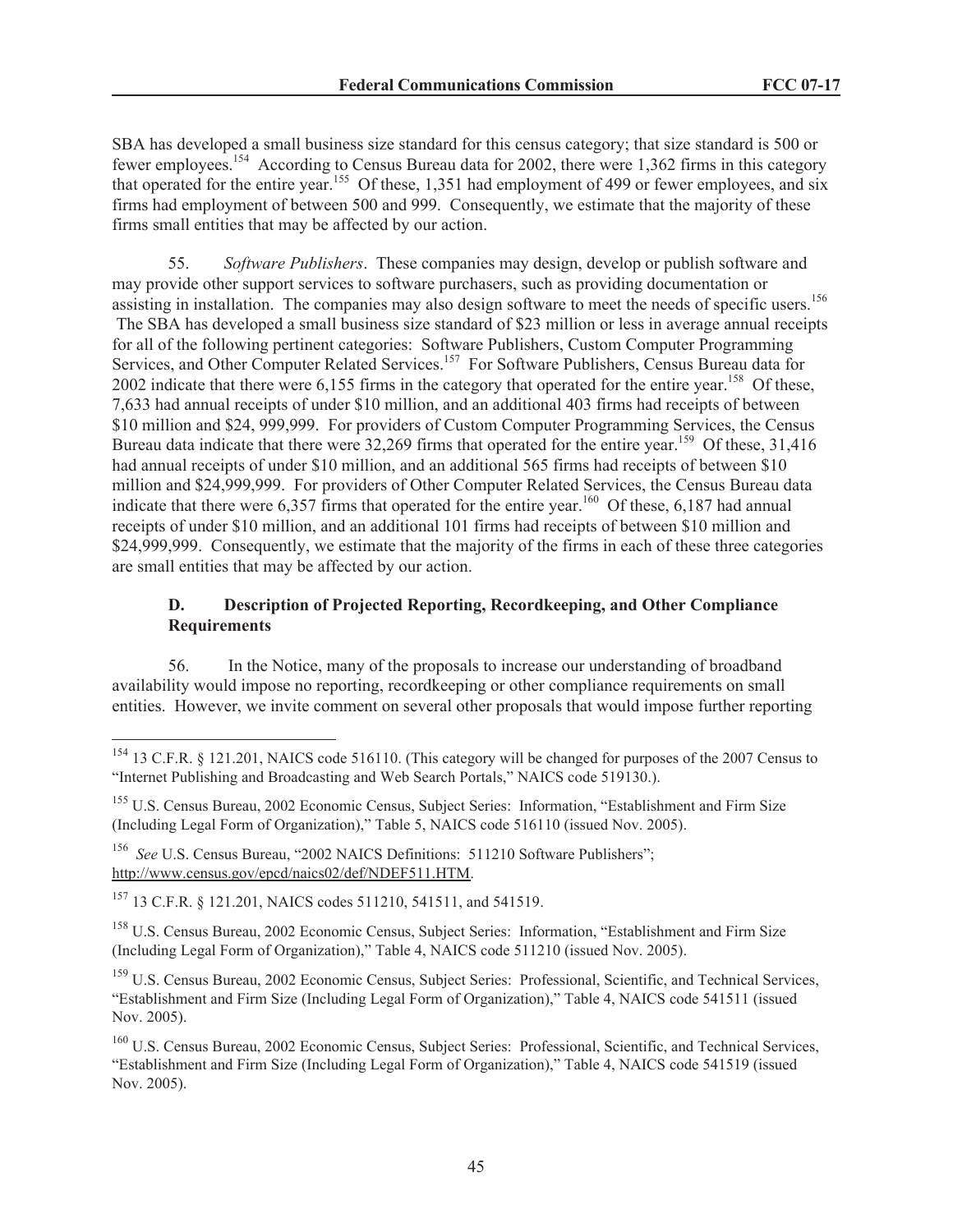SBA has developed a small business size standard for this census category; that size standard is 500 or fewer employees.[154] According to Census Bureau data for 2002, there were 1,362 firms in this category that operated for the entire year.[155] Of these, 1,351 had employment of 499 or fewer employees, and six firms had employment of between 500 and 999. Consequently, we estimate that the majority of these firms small entities that may be affected by our action.

55. *Software Publishers*. These companies may design, develop or publish software and may provide other support services to software purchasers, such as providing documentation or assisting in installation. The companies may also design software to meet the needs of specific users.[156] The SBA has developed a small business size standard of $23 million or less in average annual receipts for all of the following pertinent categories: Software Publishers, Custom Computer Programming Services, and Other Computer Related Services.[157] For Software Publishers, Census Bureau data for 2002 indicate that there were 6,155 firms in the category that operated for the entire year.[158] Of these, 7,633 had annual receipts of under $10 million, and an additional 403 firms had receipts of between $10 million and $24, 999,999. For providers of Custom Computer Programming Services, the Census Bureau data indicate that there were 32,269 firms that operated for the entire year.[159] Of these, 31,416 had annual receipts of under $10 million, and an additional 565 firms had receipts of between $10 million and $24,999,999. For providers of Other Computer Related Services, the Census Bureau data indicate that there were 6,357 firms that operated for the entire year.[160] Of these, 6,187 had annual receipts of under $10 million, and an additional 101 firms had receipts of between $10 million and $24,999,999. Consequently, we estimate that the majority of the firms in each of these three categories are small entities that may be affected by our action.

### D. Description of Projected Reporting, Recordkeeping, and Other Compliance Requirements

56. In the Notice, many of the proposals to increase our understanding of broadband availability would impose no reporting, recordkeeping or other compliance requirements on small entities. However, we invite comment on several other proposals that would impose further reporting

---

[154] 13 C.F.R. § 121.201, NAICS code 516110. (This category will be changed for purposes of the 2007 Census to "Internet Publishing and Broadcasting and Web Search Portals," NAICS code 519130.).

[155] U.S. Census Bureau, 2002 Economic Census, Subject Series: Information, "Establishment and Firm Size (Including Legal Form of Organization)," Table 5, NAICS code 516110 (issued Nov. 2005).

[156] *See* U.S. Census Bureau, "2002 NAICS Definitions: 511210 Software Publishers"; http://www.census.gov/epcd/naics02/def/NDEF511.HTM.

[157] 13 C.F.R. § 121.201, NAICS codes 511210, 541511, and 541519.

[158] U.S. Census Bureau, 2002 Economic Census, Subject Series: Information, "Establishment and Firm Size (Including Legal Form of Organization)," Table 4, NAICS code 511210 (issued Nov. 2005).

[159] U.S. Census Bureau, 2002 Economic Census, Subject Series: Professional, Scientific, and Technical Services, "Establishment and Firm Size (Including Legal Form of Organization)," Table 4, NAICS code 541511 (issued Nov. 2005).

[160] U.S. Census Bureau, 2002 Economic Census, Subject Series: Professional, Scientific, and Technical Services, "Establishment and Firm Size (Including Legal Form of Organization)," Table 4, NAICS code 541519 (issued Nov. 2005).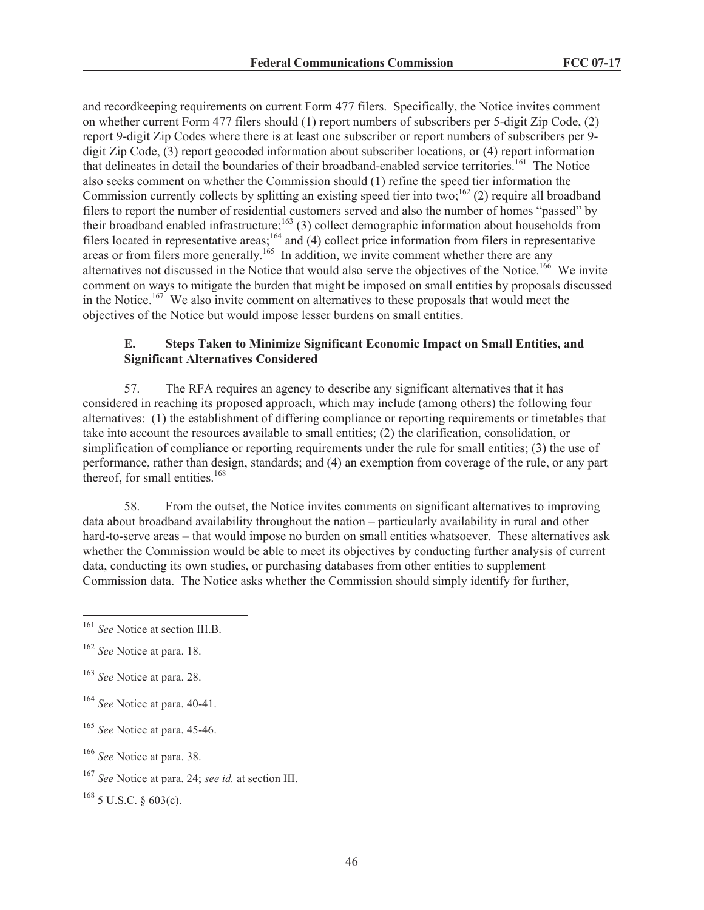and recordkeeping requirements on current Form 477 filers. Specifically, the Notice invites comment on whether current Form 477 filers should (1) report numbers of subscribers per 5-digit Zip Code, (2) report 9-digit Zip Codes where there is at least one subscriber or report numbers of subscribers per 9-digit Zip Code, (3) report geocoded information about subscriber locations, or (4) report information that delineates in detail the boundaries of their broadband-enabled service territories.[161] The Notice also seeks comment on whether the Commission should (1) refine the speed tier information the Commission currently collects by splitting an existing speed tier into two;[162] (2) require all broadband filers to report the number of residential customers served and also the number of homes "passed" by their broadband enabled infrastructure;[163] (3) collect demographic information about households from filers located in representative areas;[164] and (4) collect price information from filers in representative areas or from filers more generally.[165] In addition, we invite comment whether there are any alternatives not discussed in the Notice that would also serve the objectives of the Notice.[166] We invite comment on ways to mitigate the burden that might be imposed on small entities by proposals discussed in the Notice.[167] We also invite comment on alternatives to these proposals that would meet the objectives of the Notice but would impose lesser burdens on small entities.

### E. Steps Taken to Minimize Significant Economic Impact on Small Entities, and Significant Alternatives Considered

57. The RFA requires an agency to describe any significant alternatives that it has considered in reaching its proposed approach, which may include (among others) the following four alternatives: (1) the establishment of differing compliance or reporting requirements or timetables that take into account the resources available to small entities; (2) the clarification, consolidation, or simplification of compliance or reporting requirements under the rule for small entities; (3) the use of performance, rather than design, standards; and (4) an exemption from coverage of the rule, or any part thereof, for small entities.[168]

58. From the outset, the Notice invites comments on significant alternatives to improving data about broadband availability throughout the nation – particularly availability in rural and other hard-to-serve areas – that would impose no burden on small entities whatsoever. These alternatives ask whether the Commission would be able to meet its objectives by conducting further analysis of current data, conducting its own studies, or purchasing databases from other entities to supplement Commission data. The Notice asks whether the Commission should simply identify for further,

---

[161] *See* Notice at section III.B.

[162] *See* Notice at para. 18.

[163] *See* Notice at para. 28.

[164] *See* Notice at para. 40-41.

[165] *See* Notice at para. 45-46.

[166] *See* Notice at para. 38.

[167] *See* Notice at para. 24; *see id.* at section III.

[168] 5 U.S.C. § 603(c).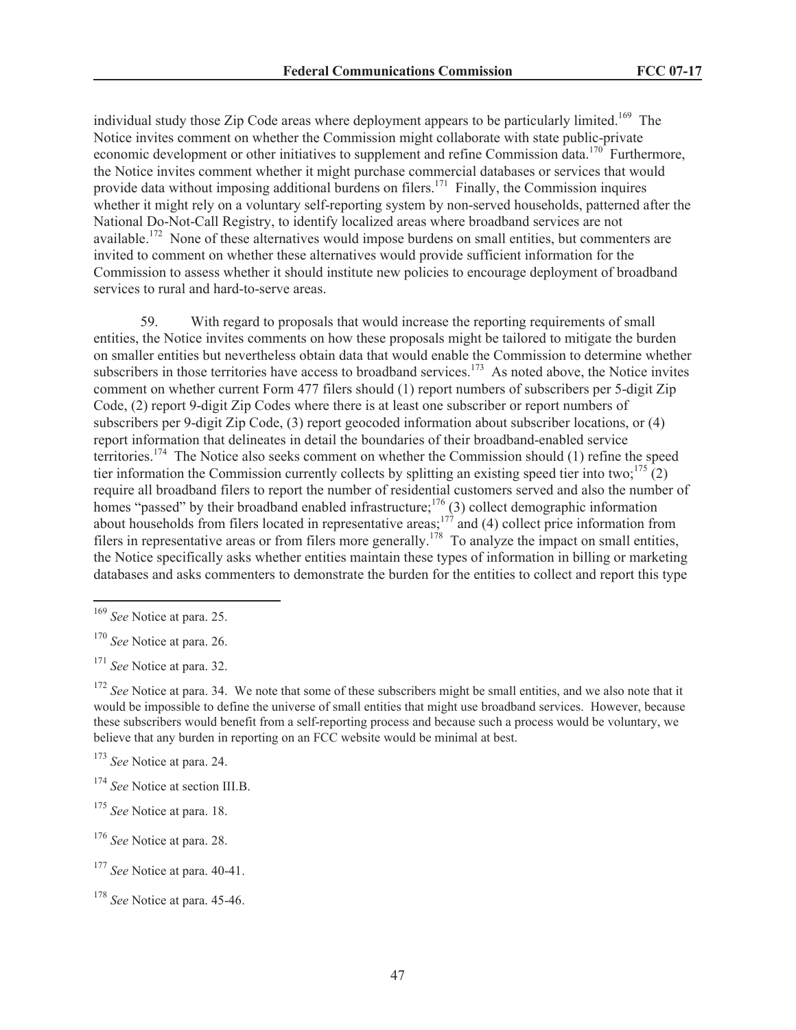individual study those Zip Code areas where deployment appears to be particularly limited.[169] The Notice invites comment on whether the Commission might collaborate with state public-private economic development or other initiatives to supplement and refine Commission data.[170] Furthermore, the Notice invites comment whether it might purchase commercial databases or services that would provide data without imposing additional burdens on filers.[171] Finally, the Commission inquires whether it might rely on a voluntary self-reporting system by non-served households, patterned after the National Do-Not-Call Registry, to identify localized areas where broadband services are not available.[172] None of these alternatives would impose burdens on small entities, but commenters are invited to comment on whether these alternatives would provide sufficient information for the Commission to assess whether it should institute new policies to encourage deployment of broadband services to rural and hard-to-serve areas.

59. With regard to proposals that would increase the reporting requirements of small entities, the Notice invites comments on how these proposals might be tailored to mitigate the burden on smaller entities but nevertheless obtain data that would enable the Commission to determine whether subscribers in those territories have access to broadband services.[173] As noted above, the Notice invites comment on whether current Form 477 filers should (1) report numbers of subscribers per 5-digit Zip Code, (2) report 9-digit Zip Codes where there is at least one subscriber or report numbers of subscribers per 9-digit Zip Code, (3) report geocoded information about subscriber locations, or (4) report information that delineates in detail the boundaries of their broadband-enabled service territories.[174] The Notice also seeks comment on whether the Commission should (1) refine the speed tier information the Commission currently collects by splitting an existing speed tier into two;[175] (2) require all broadband filers to report the number of residential customers served and also the number of homes "passed" by their broadband enabled infrastructure;[176] (3) collect demographic information about households from filers located in representative areas;[177] and (4) collect price information from filers in representative areas or from filers more generally.[178] To analyze the impact on small entities, the Notice specifically asks whether entities maintain these types of information in billing or marketing databases and asks commenters to demonstrate the burden for the entities to collect and report this type

---

[169] *See* Notice at para. 25.

[170] *See* Notice at para. 26.

[171] *See* Notice at para. 32.

[172] *See* Notice at para. 34. We note that some of these subscribers might be small entities, and we also note that it would be impossible to define the universe of small entities that might use broadband services. However, because these subscribers would benefit from a self-reporting process and because such a process would be voluntary, we believe that any burden in reporting on an FCC website would be minimal at best.

[173] *See* Notice at para. 24.

[174] *See* Notice at section III.B.

[175] *See* Notice at para. 18.

[176] *See* Notice at para. 28.

[177] *See* Notice at para. 40-41.

[178] *See* Notice at para. 45-46.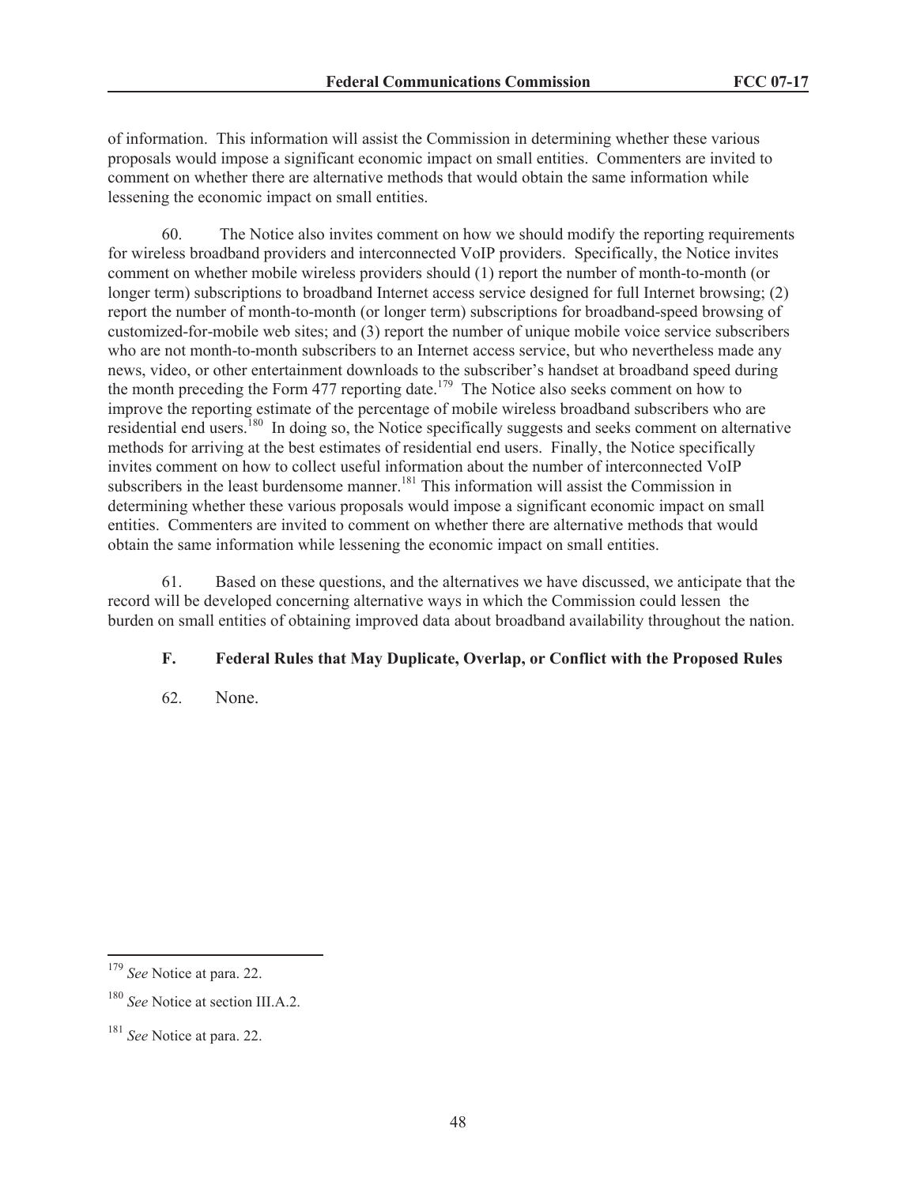of information. This information will assist the Commission in determining whether these various proposals would impose a significant economic impact on small entities. Commenters are invited to comment on whether there are alternative methods that would obtain the same information while lessening the economic impact on small entities.

60. The Notice also invites comment on how we should modify the reporting requirements for wireless broadband providers and interconnected VoIP providers. Specifically, the Notice invites comment on whether mobile wireless providers should (1) report the number of month-to-month (or longer term) subscriptions to broadband Internet access service designed for full Internet browsing; (2) report the number of month-to-month (or longer term) subscriptions for broadband-speed browsing of customized-for-mobile web sites; and (3) report the number of unique mobile voice service subscribers who are not month-to-month subscribers to an Internet access service, but who nevertheless made any news, video, or other entertainment downloads to the subscriber's handset at broadband speed during the month preceding the Form 477 reporting date.[179] The Notice also seeks comment on how to improve the reporting estimate of the percentage of mobile wireless broadband subscribers who are residential end users.[180] In doing so, the Notice specifically suggests and seeks comment on alternative methods for arriving at the best estimates of residential end users. Finally, the Notice specifically invites comment on how to collect useful information about the number of interconnected VoIP subscribers in the least burdensome manner.[181] This information will assist the Commission in determining whether these various proposals would impose a significant economic impact on small entities. Commenters are invited to comment on whether there are alternative methods that would obtain the same information while lessening the economic impact on small entities.

61. Based on these questions, and the alternatives we have discussed, we anticipate that the record will be developed concerning alternative ways in which the Commission could lessen the burden on small entities of obtaining improved data about broadband availability throughout the nation.

### F. Federal Rules that May Duplicate, Overlap, or Conflict with the Proposed Rules

62. None.

---

[179] *See* Notice at para. 22.

[180] *See* Notice at section III.A.2.

[181] *See* Notice at para. 22.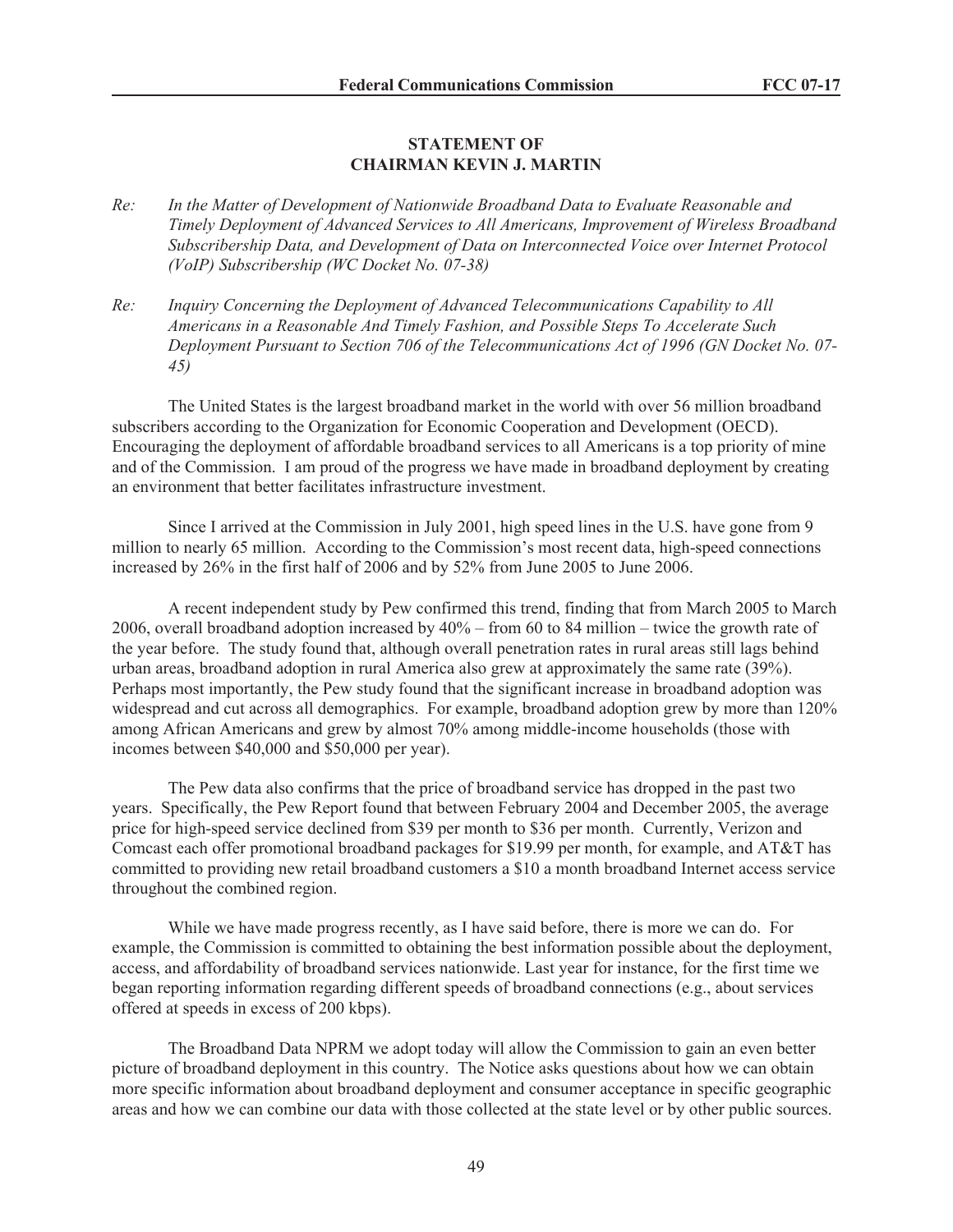**STATEMENT OF**
**CHAIRMAN KEVIN J. MARTIN**

*Re: In the Matter of Development of Nationwide Broadband Data to Evaluate Reasonable and Timely Deployment of Advanced Services to All Americans, Improvement of Wireless Broadband Subscribership Data, and Development of Data on Interconnected Voice over Internet Protocol (VoIP) Subscribership (WC Docket No. 07-38)*

*Re: Inquiry Concerning the Deployment of Advanced Telecommunications Capability to All Americans in a Reasonable And Timely Fashion, and Possible Steps To Accelerate Such Deployment Pursuant to Section 706 of the Telecommunications Act of 1996 (GN Docket No. 07-45)*

The United States is the largest broadband market in the world with over 56 million broadband subscribers according to the Organization for Economic Cooperation and Development (OECD). Encouraging the deployment of affordable broadband services to all Americans is a top priority of mine and of the Commission. I am proud of the progress we have made in broadband deployment by creating an environment that better facilitates infrastructure investment.

Since I arrived at the Commission in July 2001, high speed lines in the U.S. have gone from 9 million to nearly 65 million. According to the Commission's most recent data, high-speed connections increased by 26% in the first half of 2006 and by 52% from June 2005 to June 2006.

A recent independent study by Pew confirmed this trend, finding that from March 2005 to March 2006, overall broadband adoption increased by 40% – from 60 to 84 million – twice the growth rate of the year before. The study found that, although overall penetration rates in rural areas still lags behind urban areas, broadband adoption in rural America also grew at approximately the same rate (39%). Perhaps most importantly, the Pew study found that the significant increase in broadband adoption was widespread and cut across all demographics. For example, broadband adoption grew by more than 120% among African Americans and grew by almost 70% among middle-income households (those with incomes between $40,000 and $50,000 per year).

The Pew data also confirms that the price of broadband service has dropped in the past two years. Specifically, the Pew Report found that between February 2004 and December 2005, the average price for high-speed service declined from $39 per month to $36 per month. Currently, Verizon and Comcast each offer promotional broadband packages for $19.99 per month, for example, and AT&T has committed to providing new retail broadband customers a $10 a month broadband Internet access service throughout the combined region.

While we have made progress recently, as I have said before, there is more we can do. For example, the Commission is committed to obtaining the best information possible about the deployment, access, and affordability of broadband services nationwide. Last year for instance, for the first time we began reporting information regarding different speeds of broadband connections (e.g., about services offered at speeds in excess of 200 kbps).

The Broadband Data NPRM we adopt today will allow the Commission to gain an even better picture of broadband deployment in this country. The Notice asks questions about how we can obtain more specific information about broadband deployment and consumer acceptance in specific geographic areas and how we can combine our data with those collected at the state level or by other public sources.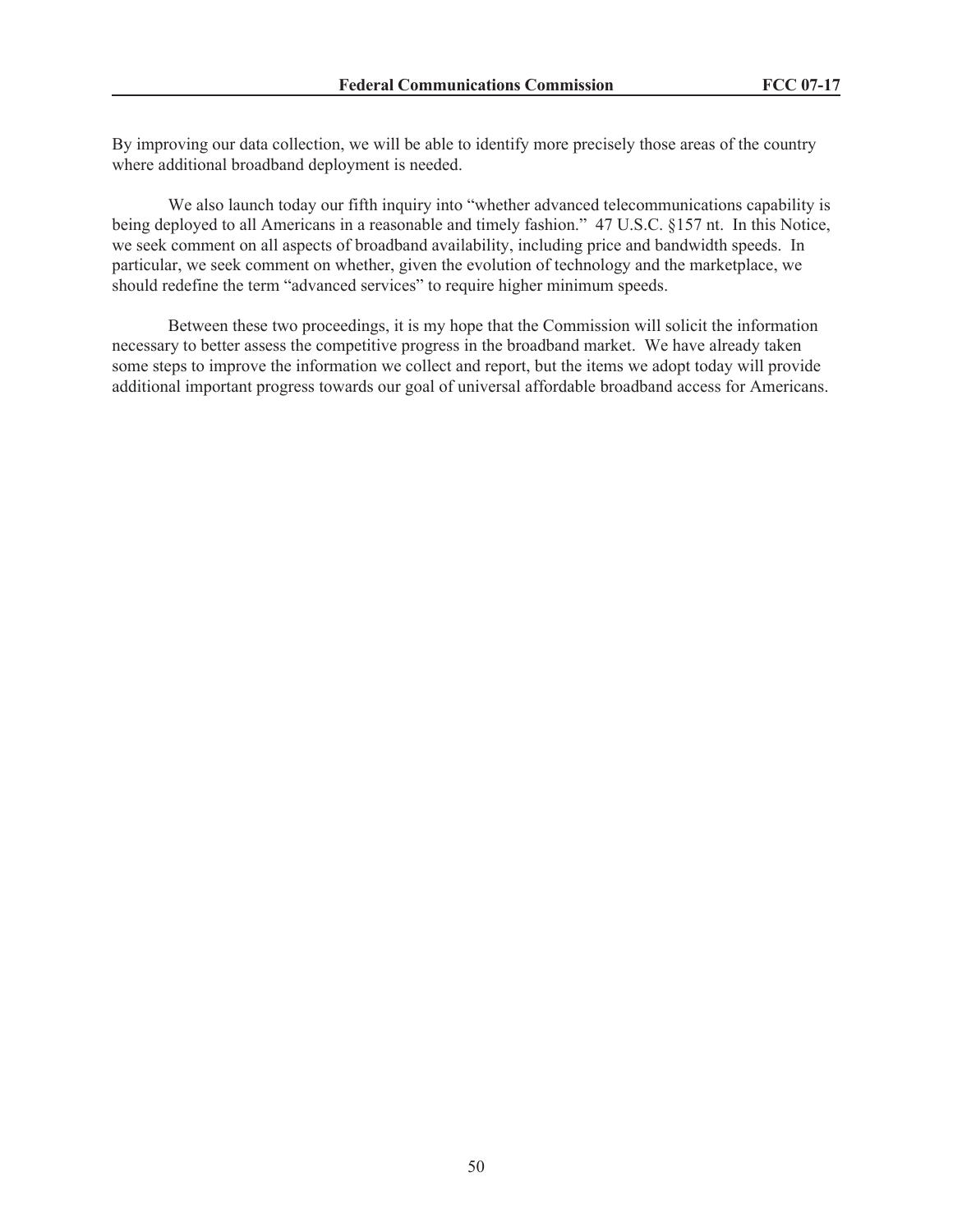By improving our data collection, we will be able to identify more precisely those areas of the country where additional broadband deployment is needed.

We also launch today our fifth inquiry into "whether advanced telecommunications capability is being deployed to all Americans in a reasonable and timely fashion." 47 U.S.C. §157 nt. In this Notice, we seek comment on all aspects of broadband availability, including price and bandwidth speeds. In particular, we seek comment on whether, given the evolution of technology and the marketplace, we should redefine the term "advanced services" to require higher minimum speeds.

Between these two proceedings, it is my hope that the Commission will solicit the information necessary to better assess the competitive progress in the broadband market. We have already taken some steps to improve the information we collect and report, but the items we adopt today will provide additional important progress towards our goal of universal affordable broadband access for Americans.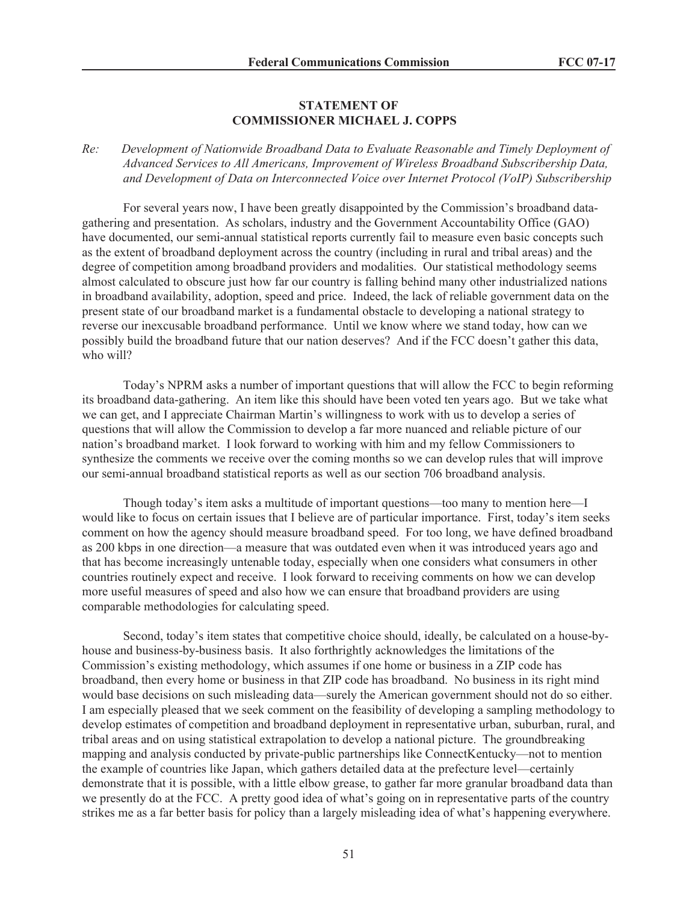**STATEMENT OF**
**COMMISSIONER MICHAEL J. COPPS**

*Re: Development of Nationwide Broadband Data to Evaluate Reasonable and Timely Deployment of Advanced Services to All Americans, Improvement of Wireless Broadband Subscribership Data, and Development of Data on Interconnected Voice over Internet Protocol (VoIP) Subscribership*

For several years now, I have been greatly disappointed by the Commission's broadband data-gathering and presentation. As scholars, industry and the Government Accountability Office (GAO) have documented, our semi-annual statistical reports currently fail to measure even basic concepts such as the extent of broadband deployment across the country (including in rural and tribal areas) and the degree of competition among broadband providers and modalities. Our statistical methodology seems almost calculated to obscure just how far our country is falling behind many other industrialized nations in broadband availability, adoption, speed and price. Indeed, the lack of reliable government data on the present state of our broadband market is a fundamental obstacle to developing a national strategy to reverse our inexcusable broadband performance. Until we know where we stand today, how can we possibly build the broadband future that our nation deserves? And if the FCC doesn't gather this data, who will?

Today's NPRM asks a number of important questions that will allow the FCC to begin reforming its broadband data-gathering. An item like this should have been voted ten years ago. But we take what we can get, and I appreciate Chairman Martin's willingness to work with us to develop a series of questions that will allow the Commission to develop a far more nuanced and reliable picture of our nation's broadband market. I look forward to working with him and my fellow Commissioners to synthesize the comments we receive over the coming months so we can develop rules that will improve our semi-annual broadband statistical reports as well as our section 706 broadband analysis.

Though today's item asks a multitude of important questions—too many to mention here—I would like to focus on certain issues that I believe are of particular importance. First, today's item seeks comment on how the agency should measure broadband speed. For too long, we have defined broadband as 200 kbps in one direction—a measure that was outdated even when it was introduced years ago and that has become increasingly untenable today, especially when one considers what consumers in other countries routinely expect and receive. I look forward to receiving comments on how we can develop more useful measures of speed and also how we can ensure that broadband providers are using comparable methodologies for calculating speed.

Second, today's item states that competitive choice should, ideally, be calculated on a house-by-house and business-by-business basis. It also forthrightly acknowledges the limitations of the Commission's existing methodology, which assumes if one home or business in a ZIP code has broadband, then every home or business in that ZIP code has broadband. No business in its right mind would base decisions on such misleading data—surely the American government should not do so either. I am especially pleased that we seek comment on the feasibility of developing a sampling methodology to develop estimates of competition and broadband deployment in representative urban, suburban, rural, and tribal areas and on using statistical extrapolation to develop a national picture. The groundbreaking mapping and analysis conducted by private-public partnerships like ConnectKentucky—not to mention the example of countries like Japan, which gathers detailed data at the prefecture level—certainly demonstrate that it is possible, with a little elbow grease, to gather far more granular broadband data than we presently do at the FCC. A pretty good idea of what's going on in representative parts of the country strikes me as a far better basis for policy than a largely misleading idea of what's happening everywhere.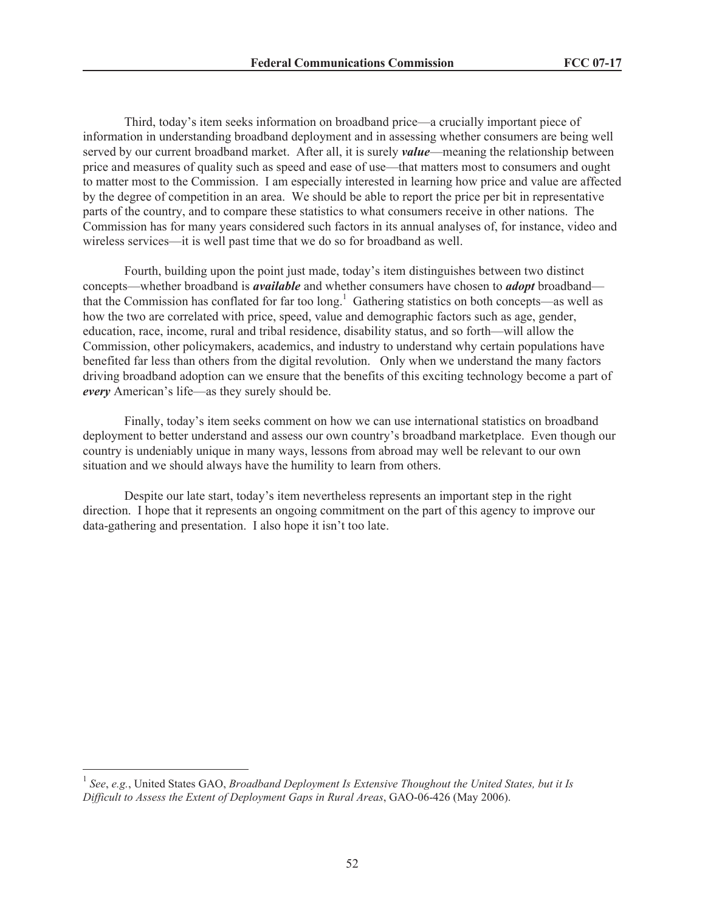Third, today's item seeks information on broadband price—a crucially important piece of information in understanding broadband deployment and in assessing whether consumers are being well served by our current broadband market. After all, it is surely ***value***—meaning the relationship between price and measures of quality such as speed and ease of use—that matters most to consumers and ought to matter most to the Commission. I am especially interested in learning how price and value are affected by the degree of competition in an area. We should be able to report the price per bit in representative parts of the country, and to compare these statistics to what consumers receive in other nations. The Commission has for many years considered such factors in its annual analyses of, for instance, video and wireless services—it is well past time that we do so for broadband as well.

Fourth, building upon the point just made, today's item distinguishes between two distinct concepts—whether broadband is ***available*** and whether consumers have chosen to ***adopt*** broadband—that the Commission has conflated for far too long.[1] Gathering statistics on both concepts—as well as how the two are correlated with price, speed, value and demographic factors such as age, gender, education, race, income, rural and tribal residence, disability status, and so forth—will allow the Commission, other policymakers, academics, and industry to understand why certain populations have benefited far less than others from the digital revolution. Only when we understand the many factors driving broadband adoption can we ensure that the benefits of this exciting technology become a part of ***every*** American's life—as they surely should be.

Finally, today's item seeks comment on how we can use international statistics on broadband deployment to better understand and assess our own country's broadband marketplace. Even though our country is undeniably unique in many ways, lessons from abroad may well be relevant to our own situation and we should always have the humility to learn from others.

Despite our late start, today's item nevertheless represents an important step in the right direction. I hope that it represents an ongoing commitment on the part of this agency to improve our data-gathering and presentation. I also hope it isn't too late.

---

[1] *See*, *e.g.*, United States GAO, *Broadband Deployment Is Extensive Thoughout the United States, but it Is Difficult to Assess the Extent of Deployment Gaps in Rural Areas*, GAO-06-426 (May 2006).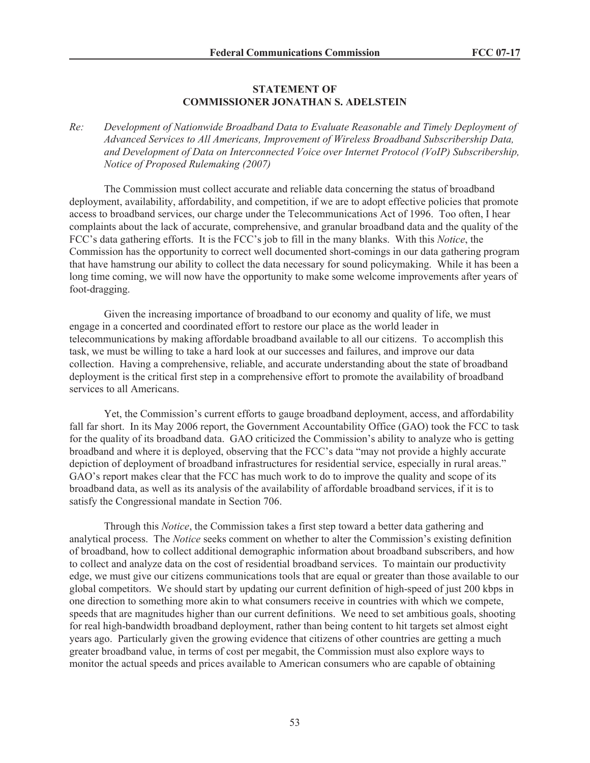**STATEMENT OF**
**COMMISSIONER JONATHAN S. ADELSTEIN**

*Re: Development of Nationwide Broadband Data to Evaluate Reasonable and Timely Deployment of Advanced Services to All Americans, Improvement of Wireless Broadband Subscribership Data, and Development of Data on Interconnected Voice over Internet Protocol (VoIP) Subscribership, Notice of Proposed Rulemaking (2007)*

The Commission must collect accurate and reliable data concerning the status of broadband deployment, availability, affordability, and competition, if we are to adopt effective policies that promote access to broadband services, our charge under the Telecommunications Act of 1996. Too often, I hear complaints about the lack of accurate, comprehensive, and granular broadband data and the quality of the FCC's data gathering efforts. It is the FCC's job to fill in the many blanks. With this *Notice*, the Commission has the opportunity to correct well documented short-comings in our data gathering program that have hamstrung our ability to collect the data necessary for sound policymaking. While it has been a long time coming, we will now have the opportunity to make some welcome improvements after years of foot-dragging.

Given the increasing importance of broadband to our economy and quality of life, we must engage in a concerted and coordinated effort to restore our place as the world leader in telecommunications by making affordable broadband available to all our citizens. To accomplish this task, we must be willing to take a hard look at our successes and failures, and improve our data collection. Having a comprehensive, reliable, and accurate understanding about the state of broadband deployment is the critical first step in a comprehensive effort to promote the availability of broadband services to all Americans.

Yet, the Commission's current efforts to gauge broadband deployment, access, and affordability fall far short. In its May 2006 report, the Government Accountability Office (GAO) took the FCC to task for the quality of its broadband data. GAO criticized the Commission's ability to analyze who is getting broadband and where it is deployed, observing that the FCC's data "may not provide a highly accurate depiction of deployment of broadband infrastructures for residential service, especially in rural areas." GAO's report makes clear that the FCC has much work to do to improve the quality and scope of its broadband data, as well as its analysis of the availability of affordable broadband services, if it is to satisfy the Congressional mandate in Section 706.

Through this *Notice*, the Commission takes a first step toward a better data gathering and analytical process. The *Notice* seeks comment on whether to alter the Commission's existing definition of broadband, how to collect additional demographic information about broadband subscribers, and how to collect and analyze data on the cost of residential broadband services. To maintain our productivity edge, we must give our citizens communications tools that are equal or greater than those available to our global competitors. We should start by updating our current definition of high-speed of just 200 kbps in one direction to something more akin to what consumers receive in countries with which we compete, speeds that are magnitudes higher than our current definitions. We need to set ambitious goals, shooting for real high-bandwidth broadband deployment, rather than being content to hit targets set almost eight years ago. Particularly given the growing evidence that citizens of other countries are getting a much greater broadband value, in terms of cost per megabit, the Commission must also explore ways to monitor the actual speeds and prices available to American consumers who are capable of obtaining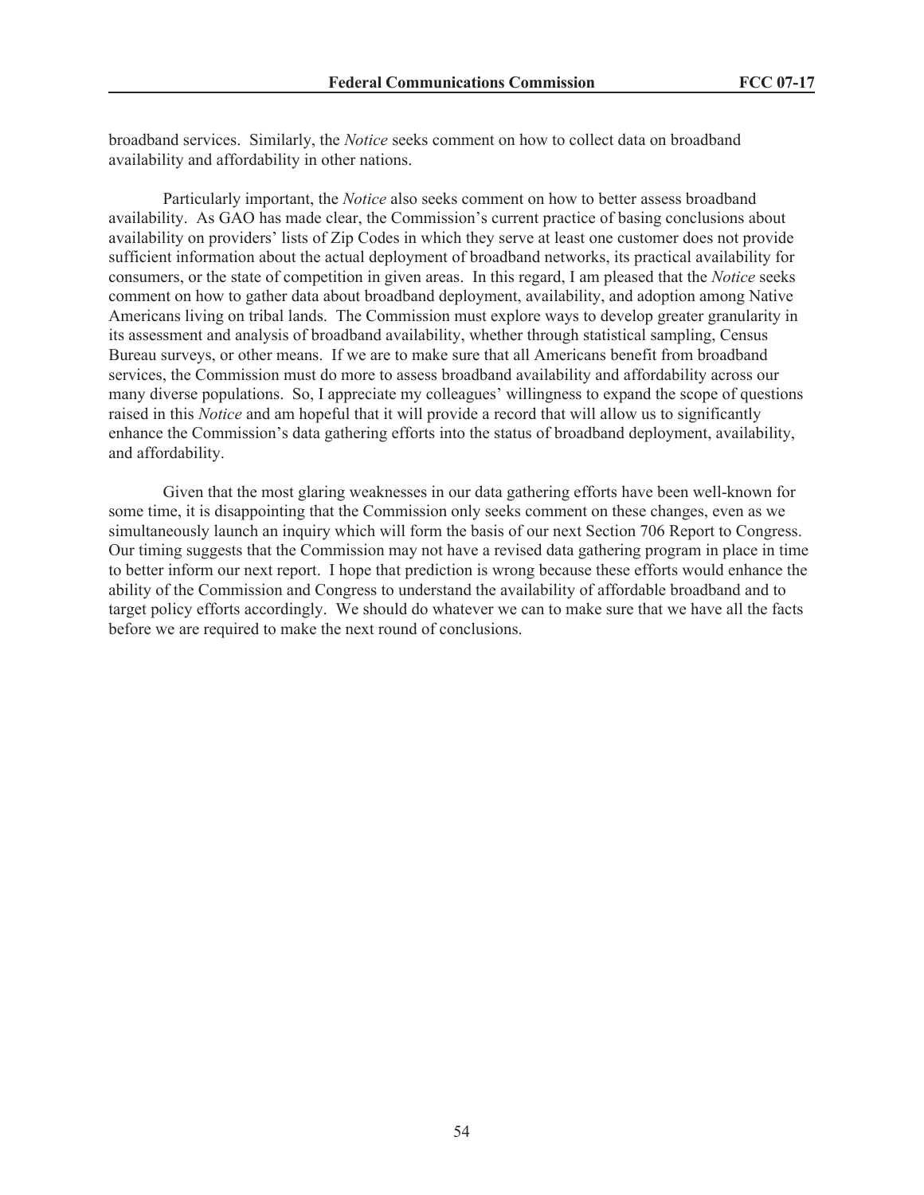broadband services. Similarly, the *Notice* seeks comment on how to collect data on broadband availability and affordability in other nations.

Particularly important, the *Notice* also seeks comment on how to better assess broadband availability. As GAO has made clear, the Commission's current practice of basing conclusions about availability on providers' lists of Zip Codes in which they serve at least one customer does not provide sufficient information about the actual deployment of broadband networks, its practical availability for consumers, or the state of competition in given areas. In this regard, I am pleased that the *Notice* seeks comment on how to gather data about broadband deployment, availability, and adoption among Native Americans living on tribal lands. The Commission must explore ways to develop greater granularity in its assessment and analysis of broadband availability, whether through statistical sampling, Census Bureau surveys, or other means. If we are to make sure that all Americans benefit from broadband services, the Commission must do more to assess broadband availability and affordability across our many diverse populations. So, I appreciate my colleagues' willingness to expand the scope of questions raised in this *Notice* and am hopeful that it will provide a record that will allow us to significantly enhance the Commission's data gathering efforts into the status of broadband deployment, availability, and affordability.

Given that the most glaring weaknesses in our data gathering efforts have been well-known for some time, it is disappointing that the Commission only seeks comment on these changes, even as we simultaneously launch an inquiry which will form the basis of our next Section 706 Report to Congress. Our timing suggests that the Commission may not have a revised data gathering program in place in time to better inform our next report. I hope that prediction is wrong because these efforts would enhance the ability of the Commission and Congress to understand the availability of affordable broadband and to target policy efforts accordingly. We should do whatever we can to make sure that we have all the facts before we are required to make the next round of conclusions.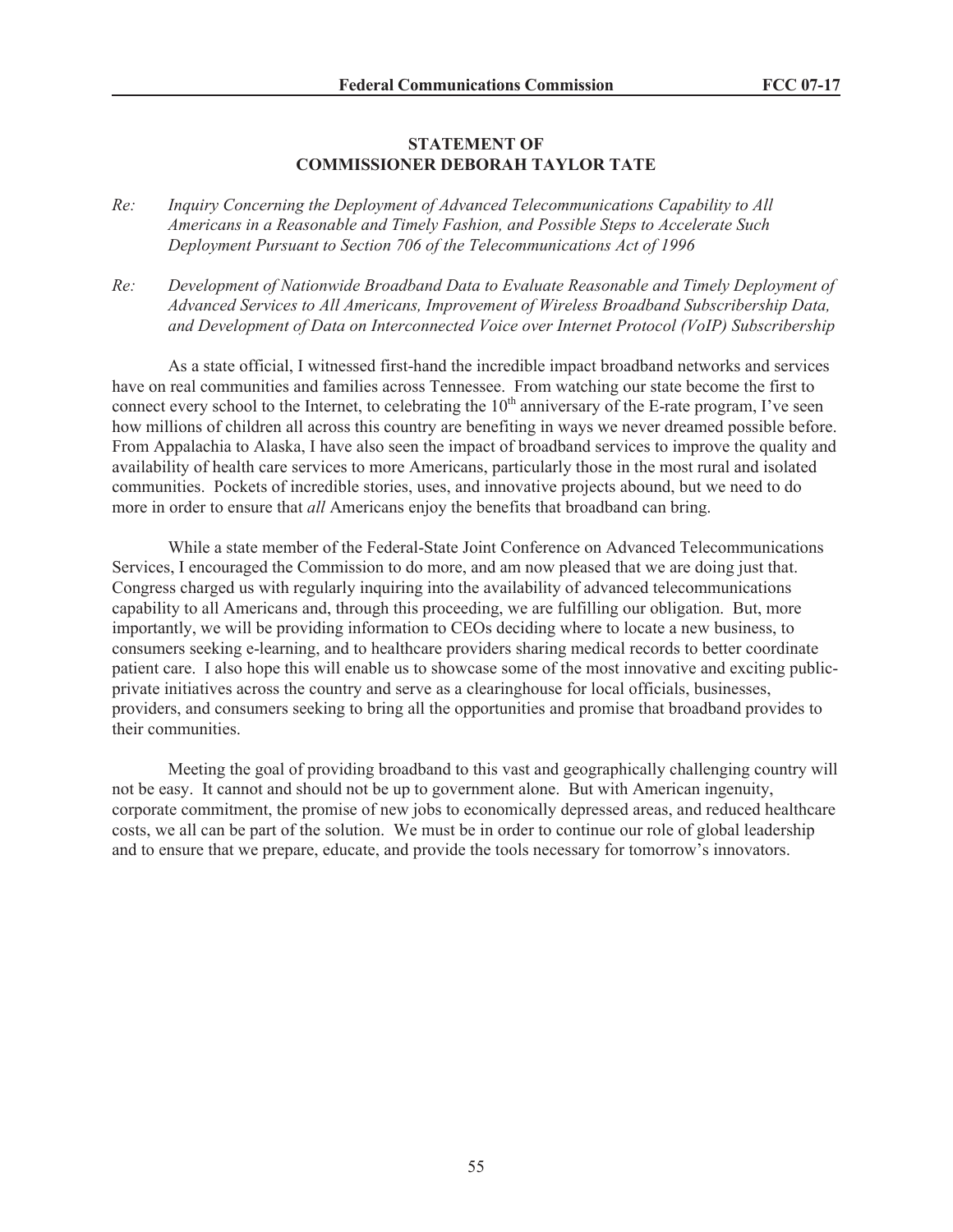**STATEMENT OF**
**COMMISSIONER DEBORAH TAYLOR TATE**

*Re: Inquiry Concerning the Deployment of Advanced Telecommunications Capability to All Americans in a Reasonable and Timely Fashion, and Possible Steps to Accelerate Such Deployment Pursuant to Section 706 of the Telecommunications Act of 1996*

*Re: Development of Nationwide Broadband Data to Evaluate Reasonable and Timely Deployment of Advanced Services to All Americans, Improvement of Wireless Broadband Subscribership Data, and Development of Data on Interconnected Voice over Internet Protocol (VoIP) Subscribership*

As a state official, I witnessed first-hand the incredible impact broadband networks and services have on real communities and families across Tennessee. From watching our state become the first to connect every school to the Internet, to celebrating the 10th anniversary of the E-rate program, I've seen how millions of children all across this country are benefiting in ways we never dreamed possible before. From Appalachia to Alaska, I have also seen the impact of broadband services to improve the quality and availability of health care services to more Americans, particularly those in the most rural and isolated communities. Pockets of incredible stories, uses, and innovative projects abound, but we need to do more in order to ensure that *all* Americans enjoy the benefits that broadband can bring.

While a state member of the Federal-State Joint Conference on Advanced Telecommunications Services, I encouraged the Commission to do more, and am now pleased that we are doing just that. Congress charged us with regularly inquiring into the availability of advanced telecommunications capability to all Americans and, through this proceeding, we are fulfilling our obligation. But, more importantly, we will be providing information to CEOs deciding where to locate a new business, to consumers seeking e-learning, and to healthcare providers sharing medical records to better coordinate patient care. I also hope this will enable us to showcase some of the most innovative and exciting public-private initiatives across the country and serve as a clearinghouse for local officials, businesses, providers, and consumers seeking to bring all the opportunities and promise that broadband provides to their communities.

Meeting the goal of providing broadband to this vast and geographically challenging country will not be easy. It cannot and should not be up to government alone. But with American ingenuity, corporate commitment, the promise of new jobs to economically depressed areas, and reduced healthcare costs, we all can be part of the solution. We must be in order to continue our role of global leadership and to ensure that we prepare, educate, and provide the tools necessary for tomorrow's innovators.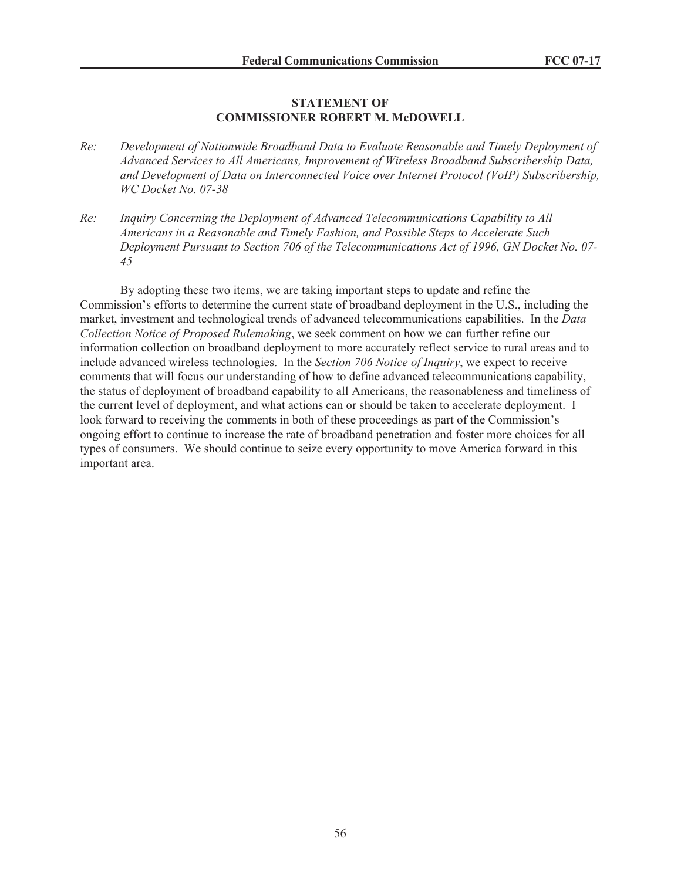**STATEMENT OF**
**COMMISSIONER ROBERT M. McDOWELL**

*Re: Development of Nationwide Broadband Data to Evaluate Reasonable and Timely Deployment of Advanced Services to All Americans, Improvement of Wireless Broadband Subscribership Data, and Development of Data on Interconnected Voice over Internet Protocol (VoIP) Subscribership, WC Docket No. 07-38*

*Re: Inquiry Concerning the Deployment of Advanced Telecommunications Capability to All Americans in a Reasonable and Timely Fashion, and Possible Steps to Accelerate Such Deployment Pursuant to Section 706 of the Telecommunications Act of 1996, GN Docket No. 07-45*

By adopting these two items, we are taking important steps to update and refine the Commission's efforts to determine the current state of broadband deployment in the U.S., including the market, investment and technological trends of advanced telecommunications capabilities. In the *Data Collection Notice of Proposed Rulemaking*, we seek comment on how we can further refine our information collection on broadband deployment to more accurately reflect service to rural areas and to include advanced wireless technologies. In the *Section 706 Notice of Inquiry*, we expect to receive comments that will focus our understanding of how to define advanced telecommunications capability, the status of deployment of broadband capability to all Americans, the reasonableness and timeliness of the current level of deployment, and what actions can or should be taken to accelerate deployment. I look forward to receiving the comments in both of these proceedings as part of the Commission's ongoing effort to continue to increase the rate of broadband penetration and foster more choices for all types of consumers. We should continue to seize every opportunity to move America forward in this important area.